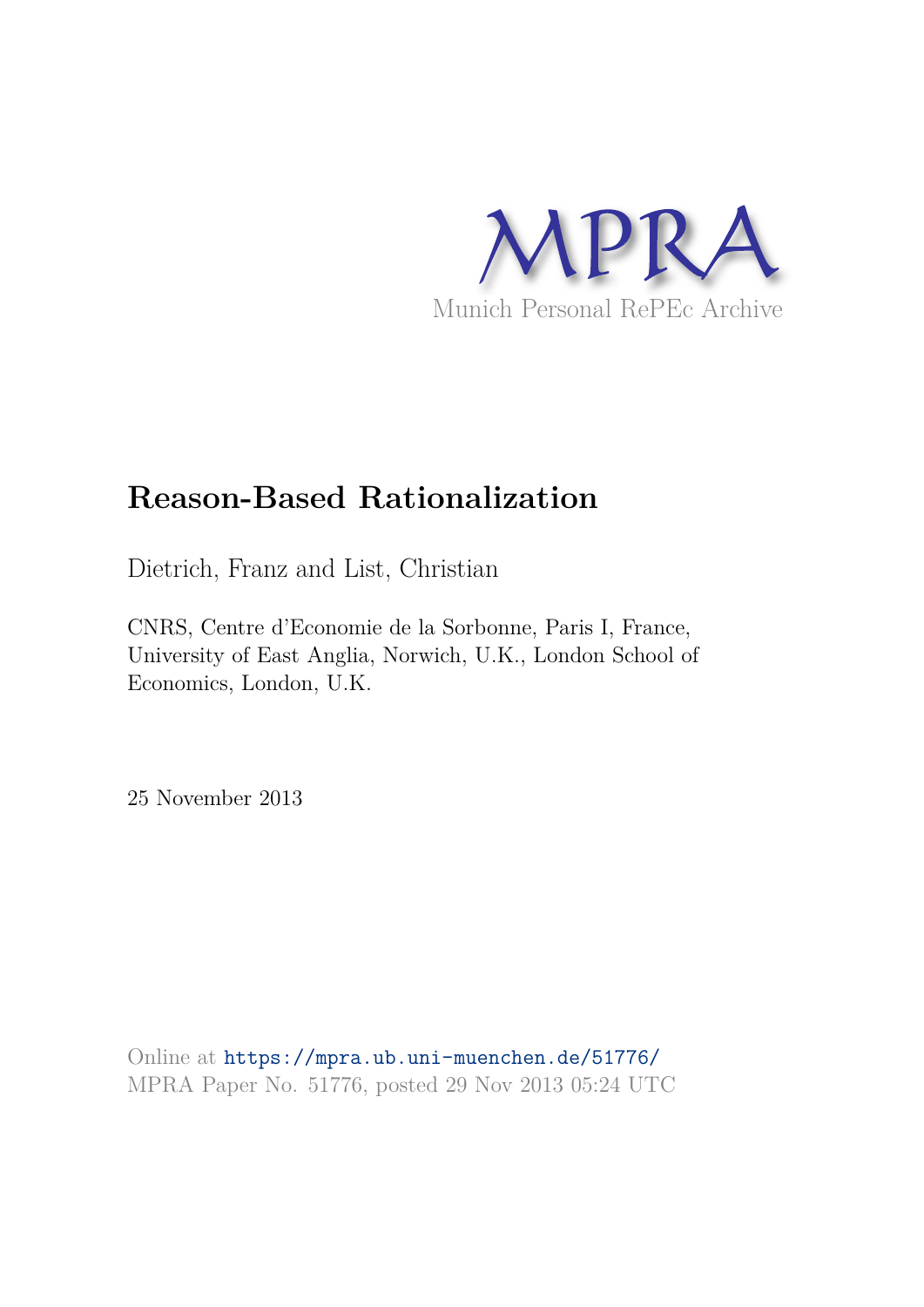MPRA

Munich Personal RePEc Archive

# Reason-Based Rationalization

Dietrich, Franz and List, Christian

CNRS, Centre d'Economie de la Sorbonne, Paris I, France, University of East Anglia, Norwich, U.K., London School of Economics, London, U.K.

25 November 2013

Online at https://mpra.ub.uni-muenchen.de/51776/
MPRA Paper No. 51776, posted 29 Nov 2013 05:24 UTC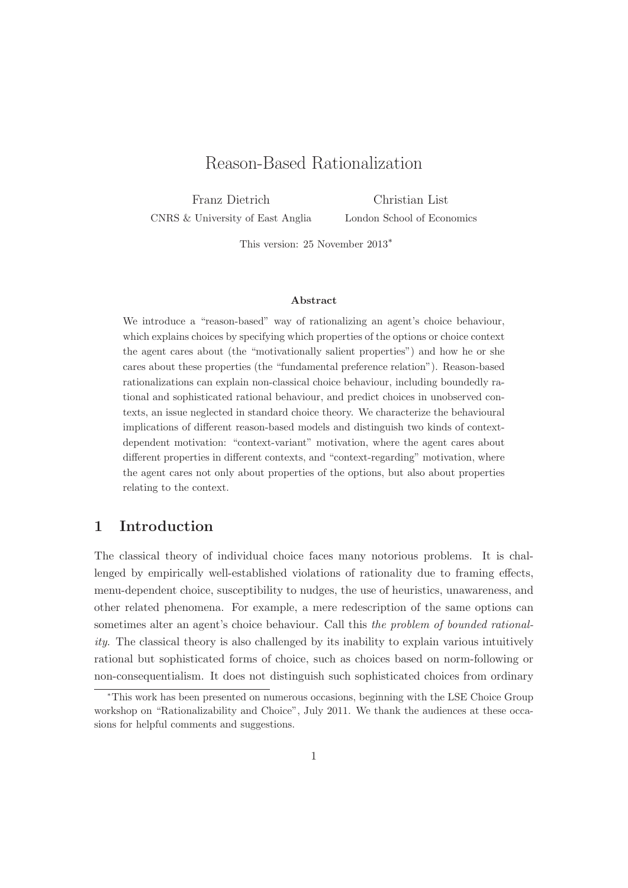# Reason-Based Rationalization

Franz Dietrich
CNRS & University of East Anglia

Christian List
London School of Economics

This version: 25 November 2013*

#### Abstract

We introduce a "reason-based" way of rationalizing an agent's choice behaviour, which explains choices by specifying which properties of the options or choice context the agent cares about (the "motivationally salient properties") and how he or she cares about these properties (the "fundamental preference relation"). Reason-based rationalizations can explain non-classical choice behaviour, including boundedly rational and sophisticated rational behaviour, and predict choices in unobserved contexts, an issue neglected in standard choice theory. We characterize the behavioural implications of different reason-based models and distinguish two kinds of context-dependent motivation: "context-variant" motivation, where the agent cares about different properties in different contexts, and "context-regarding" motivation, where the agent cares not only about properties of the options, but also about properties relating to the context.

## 1 Introduction

The classical theory of individual choice faces many notorious problems. It is challenged by empirically well-established violations of rationality due to framing effects, menu-dependent choice, susceptibility to nudges, the use of heuristics, unawareness, and other related phenomena. For example, a mere redescription of the same options can sometimes alter an agent's choice behaviour. Call this *the problem of bounded rationality*. The classical theory is also challenged by its inability to explain various intuitively rational but sophisticated forms of choice, such as choices based on norm-following or non-consequentialism. It does not distinguish such sophisticated choices from ordinary

*This work has been presented on numerous occasions, beginning with the LSE Choice Group workshop on "Rationalizability and Choice", July 2011. We thank the audiences at these occasions for helpful comments and suggestions.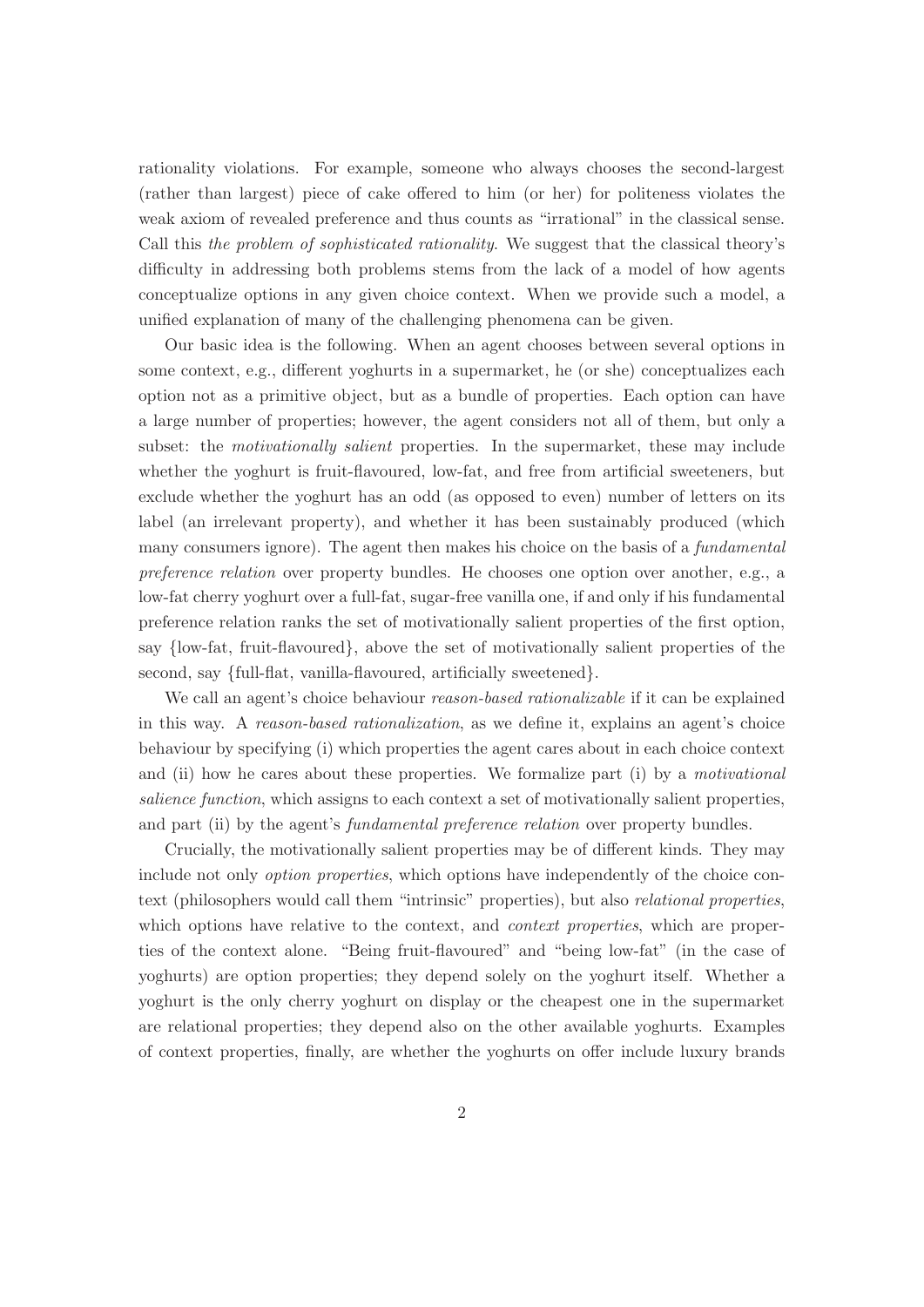rationality violations. For example, someone who always chooses the second-largest (rather than largest) piece of cake offered to him (or her) for politeness violates the weak axiom of revealed preference and thus counts as "irrational" in the classical sense. Call this *the problem of sophisticated rationality*. We suggest that the classical theory's difficulty in addressing both problems stems from the lack of a model of how agents conceptualize options in any given choice context. When we provide such a model, a unified explanation of many of the challenging phenomena can be given.

Our basic idea is the following. When an agent chooses between several options in some context, e.g., different yoghurts in a supermarket, he (or she) conceptualizes each option not as a primitive object, but as a bundle of properties. Each option can have a large number of properties; however, the agent considers not all of them, but only a subset: the *motivationally salient* properties. In the supermarket, these may include whether the yoghurt is fruit-flavoured, low-fat, and free from artificial sweeteners, but exclude whether the yoghurt has an odd (as opposed to even) number of letters on its label (an irrelevant property), and whether it has been sustainably produced (which many consumers ignore). The agent then makes his choice on the basis of a *fundamental preference relation* over property bundles. He chooses one option over another, e.g., a low-fat cherry yoghurt over a full-fat, sugar-free vanilla one, if and only if his fundamental preference relation ranks the set of motivationally salient properties of the first option, say {low-fat, fruit-flavoured}, above the set of motivationally salient properties of the second, say {full-flat, vanilla-flavoured, artificially sweetened}.

We call an agent's choice behaviour *reason-based rationalizable* if it can be explained in this way. A *reason-based rationalization*, as we define it, explains an agent's choice behaviour by specifying (i) which properties the agent cares about in each choice context and (ii) how he cares about these properties. We formalize part (i) by a *motivational salience function*, which assigns to each context a set of motivationally salient properties, and part (ii) by the agent's *fundamental preference relation* over property bundles.

Crucially, the motivationally salient properties may be of different kinds. They may include not only *option properties*, which options have independently of the choice context (philosophers would call them "intrinsic" properties), but also *relational properties*, which options have relative to the context, and *context properties*, which are properties of the context alone. "Being fruit-flavoured" and "being low-fat" (in the case of yoghurts) are option properties; they depend solely on the yoghurt itself. Whether a yoghurt is the only cherry yoghurt on display or the cheapest one in the supermarket are relational properties; they depend also on the other available yoghurts. Examples of context properties, finally, are whether the yoghurts on offer include luxury brands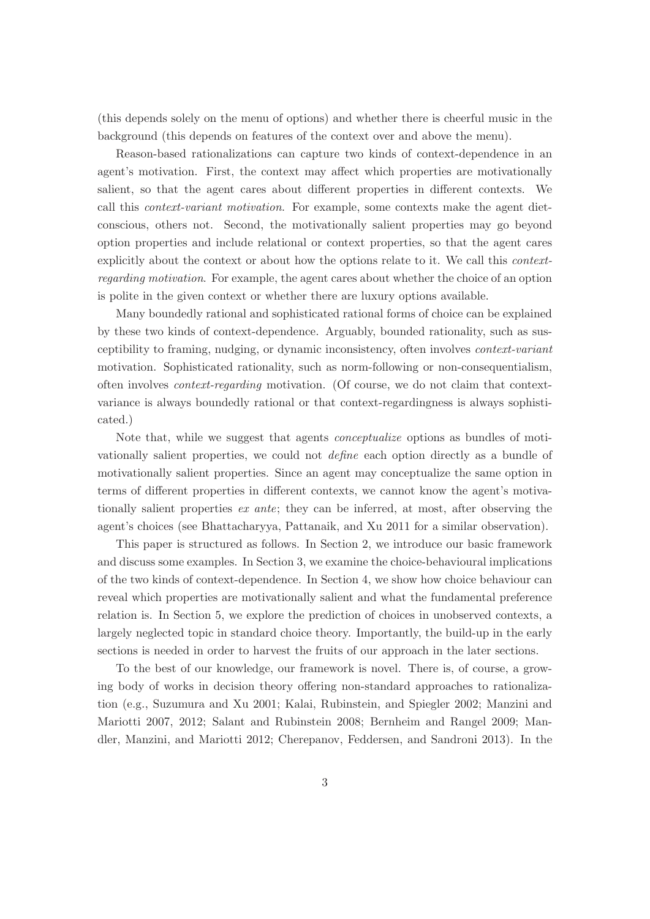(this depends solely on the menu of options) and whether there is cheerful music in the background (this depends on features of the context over and above the menu).

Reason-based rationalizations can capture two kinds of context-dependence in an agent's motivation. First, the context may affect which properties are motivationally salient, so that the agent cares about different properties in different contexts. We call this *context-variant motivation*. For example, some contexts make the agent diet-conscious, others not. Second, the motivationally salient properties may go beyond option properties and include relational or context properties, so that the agent cares explicitly about the context or about how the options relate to it. We call this *context-regarding motivation*. For example, the agent cares about whether the choice of an option is polite in the given context or whether there are luxury options available.

Many boundedly rational and sophisticated rational forms of choice can be explained by these two kinds of context-dependence. Arguably, bounded rationality, such as susceptibility to framing, nudging, or dynamic inconsistency, often involves *context-variant* motivation. Sophisticated rationality, such as norm-following or non-consequentialism, often involves *context-regarding* motivation. (Of course, we do not claim that context-variance is always boundedly rational or that context-regardingness is always sophisticated.)

Note that, while we suggest that agents *conceptualize* options as bundles of motivationally salient properties, we could not *define* each option directly as a bundle of motivationally salient properties. Since an agent may conceptualize the same option in terms of different properties in different contexts, we cannot know the agent's motivationally salient properties *ex ante*; they can be inferred, at most, after observing the agent's choices (see Bhattacharyya, Pattanaik, and Xu 2011 for a similar observation).

This paper is structured as follows. In Section 2, we introduce our basic framework and discuss some examples. In Section 3, we examine the choice-behavioural implications of the two kinds of context-dependence. In Section 4, we show how choice behaviour can reveal which properties are motivationally salient and what the fundamental preference relation is. In Section 5, we explore the prediction of choices in unobserved contexts, a largely neglected topic in standard choice theory. Importantly, the build-up in the early sections is needed in order to harvest the fruits of our approach in the later sections.

To the best of our knowledge, our framework is novel. There is, of course, a growing body of works in decision theory offering non-standard approaches to rationalization (e.g., Suzumura and Xu 2001; Kalai, Rubinstein, and Spiegler 2002; Manzini and Mariotti 2007, 2012; Salant and Rubinstein 2008; Bernheim and Rangel 2009; Mandler, Manzini, and Mariotti 2012; Cherepanov, Feddersen, and Sandroni 2013). In the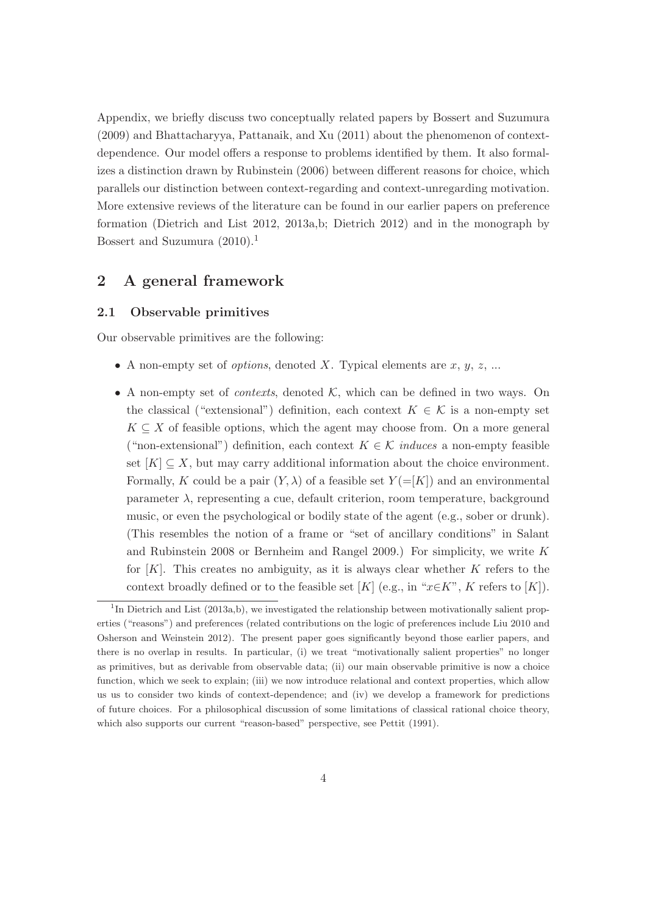Appendix, we briefly discuss two conceptually related papers by Bossert and Suzumura (2009) and Bhattacharyya, Pattanaik, and Xu (2011) about the phenomenon of context-dependence. Our model offers a response to problems identified by them. It also formalizes a distinction drawn by Rubinstein (2006) between different reasons for choice, which parallels our distinction between context-regarding and context-unregarding motivation. More extensive reviews of the literature can be found in our earlier papers on preference formation (Dietrich and List 2012, 2013a,b; Dietrich 2012) and in the monograph by Bossert and Suzumura (2010).[1]

## 2 A general framework

### 2.1 Observable primitives

Our observable primitives are the following:

- A non-empty set of *options*, denoted $X$. Typical elements are $x$, $y$, $z$, ...
- A non-empty set of *contexts*, denoted $\mathcal{K}$, which can be defined in two ways. On the classical ("extensional") definition, each context $K \in \mathcal{K}$ is a non-empty set $K \subseteq X$ of feasible options, which the agent may choose from. On a more general ("non-extensional") definition, each context $K \in \mathcal{K}$ *induces* a non-empty feasible set $[K] \subseteq X$, but may carry additional information about the choice environment. Formally, $K$ could be a pair $(Y, \lambda)$ of a feasible set $Y (=[K])$ and an environmental parameter $\lambda$, representing a cue, default criterion, room temperature, background music, or even the psychological or bodily state of the agent (e.g., sober or drunk). (This resembles the notion of a frame or "set of ancillary conditions" in Salant and Rubinstein 2008 or Bernheim and Rangel 2009.) For simplicity, we write $K$ for $[K]$. This creates no ambiguity, as it is always clear whether $K$ refers to the context broadly defined or to the feasible set $[K]$ (e.g., in "$x \in K$", $K$ refers to $[K]$).

[1] In Dietrich and List (2013a,b), we investigated the relationship between motivationally salient properties ("reasons") and preferences (related contributions on the logic of preferences include Liu 2010 and Osherson and Weinstein 2012). The present paper goes significantly beyond those earlier papers, and there is no overlap in results. In particular, (i) we treat "motivationally salient properties" no longer as primitives, but as derivable from observable data; (ii) our main observable primitive is now a choice function, which we seek to explain; (iii) we now introduce relational and context properties, which allow us to consider two kinds of context-dependence; and (iv) we develop a framework for predictions of future choices. For a philosophical discussion of some limitations of classical rational choice theory, which also supports our current "reason-based" perspective, see Pettit (1991).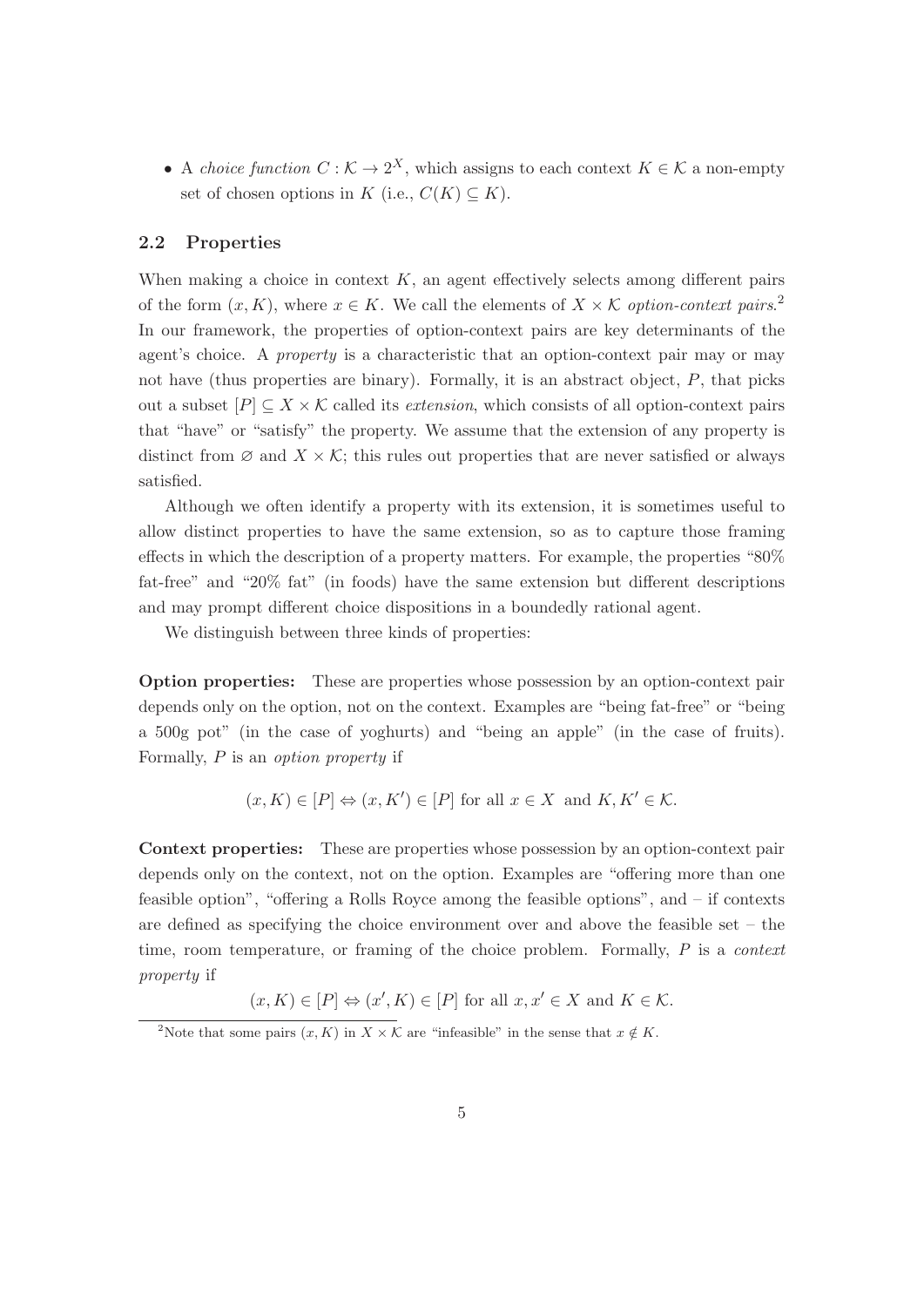- A *choice function* $C : \mathcal{K} \to 2^X$, which assigns to each context $K \in \mathcal{K}$ a non-empty set of chosen options in $K$ (i.e., $C(K) \subseteq K$).

### 2.2 Properties

When making a choice in context $K$, an agent effectively selects among different pairs of the form $(x, K)$, where $x \in K$. We call the elements of $X \times \mathcal{K}$ *option-context pairs*.[2] In our framework, the properties of option-context pairs are key determinants of the agent's choice. A *property* is a characteristic that an option-context pair may or may not have (thus properties are binary). Formally, it is an abstract object, $P$, that picks out a subset $[P] \subseteq X \times \mathcal{K}$ called its *extension*, which consists of all option-context pairs that "have" or "satisfy" the property. We assume that the extension of any property is distinct from $\varnothing$ and $X \times \mathcal{K}$; this rules out properties that are never satisfied or always satisfied.

Although we often identify a property with its extension, it is sometimes useful to allow distinct properties to have the same extension, so as to capture those framing effects in which the description of a property matters. For example, the properties "80% fat-free" and "20% fat" (in foods) have the same extension but different descriptions and may prompt different choice dispositions in a boundedly rational agent.

We distinguish between three kinds of properties:

**Option properties:** These are properties whose possession by an option-context pair depends only on the option, not on the context. Examples are "being fat-free" or "being a 500g pot" (in the case of yoghurts) and "being an apple" (in the case of fruits). Formally, $P$ is an *option property* if

$$(x, K) \in [P] \Leftrightarrow (x, K') \in [P] \text{ for all } x \in X \text{ and } K, K' \in \mathcal{K}.$$

**Context properties:** These are properties whose possession by an option-context pair depends only on the context, not on the option. Examples are "offering more than one feasible option", "offering a Rolls Royce among the feasible options", and – if contexts are defined as specifying the choice environment over and above the feasible set – the time, room temperature, or framing of the choice problem. Formally, $P$ is a *context property* if

$$(x, K) \in [P] \Leftrightarrow (x', K) \in [P] \text{ for all } x, x' \in X \text{ and } K \in \mathcal{K}.$$

[2] Note that some pairs $(x, K)$ in $X \times \mathcal{K}$ are "infeasible" in the sense that $x \notin K$.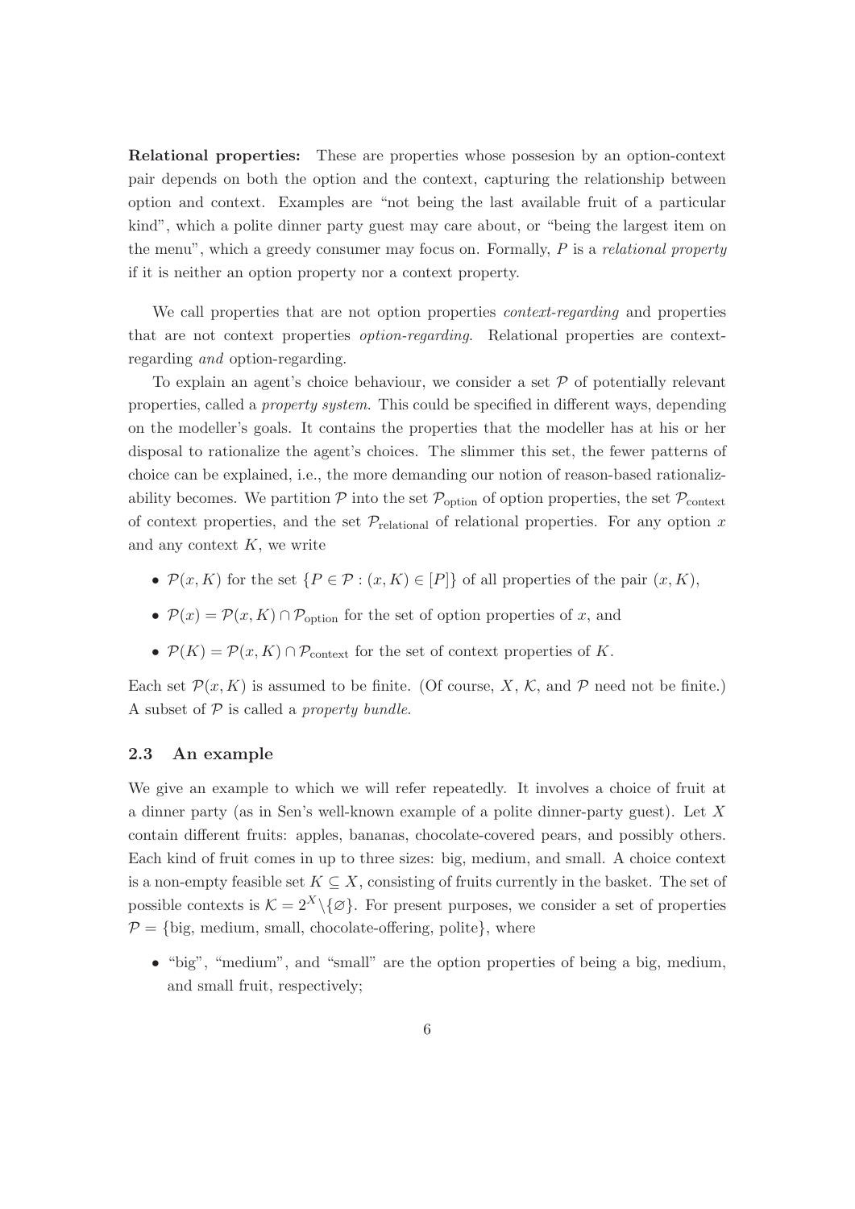**Relational properties:** These are properties whose possesion by an option-context pair depends on both the option and the context, capturing the relationship between option and context. Examples are "not being the last available fruit of a particular kind", which a polite dinner party guest may care about, or "being the largest item on the menu", which a greedy consumer may focus on. Formally, $P$ is a *relational property* if it is neither an option property nor a context property.

We call properties that are not option properties *context-regarding* and properties that are not context properties *option-regarding*. Relational properties are context-regarding *and* option-regarding.

To explain an agent's choice behaviour, we consider a set $\mathcal{P}$ of potentially relevant properties, called a *property system*. This could be specified in different ways, depending on the modeller's goals. It contains the properties that the modeller has at his or her disposal to rationalize the agent's choices. The slimmer this set, the fewer patterns of choice can be explained, i.e., the more demanding our notion of reason-based rationalizability becomes. We partition $\mathcal{P}$ into the set $\mathcal{P}_{\text{option}}$ of option properties, the set $\mathcal{P}_{\text{context}}$ of context properties, and the set $\mathcal{P}_{\text{relational}}$ of relational properties. For any option $x$ and any context $K$, we write

- $\mathcal{P}(x, K)$ for the set $\{P \in \mathcal{P} : (x, K) \in [P]\}$ of all properties of the pair $(x, K)$,
- $\mathcal{P}(x) = \mathcal{P}(x, K) \cap \mathcal{P}_{\text{option}}$ for the set of option properties of $x$, and
- $\mathcal{P}(K) = \mathcal{P}(x, K) \cap \mathcal{P}_{\text{context}}$ for the set of context properties of $K$.

Each set $\mathcal{P}(x, K)$ is assumed to be finite. (Of course, $X$, $\mathcal{K}$, and $\mathcal{P}$ need not be finite.) A subset of $\mathcal{P}$ is called a *property bundle*.

## 2.3 An example

We give an example to which we will refer repeatedly. It involves a choice of fruit at a dinner party (as in Sen's well-known example of a polite dinner-party guest). Let $X$ contain different fruits: apples, bananas, chocolate-covered pears, and possibly others. Each kind of fruit comes in up to three sizes: big, medium, and small. A choice context is a non-empty feasible set $K \subseteq X$, consisting of fruits currently in the basket. The set of possible contexts is $\mathcal{K} = 2^X \backslash \{\varnothing\}$. For present purposes, we consider a set of properties $\mathcal{P} = \{\text{big, medium, small, chocolate-offering, polite}\}$, where

- "big", "medium", and "small" are the option properties of being a big, medium, and small fruit, respectively;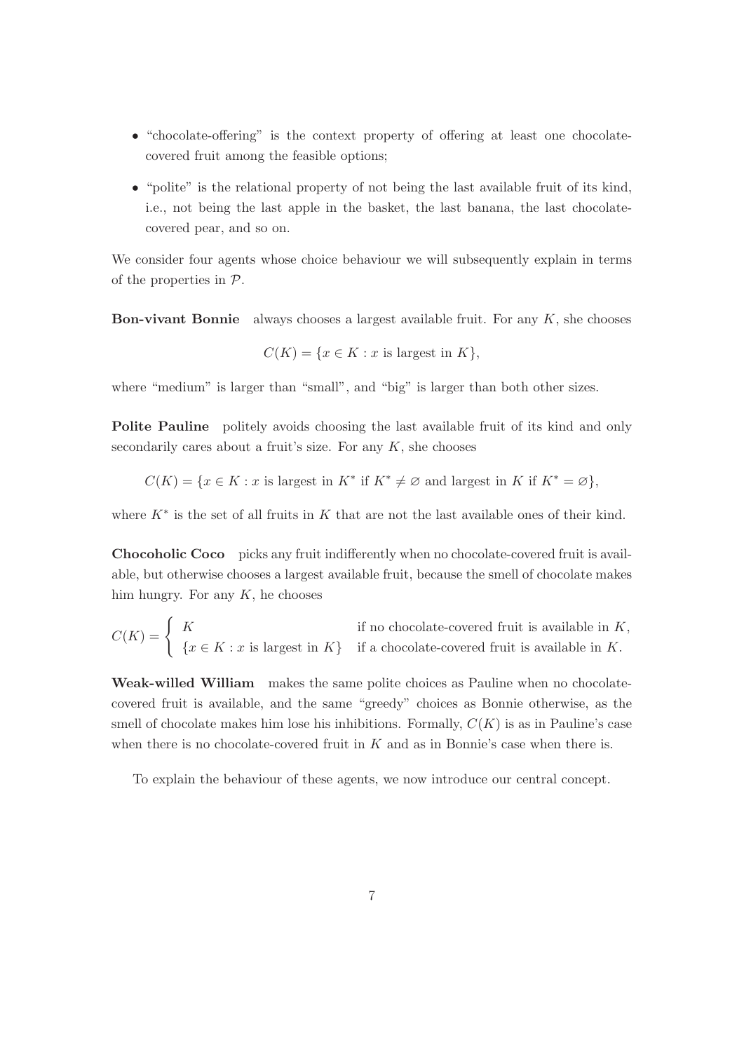- "chocolate-offering" is the context property of offering at least one chocolate-covered fruit among the feasible options;
- "polite" is the relational property of not being the last available fruit of its kind, i.e., not being the last apple in the basket, the last banana, the last chocolate-covered pear, and so on.

We consider four agents whose choice behaviour we will subsequently explain in terms of the properties in $\mathcal{P}$.

**Bon-vivant Bonnie** always chooses a largest available fruit. For any $K$, she chooses

$$C(K) = \{x \in K : x \text{ is largest in } K\},$$

where "medium" is larger than "small", and "big" is larger than both other sizes.

**Polite Pauline** politely avoids choosing the last available fruit of its kind and only secondarily cares about a fruit's size. For any $K$, she chooses

$$C(K) = \{x \in K : x \text{ is largest in } K^* \text{ if } K^* \neq \varnothing \text{ and largest in } K \text{ if } K^* = \varnothing\},$$

where $K^*$ is the set of all fruits in $K$ that are not the last available ones of their kind.

**Chocoholic Coco** picks any fruit indifferently when no chocolate-covered fruit is available, but otherwise chooses a largest available fruit, because the smell of chocolate makes him hungry. For any $K$, he chooses

$$C(K) = \begin{cases} K & \text{if no chocolate-covered fruit is available in } K, \\ \{x \in K : x \text{ is largest in } K\} & \text{if a chocolate-covered fruit is available in } K. \end{cases}$$

**Weak-willed William** makes the same polite choices as Pauline when no chocolate-covered fruit is available, and the same "greedy" choices as Bonnie otherwise, as the smell of chocolate makes him lose his inhibitions. Formally, $C(K)$ is as in Pauline's case when there is no chocolate-covered fruit in $K$ and as in Bonnie's case when there is.

To explain the behaviour of these agents, we now introduce our central concept.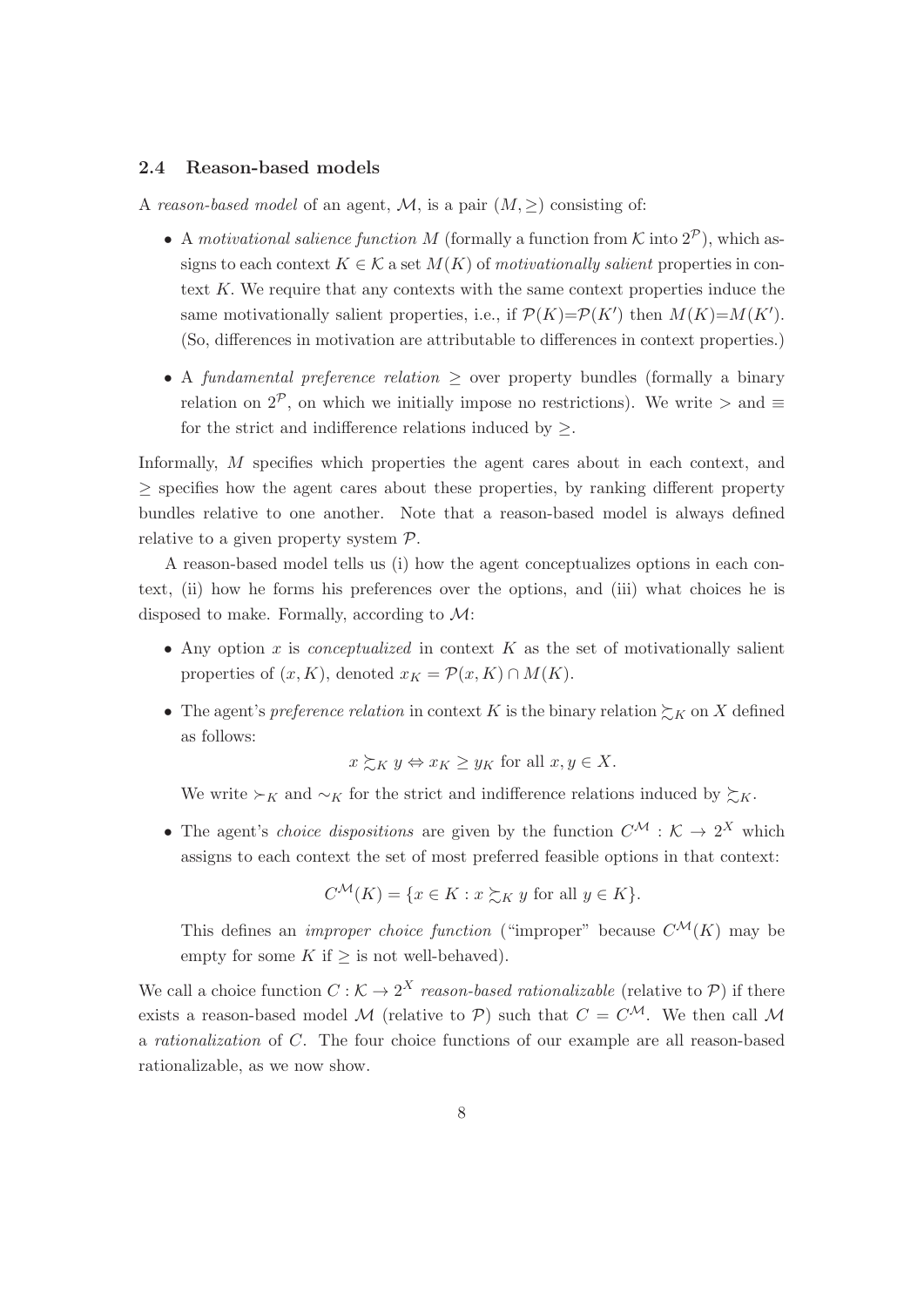### 2.4 Reason-based models

A *reason-based model* of an agent, $\mathcal{M}$, is a pair $(M, \geq)$ consisting of:

- A *motivational salience function* $M$ (formally a function from $\mathcal{K}$ into $2^{\mathcal{P}}$), which assigns to each context $K \in \mathcal{K}$ a set $M(K)$ of *motivationally salient* properties in context $K$. We require that any contexts with the same context properties induce the same motivationally salient properties, i.e., if $\mathcal{P}(K)=\mathcal{P}(K')$ then $M(K)=M(K')$. (So, differences in motivation are attributable to differences in context properties.)
- A *fundamental preference relation* $\geq$ over property bundles (formally a binary relation on $2^{\mathcal{P}}$, on which we initially impose no restrictions). We write $>$ and $\equiv$ for the strict and indifference relations induced by $\geq$.

Informally, $M$ specifies which properties the agent cares about in each context, and $\geq$ specifies how the agent cares about these properties, by ranking different property bundles relative to one another. Note that a reason-based model is always defined relative to a given property system $\mathcal{P}$.

A reason-based model tells us (i) how the agent conceptualizes options in each context, (ii) how he forms his preferences over the options, and (iii) what choices he is disposed to make. Formally, according to $\mathcal{M}$:

- Any option $x$ is *conceptualized* in context $K$ as the set of motivationally salient properties of $(x, K)$, denoted $x_K = \mathcal{P}(x, K) \cap M(K)$.
- The agent's *preference relation* in context $K$ is the binary relation $\succsim_K$ on $X$ defined as follows:

$$x \succsim_K y \Leftrightarrow x_K \geq y_K \text{ for all } x, y \in X.$$

  We write $\succ_K$ and $\sim_K$ for the strict and indifference relations induced by $\succsim_K$.
- The agent's *choice dispositions* are given by the function $C^{\mathcal{M}} : \mathcal{K} \to 2^X$ which assigns to each context the set of most preferred feasible options in that context:

$$C^{\mathcal{M}}(K) = \{x \in K : x \succsim_K y \text{ for all } y \in K\}.$$

  This defines an *improper choice function* ("improper" because $C^{\mathcal{M}}(K)$ may be empty for some $K$ if $\geq$ is not well-behaved).

We call a choice function $C : \mathcal{K} \to 2^X$ *reason-based rationalizable* (relative to $\mathcal{P}$) if there exists a reason-based model $\mathcal{M}$ (relative to $\mathcal{P}$) such that $C = C^{\mathcal{M}}$. We then call $\mathcal{M}$ a *rationalization* of $C$. The four choice functions of our example are all reason-based rationalizable, as we now show.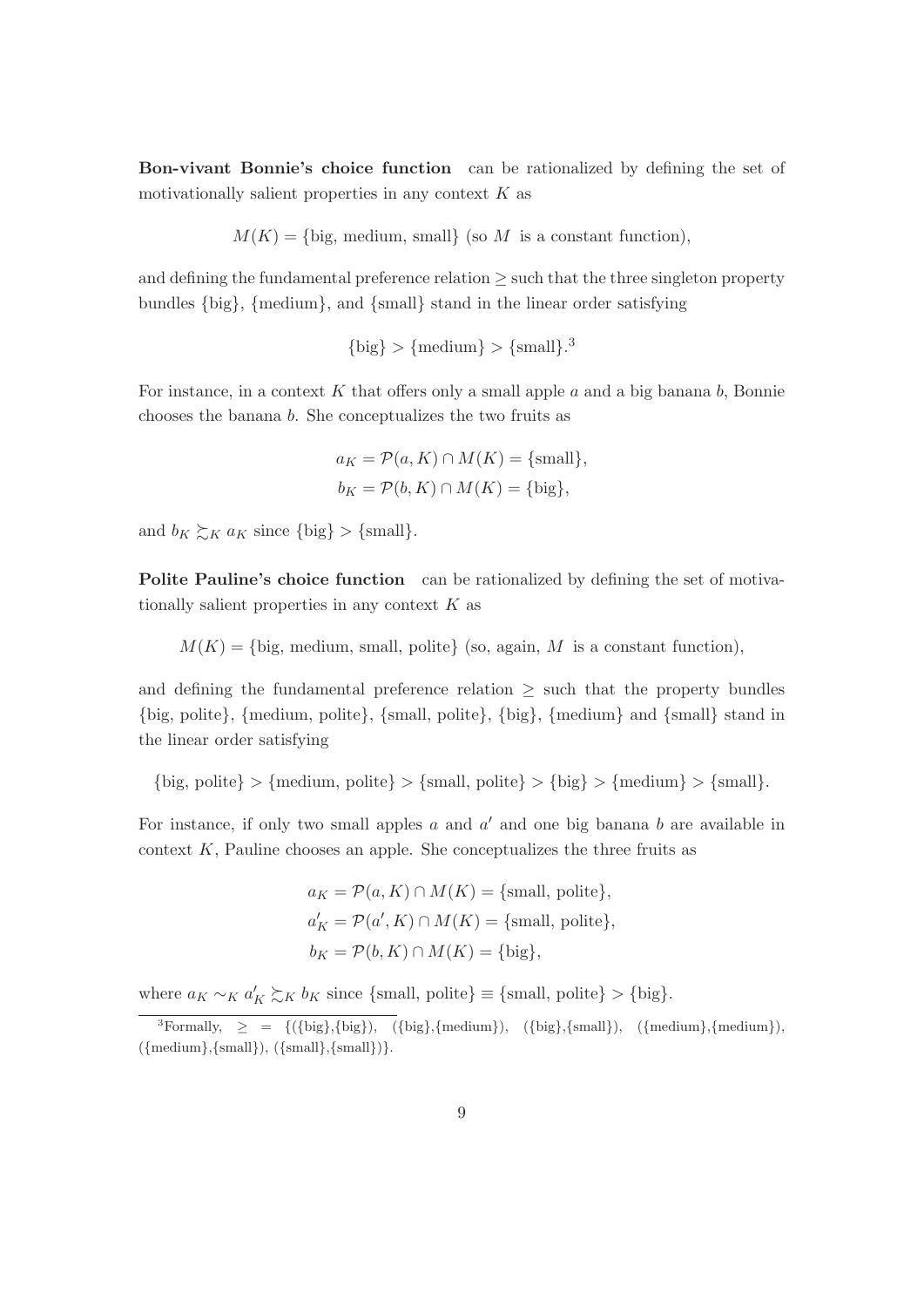**Bon-vivant Bonnie's choice function** can be rationalized by defining the set of motivationally salient properties in any context $K$ as

$$M(K) = \{\text{big, medium, small}\} \text{ (so } M \text{ is a constant function),}$$

and defining the fundamental preference relation $\geq$ such that the three singleton property bundles {big}, {medium}, and {small} stand in the linear order satisfying

$$\{\text{big}\} > \{\text{medium}\} > \{\text{small}\}.$$[3]

For instance, in a context $K$ that offers only a small apple $a$ and a big banana $b$, Bonnie chooses the banana $b$. She conceptualizes the two fruits as

$$a_K = \mathcal{P}(a, K) \cap M(K) = \{\text{small}\},$$
$$b_K = \mathcal{P}(b, K) \cap M(K) = \{\text{big}\},$$

and $b_K \succsim_K a_K$ since $\{\text{big}\} > \{\text{small}\}$.

**Polite Pauline's choice function** can be rationalized by defining the set of motivationally salient properties in any context $K$ as

$$M(K) = \{\text{big, medium, small, polite}\} \text{ (so, again, } M \text{ is a constant function),}$$

and defining the fundamental preference relation $\geq$ such that the property bundles {big, polite}, {medium, polite}, {small, polite}, {big}, {medium} and {small} stand in the linear order satisfying

$$\{\text{big, polite}\} > \{\text{medium, polite}\} > \{\text{small, polite}\} > \{\text{big}\} > \{\text{medium}\} > \{\text{small}\}.$$

For instance, if only two small apples $a$ and $a'$ and one big banana $b$ are available in context $K$, Pauline chooses an apple. She conceptualizes the three fruits as

$$a_K = \mathcal{P}(a, K) \cap M(K) = \{\text{small, polite}\},$$
$$a'_K = \mathcal{P}(a', K) \cap M(K) = \{\text{small, polite}\},$$
$$b_K = \mathcal{P}(b, K) \cap M(K) = \{\text{big}\},$$

where $a_K \sim_K a'_K \succsim_K b_K$ since $\{\text{small, polite}\} \equiv \{\text{small, polite}\} > \{\text{big}\}$.

[3]Formally, $\geq\ = \{(\{\text{big}\},\{\text{big}\}),\ (\{\text{big}\},\{\text{medium}\}),\ (\{\text{big}\},\{\text{small}\}),\ (\{\text{medium}\},\{\text{medium}\}),\ (\{\text{medium}\},\{\text{small}\}),\ (\{\text{small}\},\{\text{small}\})\}$.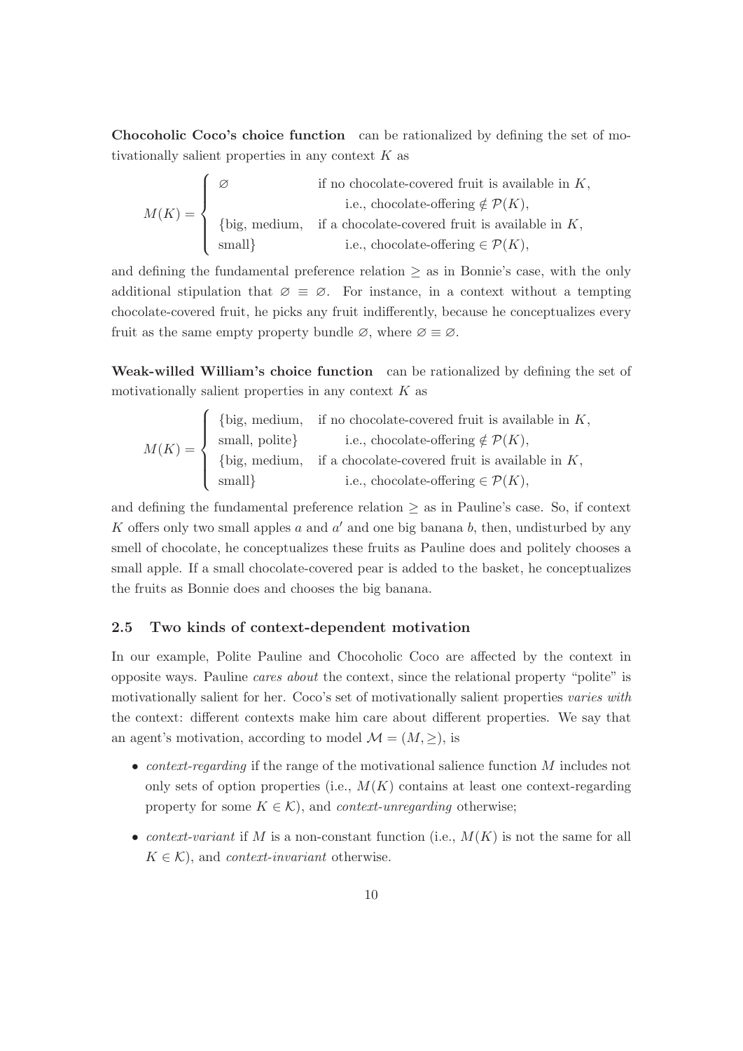**Chocoholic Coco's choice function** can be rationalized by defining the set of motivationally salient properties in any context $K$ as

$$M(K) = \begin{cases} \varnothing & \text{if no chocolate-covered fruit is available in } K, \\ & \quad \text{i.e., chocolate-offering} \notin \mathcal{P}(K), \\ \{\text{big, medium,} & \text{if a chocolate-covered fruit is available in } K, \\ \text{small}\} & \quad \text{i.e., chocolate-offering} \in \mathcal{P}(K), \end{cases}$$

and defining the fundamental preference relation $\geq$ as in Bonnie's case, with the only additional stipulation that $\varnothing \equiv \varnothing$. For instance, in a context without a tempting chocolate-covered fruit, he picks any fruit indifferently, because he conceptualizes every fruit as the same empty property bundle $\varnothing$, where $\varnothing \equiv \varnothing$.

**Weak-willed William's choice function** can be rationalized by defining the set of motivationally salient properties in any context $K$ as

$$M(K) = \begin{cases} \{\text{big, medium,} & \text{if no chocolate-covered fruit is available in } K, \\ \text{small, polite}\} & \quad \text{i.e., chocolate-offering} \notin \mathcal{P}(K), \\ \{\text{big, medium,} & \text{if a chocolate-covered fruit is available in } K, \\ \text{small}\} & \quad \text{i.e., chocolate-offering} \in \mathcal{P}(K), \end{cases}$$

and defining the fundamental preference relation $\geq$ as in Pauline's case. So, if context $K$ offers only two small apples $a$ and $a'$ and one big banana $b$, then, undisturbed by any smell of chocolate, he conceptualizes these fruits as Pauline does and politely chooses a small apple. If a small chocolate-covered pear is added to the basket, he conceptualizes the fruits as Bonnie does and chooses the big banana.

### 2.5 Two kinds of context-dependent motivation

In our example, Polite Pauline and Chocoholic Coco are affected by the context in opposite ways. Pauline *cares about* the context, since the relational property "polite" is motivationally salient for her. Coco's set of motivationally salient properties *varies with* the context: different contexts make him care about different properties. We say that an agent's motivation, according to model $\mathcal{M} = (M, \geq)$, is

- *context-regarding* if the range of the motivational salience function $M$ includes not only sets of option properties (i.e., $M(K)$ contains at least one context-regarding property for some $K \in \mathcal{K}$), and *context-unregarding* otherwise;
- *context-variant* if $M$ is a non-constant function (i.e., $M(K)$ is not the same for all $K \in \mathcal{K}$), and *context-invariant* otherwise.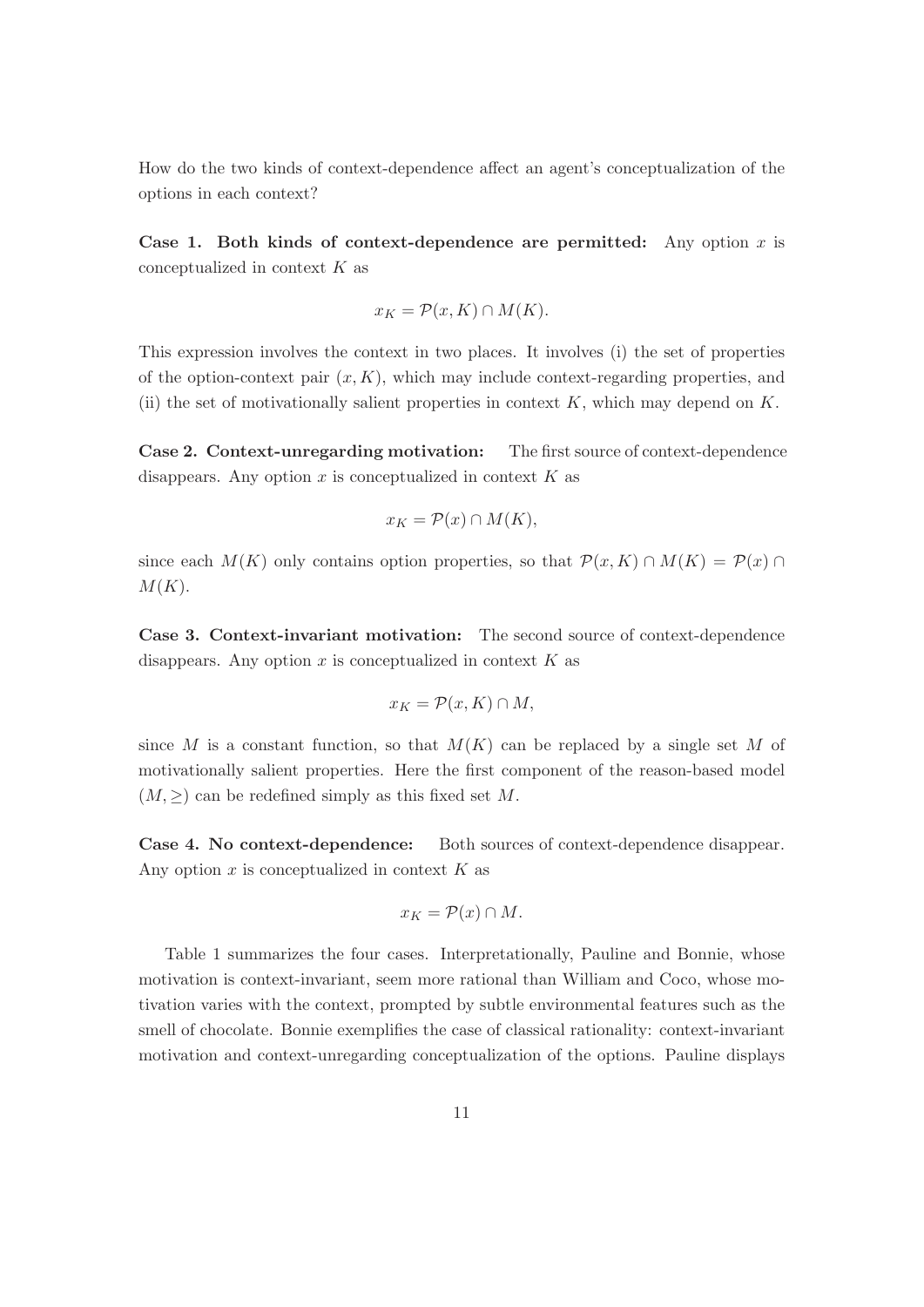How do the two kinds of context-dependence affect an agent's conceptualization of the options in each context?

**Case 1. Both kinds of context-dependence are permitted:** Any option $x$ is conceptualized in context $K$ as

$$x_K = \mathcal{P}(x, K) \cap M(K).$$

This expression involves the context in two places. It involves (i) the set of properties of the option-context pair $(x, K)$, which may include context-regarding properties, and (ii) the set of motivationally salient properties in context $K$, which may depend on $K$.

**Case 2. Context-unregarding motivation:** The first source of context-dependence disappears. Any option $x$ is conceptualized in context $K$ as

$$x_K = \mathcal{P}(x) \cap M(K),$$

since each $M(K)$ only contains option properties, so that $\mathcal{P}(x, K) \cap M(K) = \mathcal{P}(x) \cap M(K)$.

**Case 3. Context-invariant motivation:** The second source of context-dependence disappears. Any option $x$ is conceptualized in context $K$ as

$$x_K = \mathcal{P}(x, K) \cap M,$$

since $M$ is a constant function, so that $M(K)$ can be replaced by a single set $M$ of motivationally salient properties. Here the first component of the reason-based model $(M, \geq)$ can be redefined simply as this fixed set $M$.

**Case 4. No context-dependence:** Both sources of context-dependence disappear. Any option $x$ is conceptualized in context $K$ as

$$x_K = \mathcal{P}(x) \cap M.$$

Table 1 summarizes the four cases. Interpretationally, Pauline and Bonnie, whose motivation is context-invariant, seem more rational than William and Coco, whose motivation varies with the context, prompted by subtle environmental features such as the smell of chocolate. Bonnie exemplifies the case of classical rationality: context-invariant motivation and context-unregarding conceptualization of the options. Pauline displays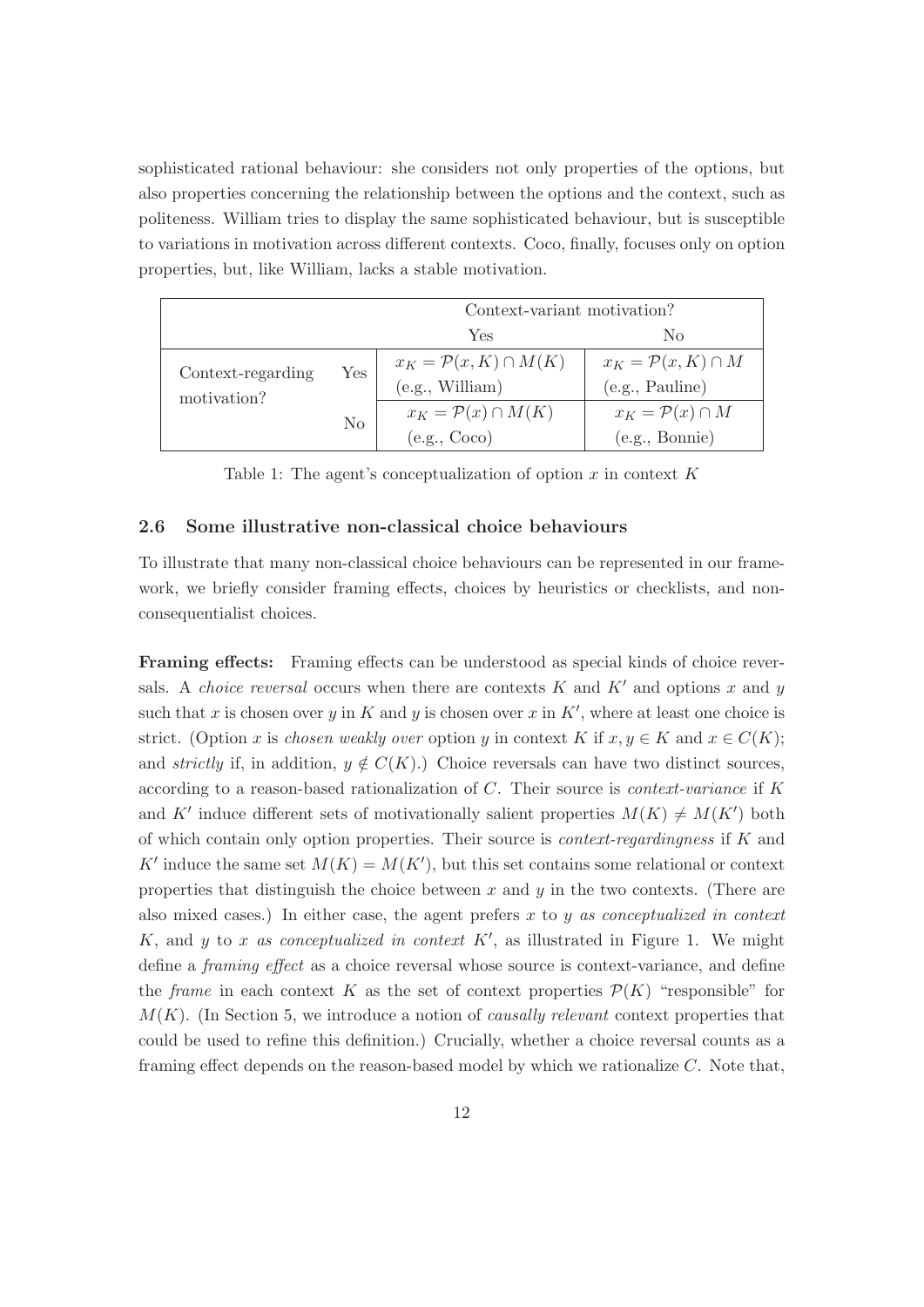sophisticated rational behaviour: she considers not only properties of the options, but also properties concerning the relationship between the options and the context, such as politeness. William tries to display the same sophisticated behaviour, but is susceptible to variations in motivation across different contexts. Coco, finally, focuses only on option properties, but, like William, lacks a stable motivation.

| | | Context-variant motivation? | |
|---|---|---|---|
| | | Yes | No |
| Context-regarding motivation? | Yes | $x_K = \mathcal{P}(x, K) \cap M(K)$ (e.g., William) | $x_K = \mathcal{P}(x, K) \cap M$ (e.g., Pauline) |
| | No | $x_K = \mathcal{P}(x) \cap M(K)$ (e.g., Coco) | $x_K = \mathcal{P}(x) \cap M$ (e.g., Bonnie) |

Table 1: The agent's conceptualization of option $x$ in context $K$

### 2.6 Some illustrative non-classical choice behaviours

To illustrate that many non-classical choice behaviours can be represented in our framework, we briefly consider framing effects, choices by heuristics or checklists, and non-consequentialist choices.

**Framing effects:** Framing effects can be understood as special kinds of choice reversals. A *choice reversal* occurs when there are contexts $K$ and $K'$ and options $x$ and $y$ such that $x$ is chosen over $y$ in $K$ and $y$ is chosen over $x$ in $K'$, where at least one choice is strict. (Option $x$ is *chosen weakly over* option $y$ in context $K$ if $x, y \in K$ and $x \in C(K)$; and *strictly* if, in addition, $y \notin C(K)$.) Choice reversals can have two distinct sources, according to a reason-based rationalization of $C$. Their source is *context-variance* if $K$ and $K'$ induce different sets of motivationally salient properties $M(K) \neq M(K')$ both of which contain only option properties. Their source is *context-regardingness* if $K$ and $K'$ induce the same set $M(K) = M(K')$, but this set contains some relational or context properties that distinguish the choice between $x$ and $y$ in the two contexts. (There are also mixed cases.) In either case, the agent prefers $x$ to $y$ *as conceptualized in context* $K$, and $y$ to $x$ *as conceptualized in context* $K'$, as illustrated in Figure 1. We might define a *framing effect* as a choice reversal whose source is context-variance, and define the *frame* in each context $K$ as the set of context properties $\mathcal{P}(K)$ "responsible" for $M(K)$. (In Section 5, we introduce a notion of *causally relevant* context properties that could be used to refine this definition.) Crucially, whether a choice reversal counts as a framing effect depends on the reason-based model by which we rationalize $C$. Note that,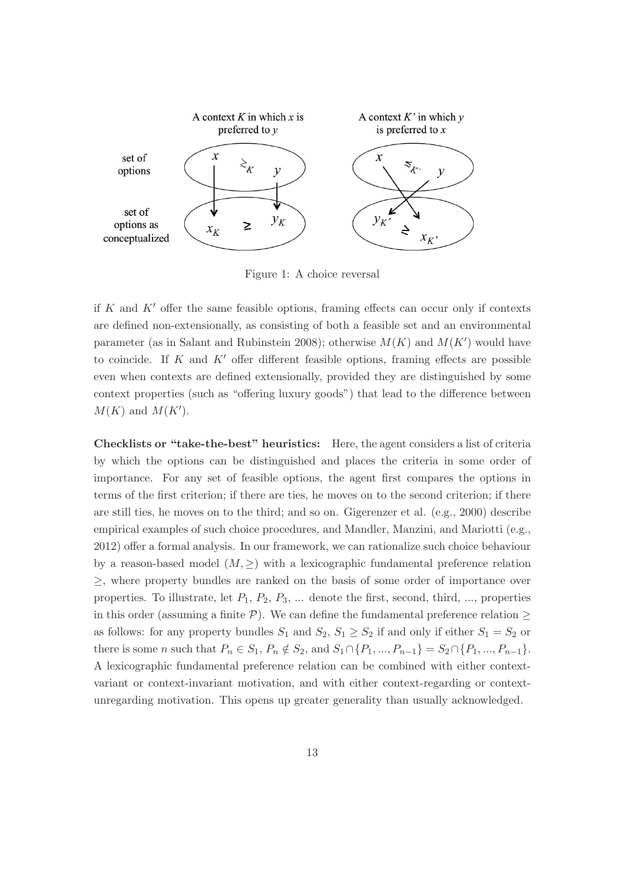Figure 1: A choice reversal

if $K$ and $K'$ offer the same feasible options, framing effects can occur only if contexts are defined non-extensionally, as consisting of both a feasible set and an environmental parameter (as in Salant and Rubinstein 2008); otherwise $M(K)$ and $M(K')$ would have to coincide. If $K$ and $K'$ offer different feasible options, framing effects are possible even when contexts are defined extensionally, provided they are distinguished by some context properties (such as "offering luxury goods") that lead to the difference between $M(K)$ and $M(K')$.

**Checklists or "take-the-best" heuristics:** Here, the agent considers a list of criteria by which the options can be distinguished and places the criteria in some order of importance. For any set of feasible options, the agent first compares the options in terms of the first criterion; if there are ties, he moves on to the second criterion; if there are still ties, he moves on to the third; and so on. Gigerenzer et al. (e.g., 2000) describe empirical examples of such choice procedures, and Mandler, Manzini, and Mariotti (e.g., 2012) offer a formal analysis. In our framework, we can rationalize such choice behaviour by a reason-based model $(M, \geq)$ with a lexicographic fundamental preference relation $\geq$, where property bundles are ranked on the basis of some order of importance over properties. To illustrate, let $P_1$, $P_2$, $P_3$, ... denote the first, second, third, ..., properties in this order (assuming a finite $\mathcal{P}$). We can define the fundamental preference relation $\geq$ as follows: for any property bundles $S_1$ and $S_2$, $S_1 \geq S_2$ if and only if either $S_1 = S_2$ or there is some $n$ such that $P_n \in S_1$, $P_n \notin S_2$, and $S_1 \cap \{P_1, ..., P_{n-1}\} = S_2 \cap \{P_1, ..., P_{n-1}\}$. A lexicographic fundamental preference relation can be combined with either context-variant or context-invariant motivation, and with either context-regarding or context-unregarding motivation. This opens up greater generality than usually acknowledged.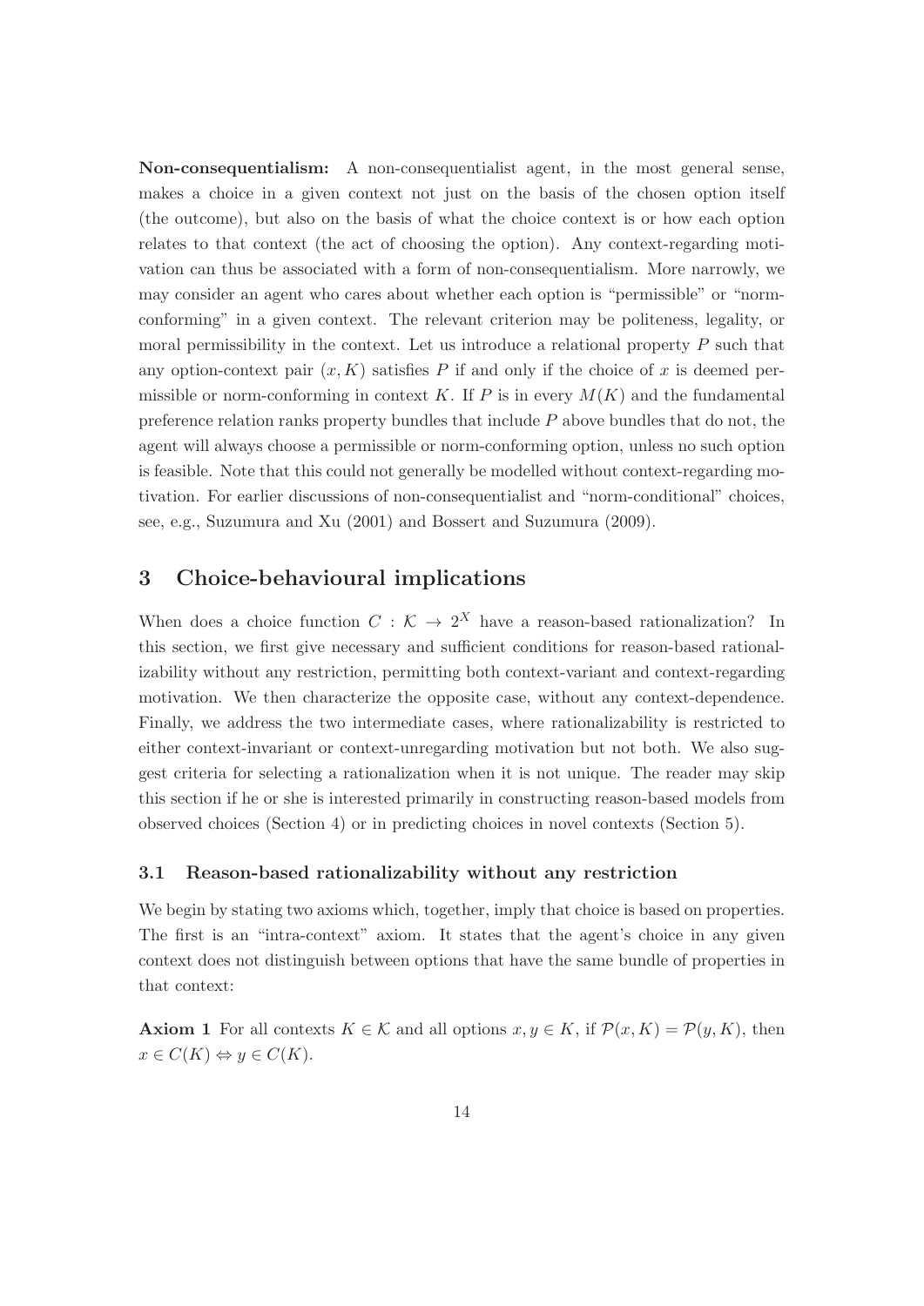**Non-consequentialism:** A non-consequentialist agent, in the most general sense, makes a choice in a given context not just on the basis of the chosen option itself (the outcome), but also on the basis of what the choice context is or how each option relates to that context (the act of choosing the option). Any context-regarding motivation can thus be associated with a form of non-consequentialism. More narrowly, we may consider an agent who cares about whether each option is "permissible" or "norm-conforming" in a given context. The relevant criterion may be politeness, legality, or moral permissibility in the context. Let us introduce a relational property $P$ such that any option-context pair $(x, K)$ satisfies $P$ if and only if the choice of $x$ is deemed permissible or norm-conforming in context $K$. If $P$ is in every $M(K)$ and the fundamental preference relation ranks property bundles that include $P$ above bundles that do not, the agent will always choose a permissible or norm-conforming option, unless no such option is feasible. Note that this could not generally be modelled without context-regarding motivation. For earlier discussions of non-consequentialist and "norm-conditional" choices, see, e.g., Suzumura and Xu (2001) and Bossert and Suzumura (2009).

## 3 Choice-behavioural implications

When does a choice function $C : \mathcal{K} \to 2^X$ have a reason-based rationalization? In this section, we first give necessary and sufficient conditions for reason-based rationalizability without any restriction, permitting both context-variant and context-regarding motivation. We then characterize the opposite case, without any context-dependence. Finally, we address the two intermediate cases, where rationalizability is restricted to either context-invariant or context-unregarding motivation but not both. We also suggest criteria for selecting a rationalization when it is not unique. The reader may skip this section if he or she is interested primarily in constructing reason-based models from observed choices (Section 4) or in predicting choices in novel contexts (Section 5).

### 3.1 Reason-based rationalizability without any restriction

We begin by stating two axioms which, together, imply that choice is based on properties. The first is an "intra-context" axiom. It states that the agent's choice in any given context does not distinguish between options that have the same bundle of properties in that context:

**Axiom 1** For all contexts $K \in \mathcal{K}$ and all options $x, y \in K$, if $\mathcal{P}(x, K) = \mathcal{P}(y, K)$, then $x \in C(K) \Leftrightarrow y \in C(K)$.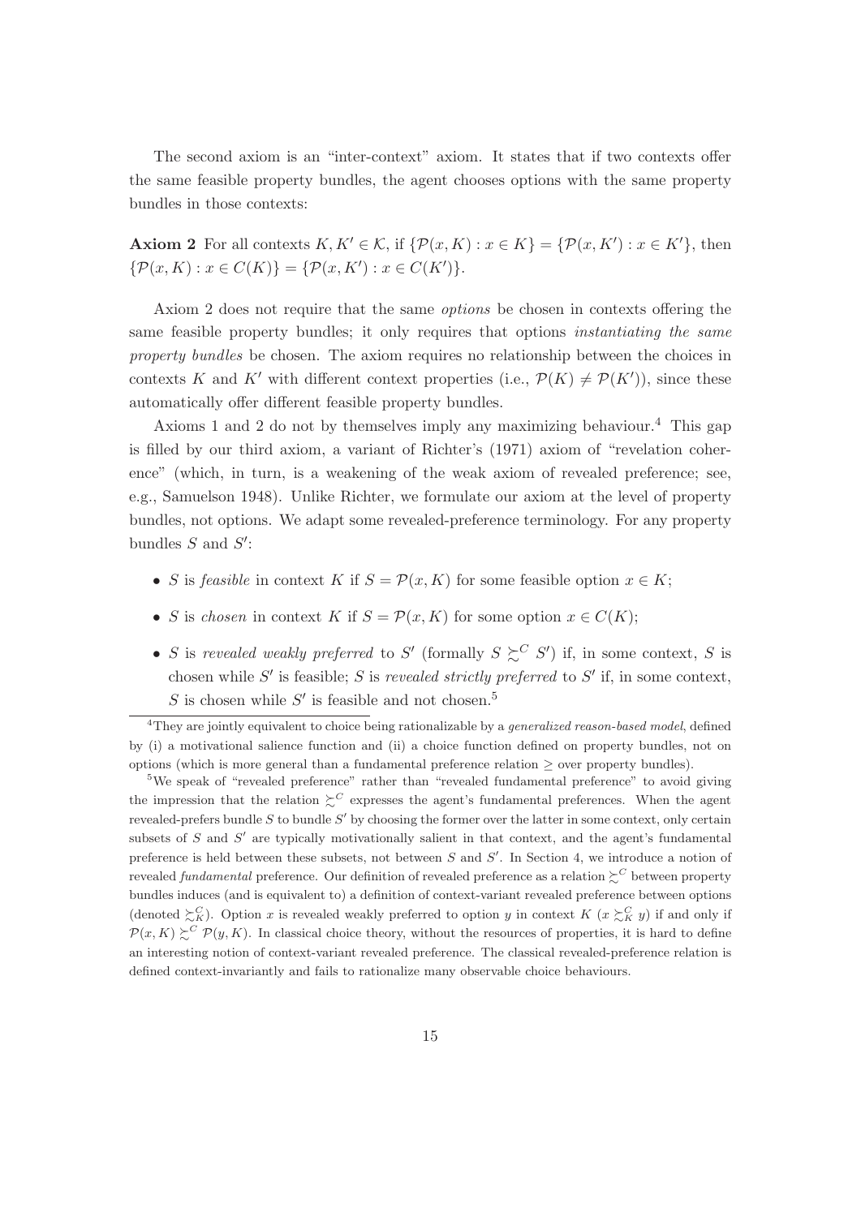The second axiom is an "inter-context" axiom. It states that if two contexts offer the same feasible property bundles, the agent chooses options with the same property bundles in those contexts:

**Axiom 2** For all contexts $K, K' \in \mathcal{K}$, if $\{\mathcal{P}(x, K) : x \in K\} = \{\mathcal{P}(x, K') : x \in K'\}$, then $\{\mathcal{P}(x, K) : x \in C(K)\} = \{\mathcal{P}(x, K') : x \in C(K')\}$.

Axiom 2 does not require that the same *options* be chosen in contexts offering the same feasible property bundles; it only requires that options *instantiating the same property bundles* be chosen. The axiom requires no relationship between the choices in contexts $K$ and $K'$ with different context properties (i.e., $\mathcal{P}(K) \neq \mathcal{P}(K')$), since these automatically offer different feasible property bundles.

Axioms 1 and 2 do not by themselves imply any maximizing behaviour.[4] This gap is filled by our third axiom, a variant of Richter's (1971) axiom of "revelation coherence" (which, in turn, is a weakening of the weak axiom of revealed preference; see, e.g., Samuelson 1948). Unlike Richter, we formulate our axiom at the level of property bundles, not options. We adapt some revealed-preference terminology. For any property bundles $S$ and $S'$:

- $S$ is *feasible* in context $K$ if $S = \mathcal{P}(x, K)$ for some feasible option $x \in K$;
- $S$ is *chosen* in context $K$ if $S = \mathcal{P}(x, K)$ for some option $x \in C(K)$;
- $S$ is *revealed weakly preferred* to $S'$ (formally $S \succsim^C S'$) if, in some context, $S$ is chosen while $S'$ is feasible; $S$ is *revealed strictly preferred* to $S'$ if, in some context, $S$ is chosen while $S'$ is feasible and not chosen.[5]

[4] They are jointly equivalent to choice being rationalizable by a *generalized reason-based model*, defined by (i) a motivational salience function and (ii) a choice function defined on property bundles, not on options (which is more general than a fundamental preference relation $\geq$ over property bundles).

[5] We speak of "revealed preference" rather than "revealed fundamental preference" to avoid giving the impression that the relation $\succsim^C$ expresses the agent's fundamental preferences. When the agent revealed-prefers bundle $S$ to bundle $S'$ by choosing the former over the latter in some context, only certain subsets of $S$ and $S'$ are typically motivationally salient in that context, and the agent's fundamental preference is held between these subsets, not between $S$ and $S'$. In Section 4, we introduce a notion of revealed *fundamental* preference. Our definition of revealed preference as a relation $\succsim^C$ between property bundles induces (and is equivalent to) a definition of context-variant revealed preference between options (denoted $\succsim_K^C$). Option $x$ is revealed weakly preferred to option $y$ in context $K$ ($x \succsim_K^C y$) if and only if $\mathcal{P}(x, K) \succsim^C \mathcal{P}(y, K)$. In classical choice theory, without the resources of properties, it is hard to define an interesting notion of context-variant revealed preference. The classical revealed-preference relation is defined context-invariantly and fails to rationalize many observable choice behaviours.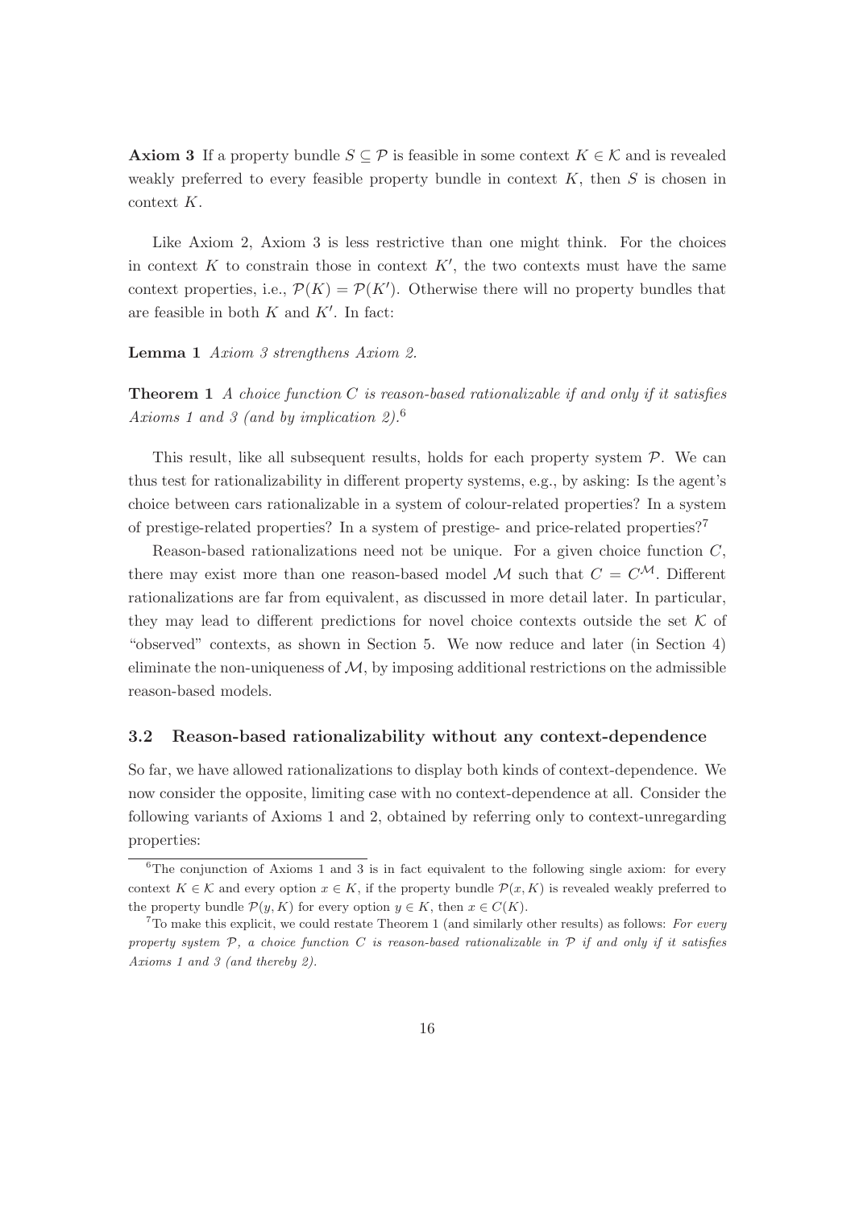**Axiom 3** If a property bundle $S \subseteq \mathcal{P}$ is feasible in some context $K \in \mathcal{K}$ and is revealed weakly preferred to every feasible property bundle in context $K$, then $S$ is chosen in context $K$.

Like Axiom 2, Axiom 3 is less restrictive than one might think. For the choices in context $K$ to constrain those in context $K'$, the two contexts must have the same context properties, i.e., $\mathcal{P}(K) = \mathcal{P}(K')$. Otherwise there will no property bundles that are feasible in both $K$ and $K'$. In fact:

**Lemma 1** *Axiom 3 strengthens Axiom 2.*

**Theorem 1** *A choice function $C$ is reason-based rationalizable if and only if it satisfies Axioms 1 and 3 (and by implication 2).*[6]

This result, like all subsequent results, holds for each property system $\mathcal{P}$. We can thus test for rationalizability in different property systems, e.g., by asking: Is the agent's choice between cars rationalizable in a system of colour-related properties? In a system of prestige-related properties? In a system of prestige- and price-related properties?[7]

Reason-based rationalizations need not be unique. For a given choice function $C$, there may exist more than one reason-based model $\mathcal{M}$ such that $C = C^{\mathcal{M}}$. Different rationalizations are far from equivalent, as discussed in more detail later. In particular, they may lead to different predictions for novel choice contexts outside the set $\mathcal{K}$ of "observed" contexts, as shown in Section 5. We now reduce and later (in Section 4) eliminate the non-uniqueness of $\mathcal{M}$, by imposing additional restrictions on the admissible reason-based models.

### 3.2 Reason-based rationalizability without any context-dependence

So far, we have allowed rationalizations to display both kinds of context-dependence. We now consider the opposite, limiting case with no context-dependence at all. Consider the following variants of Axioms 1 and 2, obtained by referring only to context-unregarding properties:

[6] The conjunction of Axioms 1 and 3 is in fact equivalent to the following single axiom: for every context $K \in \mathcal{K}$ and every option $x \in K$, if the property bundle $\mathcal{P}(x, K)$ is revealed weakly preferred to the property bundle $\mathcal{P}(y, K)$ for every option $y \in K$, then $x \in C(K)$.

[7] To make this explicit, we could restate Theorem 1 (and similarly other results) as follows: *For every property system $\mathcal{P}$, a choice function $C$ is reason-based rationalizable in $\mathcal{P}$ if and only if it satisfies Axioms 1 and 3 (and thereby 2).*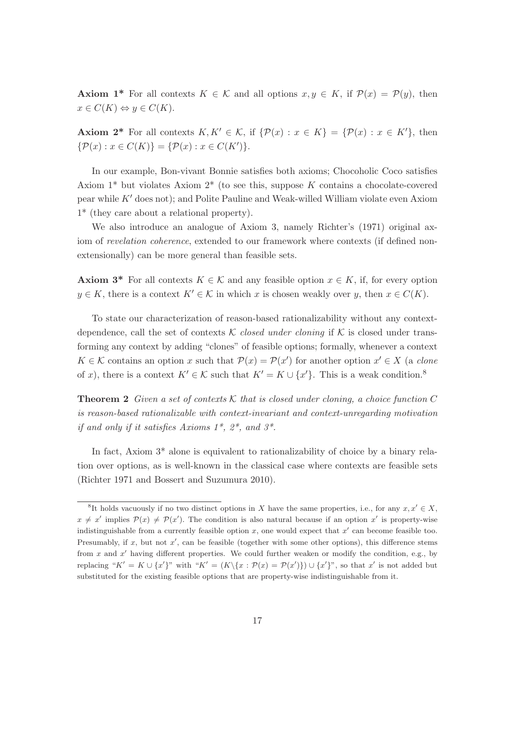**Axiom 1*** For all contexts $K \in \mathcal{K}$ and all options $x, y \in K$, if $\mathcal{P}(x) = \mathcal{P}(y)$, then $x \in C(K) \Leftrightarrow y \in C(K)$.

**Axiom 2*** For all contexts $K, K' \in \mathcal{K}$, if $\{\mathcal{P}(x) : x \in K\} = \{\mathcal{P}(x) : x \in K'\}$, then $\{\mathcal{P}(x) : x \in C(K)\} = \{\mathcal{P}(x) : x \in C(K')\}$.

In our example, Bon-vivant Bonnie satisfies both axioms; Chocoholic Coco satisfies Axiom 1* but violates Axiom 2* (to see this, suppose $K$ contains a chocolate-covered pear while $K'$ does not); and Polite Pauline and Weak-willed William violate even Axiom 1* (they care about a relational property).

We also introduce an analogue of Axiom 3, namely Richter's (1971) original axiom of *revelation coherence*, extended to our framework where contexts (if defined non-extensionally) can be more general than feasible sets.

**Axiom 3*** For all contexts $K \in \mathcal{K}$ and any feasible option $x \in K$, if, for every option $y \in K$, there is a context $K' \in \mathcal{K}$ in which $x$ is chosen weakly over $y$, then $x \in C(K)$.

To state our characterization of reason-based rationalizability without any context-dependence, call the set of contexts $\mathcal{K}$ *closed under cloning* if $\mathcal{K}$ is closed under transforming any context by adding "clones" of feasible options; formally, whenever a context $K \in \mathcal{K}$ contains an option $x$ such that $\mathcal{P}(x) = \mathcal{P}(x')$ for another option $x' \in X$ (a *clone* of $x$), there is a context $K' \in \mathcal{K}$ such that $K' = K \cup \{x'\}$. This is a weak condition.[8]

**Theorem 2** *Given a set of contexts $\mathcal{K}$ that is closed under cloning, a choice function $C$ is reason-based rationalizable with context-invariant and context-unregarding motivation if and only if it satisfies Axioms 1*, 2*, and 3*.*

In fact, Axiom 3* alone is equivalent to rationalizability of choice by a binary relation over options, as is well-known in the classical case where contexts are feasible sets (Richter 1971 and Bossert and Suzumura 2010).

---

[8] It holds vacuously if no two distinct options in $X$ have the same properties, i.e., for any $x, x' \in X$, $x \neq x'$ implies $\mathcal{P}(x) \neq \mathcal{P}(x')$. The condition is also natural because if an option $x'$ is property-wise indistinguishable from a currently feasible option $x$, one would expect that $x'$ can become feasible too. Presumably, if $x$, but not $x'$, can be feasible (together with some other options), this difference stems from $x$ and $x'$ having different properties. We could further weaken or modify the condition, e.g., by replacing "$K' = K \cup \{x'\}$" with "$K' = (K \backslash \{x : \mathcal{P}(x) = \mathcal{P}(x')\}) \cup \{x'\}$", so that $x'$ is not added but substituted for the existing feasible options that are property-wise indistinguishable from it.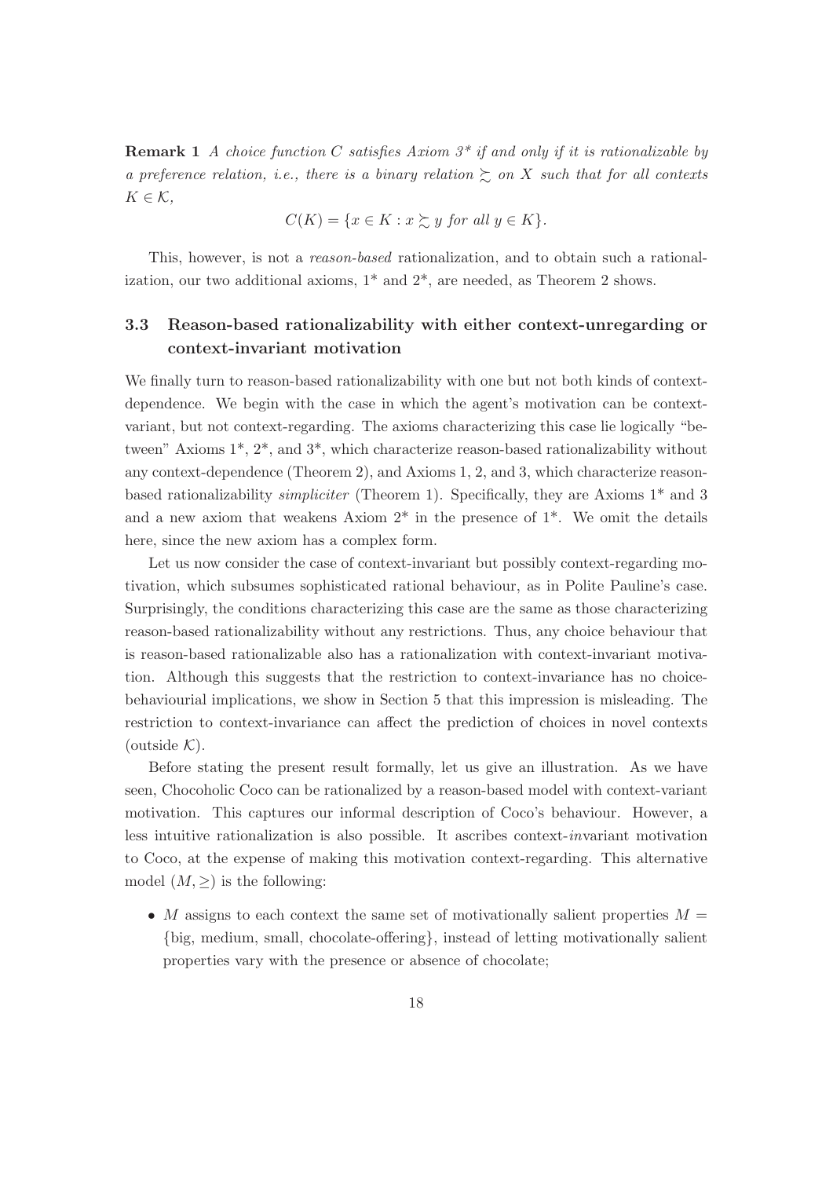**Remark 1** *A choice function $C$ satisfies Axiom 3\* if and only if it is rationalizable by a preference relation, i.e., there is a binary relation $\succsim$ on $X$ such that for all contexts $K \in \mathcal{K}$,*

$$C(K) = \{x \in K : x \succsim y \text{ for all } y \in K\}.$$

This, however, is not a *reason-based* rationalization, and to obtain such a rationalization, our two additional axioms, 1\* and 2\*, are needed, as Theorem 2 shows.

### 3.3 Reason-based rationalizability with either context-unregarding or context-invariant motivation

We finally turn to reason-based rationalizability with one but not both kinds of context-dependence. We begin with the case in which the agent's motivation can be context-variant, but not context-regarding. The axioms characterizing this case lie logically "between" Axioms 1\*, 2\*, and 3\*, which characterize reason-based rationalizability without any context-dependence (Theorem 2), and Axioms 1, 2, and 3, which characterize reason-based rationalizability *simpliciter* (Theorem 1). Specifically, they are Axioms 1\* and 3 and a new axiom that weakens Axiom 2\* in the presence of 1\*. We omit the details here, since the new axiom has a complex form.

Let us now consider the case of context-invariant but possibly context-regarding motivation, which subsumes sophisticated rational behaviour, as in Polite Pauline's case. Surprisingly, the conditions characterizing this case are the same as those characterizing reason-based rationalizability without any restrictions. Thus, any choice behaviour that is reason-based rationalizable also has a rationalization with context-invariant motivation. Although this suggests that the restriction to context-invariance has no choice-behaviourial implications, we show in Section 5 that this impression is misleading. The restriction to context-invariance can affect the prediction of choices in novel contexts (outside $\mathcal{K}$).

Before stating the present result formally, let us give an illustration. As we have seen, Chocoholic Coco can be rationalized by a reason-based model with context-variant motivation. This captures our informal description of Coco's behaviour. However, a less intuitive rationalization is also possible. It ascribes context-*in*variant motivation to Coco, at the expense of making this motivation context-regarding. This alternative model $(M, \geq)$ is the following:

- $M$ assigns to each context the same set of motivationally salient properties $M =$ {big, medium, small, chocolate-offering}, instead of letting motivationally salient properties vary with the presence or absence of chocolate;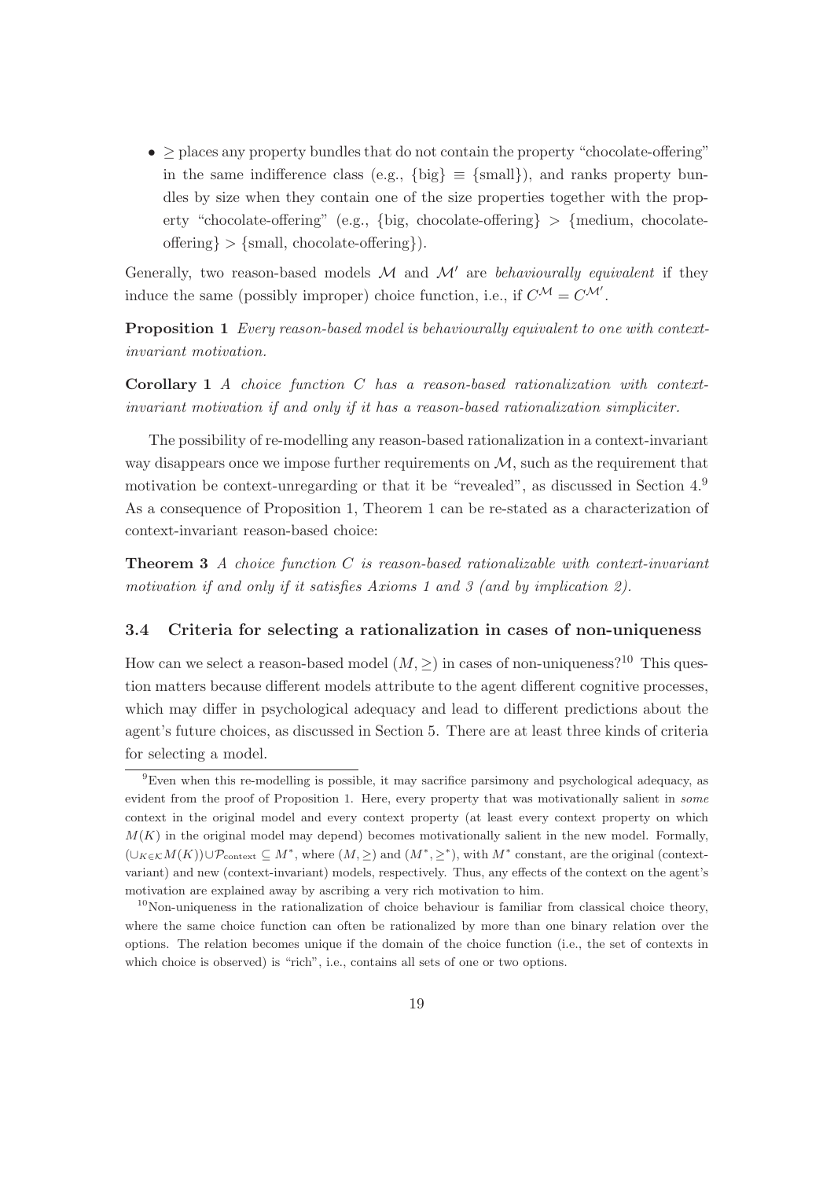- $\geq$ places any property bundles that do not contain the property "chocolate-offering" in the same indifference class (e.g., {big} $\equiv$ {small}), and ranks property bundles by size when they contain one of the size properties together with the property "chocolate-offering" (e.g., {big, chocolate-offering} $>$ {medium, chocolate-offering} $>$ {small, chocolate-offering}).

Generally, two reason-based models $\mathcal{M}$ and $\mathcal{M}'$ are *behaviourally equivalent* if they induce the same (possibly improper) choice function, i.e., if $C^{\mathcal{M}} = C^{\mathcal{M}'}$.

**Proposition 1** *Every reason-based model is behaviourally equivalent to one with context-invariant motivation.*

**Corollary 1** *A choice function $C$ has a reason-based rationalization with context-invariant motivation if and only if it has a reason-based rationalization simpliciter.*

The possibility of re-modelling any reason-based rationalization in a context-invariant way disappears once we impose further requirements on $\mathcal{M}$, such as the requirement that motivation be context-unregarding or that it be "revealed", as discussed in Section 4.[9] As a consequence of Proposition 1, Theorem 1 can be re-stated as a characterization of context-invariant reason-based choice:

**Theorem 3** *A choice function $C$ is reason-based rationalizable with context-invariant motivation if and only if it satisfies Axioms 1 and 3 (and by implication 2).*

### 3.4 Criteria for selecting a rationalization in cases of non-uniqueness

How can we select a reason-based model $(M, \geq)$ in cases of non-uniqueness?[10] This question matters because different models attribute to the agent different cognitive processes, which may differ in psychological adequacy and lead to different predictions about the agent's future choices, as discussed in Section 5. There are at least three kinds of criteria for selecting a model.

[9] Even when this re-modelling is possible, it may sacrifice parsimony and psychological adequacy, as evident from the proof of Proposition 1. Here, every property that was motivationally salient in *some* context in the original model and every context property (at least every context property on which $M(K)$ in the original model may depend) becomes motivationally salient in the new model. Formally, $(\cup_{K \in \mathcal{K}} M(K)) \cup \mathcal{P}_{\text{context}} \subseteq M^*$, where $(M, \geq)$ and $(M^*, \geq^*)$, with $M^*$ constant, are the original (context-variant) and new (context-invariant) models, respectively. Thus, any effects of the context on the agent's motivation are explained away by ascribing a very rich motivation to him.

[10] Non-uniqueness in the rationalization of choice behaviour is familiar from classical choice theory, where the same choice function can often be rationalized by more than one binary relation over the options. The relation becomes unique if the domain of the choice function (i.e., the set of contexts in which choice is observed) is "rich", i.e., contains all sets of one or two options.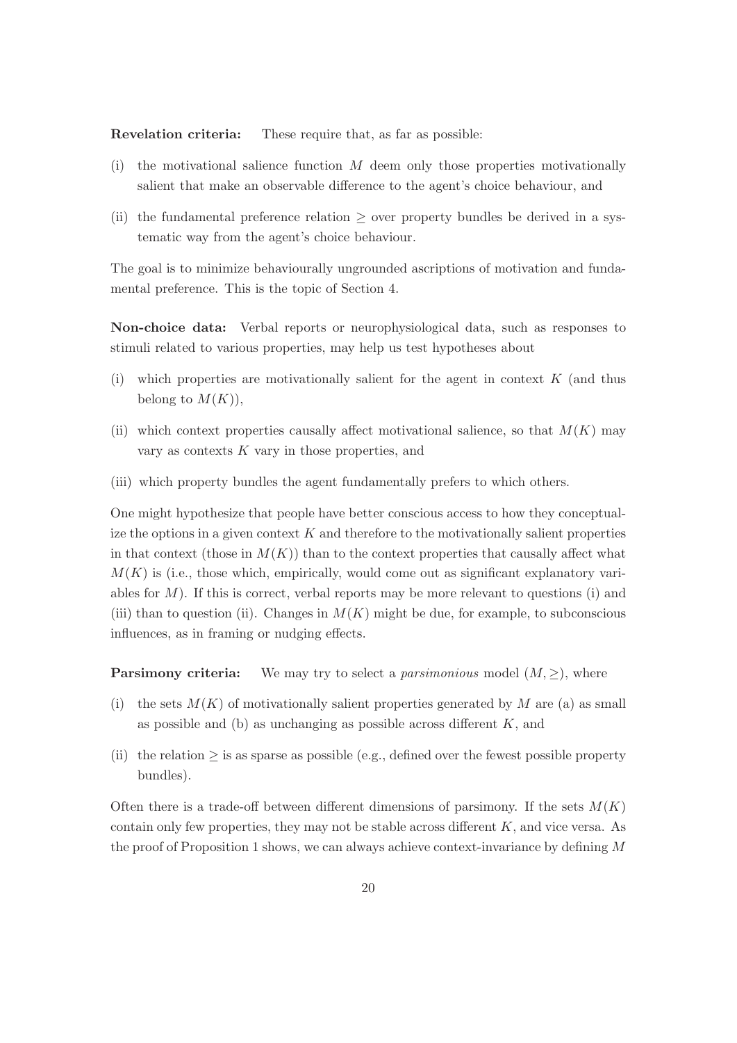**Revelation criteria:** These require that, as far as possible:

(i) the motivational salience function $M$ deem only those properties motivationally salient that make an observable difference to the agent's choice behaviour, and

(ii) the fundamental preference relation $\geq$ over property bundles be derived in a systematic way from the agent's choice behaviour.

The goal is to minimize behaviourally ungrounded ascriptions of motivation and fundamental preference. This is the topic of Section 4.

**Non-choice data:** Verbal reports or neurophysiological data, such as responses to stimuli related to various properties, may help us test hypotheses about

(i) which properties are motivationally salient for the agent in context $K$ (and thus belong to $M(K)$),

(ii) which context properties causally affect motivational salience, so that $M(K)$ may vary as contexts $K$ vary in those properties, and

(iii) which property bundles the agent fundamentally prefers to which others.

One might hypothesize that people have better conscious access to how they conceptualize the options in a given context $K$ and therefore to the motivationally salient properties in that context (those in $M(K)$) than to the context properties that causally affect what $M(K)$ is (i.e., those which, empirically, would come out as significant explanatory variables for $M$). If this is correct, verbal reports may be more relevant to questions (i) and (iii) than to question (ii). Changes in $M(K)$ might be due, for example, to subconscious influences, as in framing or nudging effects.

**Parsimony criteria:** We may try to select a *parsimonious* model $(M, \geq)$, where

(i) the sets $M(K)$ of motivationally salient properties generated by $M$ are (a) as small as possible and (b) as unchanging as possible across different $K$, and

(ii) the relation $\geq$ is as sparse as possible (e.g., defined over the fewest possible property bundles).

Often there is a trade-off between different dimensions of parsimony. If the sets $M(K)$ contain only few properties, they may not be stable across different $K$, and vice versa. As the proof of Proposition 1 shows, we can always achieve context-invariance by defining $M$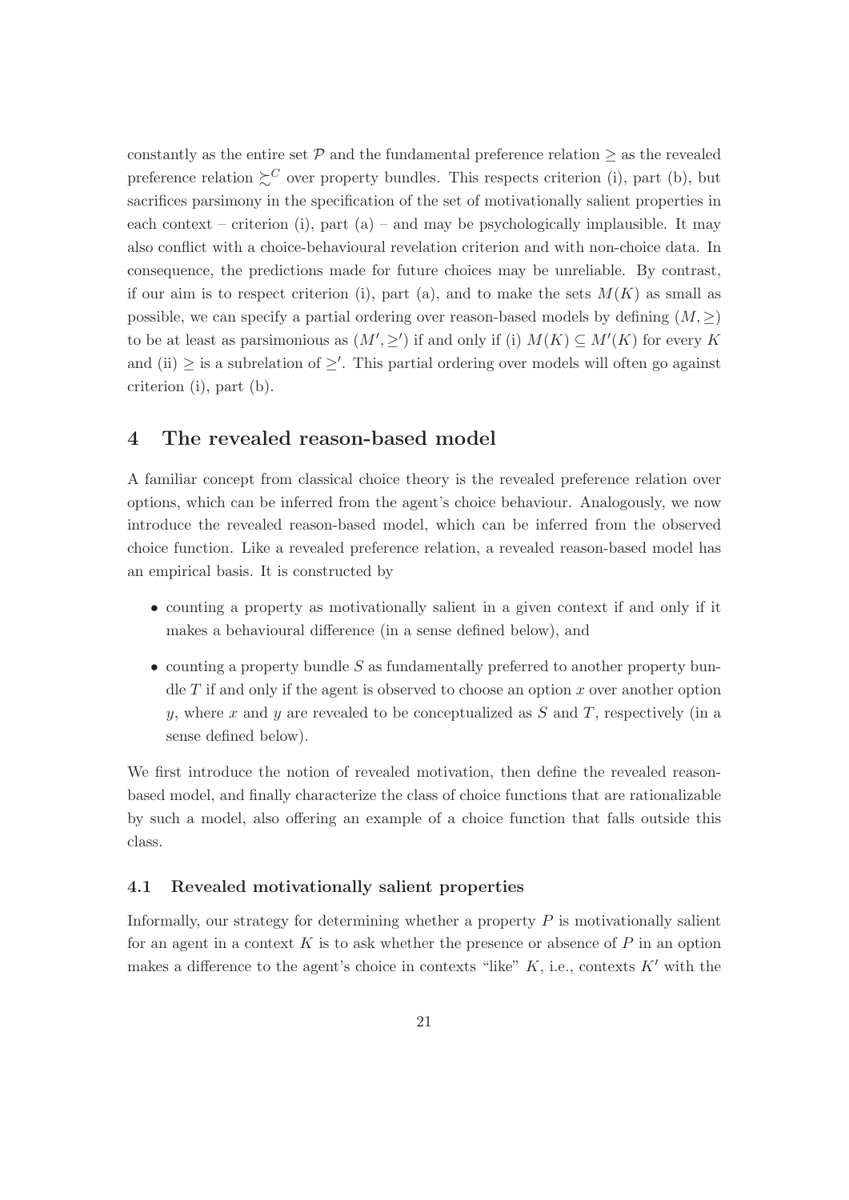constantly as the entire set $\mathcal{P}$ and the fundamental preference relation $\geq$ as the revealed preference relation $\succsim^C$ over property bundles. This respects criterion (i), part (b), but sacrifices parsimony in the specification of the set of motivationally salient properties in each context – criterion (i), part (a) – and may be psychologically implausible. It may also conflict with a choice-behavioural revelation criterion and with non-choice data. In consequence, the predictions made for future choices may be unreliable. By contrast, if our aim is to respect criterion (i), part (a), and to make the sets $M(K)$ as small as possible, we can specify a partial ordering over reason-based models by defining $(M, \geq)$ to be at least as parsimonious as $(M', \geq')$ if and only if (i) $M(K) \subseteq M'(K)$ for every $K$ and (ii) $\geq$ is a subrelation of $\geq'$. This partial ordering over models will often go against criterion (i), part (b).

# 4 The revealed reason-based model

A familiar concept from classical choice theory is the revealed preference relation over options, which can be inferred from the agent's choice behaviour. Analogously, we now introduce the revealed reason-based model, which can be inferred from the observed choice function. Like a revealed preference relation, a revealed reason-based model has an empirical basis. It is constructed by

- counting a property as motivationally salient in a given context if and only if it makes a behavioural difference (in a sense defined below), and
- counting a property bundle $S$ as fundamentally preferred to another property bundle $T$ if and only if the agent is observed to choose an option $x$ over another option $y$, where $x$ and $y$ are revealed to be conceptualized as $S$ and $T$, respectively (in a sense defined below).

We first introduce the notion of revealed motivation, then define the revealed reason-based model, and finally characterize the class of choice functions that are rationalizable by such a model, also offering an example of a choice function that falls outside this class.

## 4.1 Revealed motivationally salient properties

Informally, our strategy for determining whether a property $P$ is motivationally salient for an agent in a context $K$ is to ask whether the presence or absence of $P$ in an option makes a difference to the agent's choice in contexts "like" $K$, i.e., contexts $K'$ with the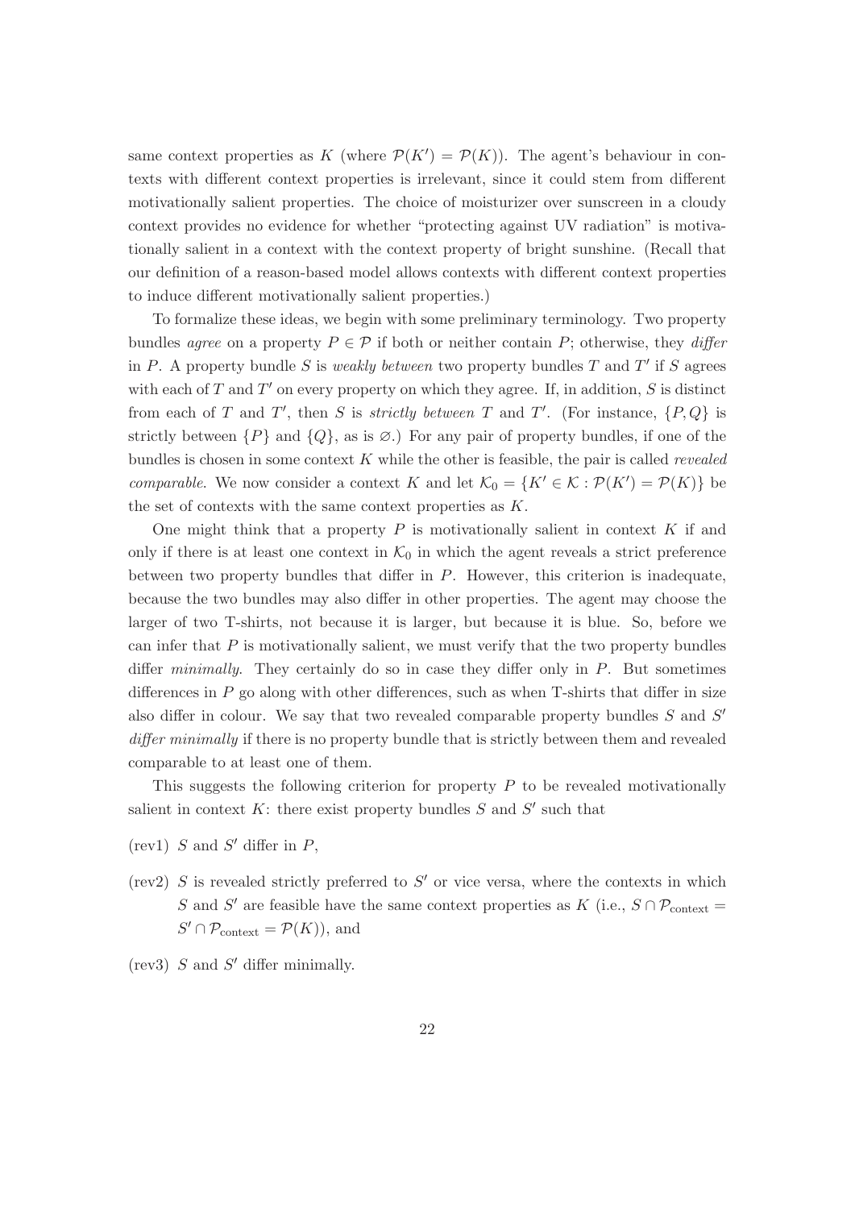same context properties as $K$ (where $\mathcal{P}(K') = \mathcal{P}(K)$). The agent's behaviour in contexts with different context properties is irrelevant, since it could stem from different motivationally salient properties. The choice of moisturizer over sunscreen in a cloudy context provides no evidence for whether "protecting against UV radiation" is motivationally salient in a context with the context property of bright sunshine. (Recall that our definition of a reason-based model allows contexts with different context properties to induce different motivationally salient properties.)

To formalize these ideas, we begin with some preliminary terminology. Two property bundles *agree* on a property $P \in \mathcal{P}$ if both or neither contain $P$; otherwise, they *differ* in $P$. A property bundle $S$ is *weakly between* two property bundles $T$ and $T'$ if $S$ agrees with each of $T$ and $T'$ on every property on which they agree. If, in addition, $S$ is distinct from each of $T$ and $T'$, then $S$ is *strictly between* $T$ and $T'$. (For instance, $\{P, Q\}$ is strictly between $\{P\}$ and $\{Q\}$, as is $\varnothing$.) For any pair of property bundles, if one of the bundles is chosen in some context $K$ while the other is feasible, the pair is called *revealed comparable*. We now consider a context $K$ and let $\mathcal{K}_0 = \{K' \in \mathcal{K} : \mathcal{P}(K') = \mathcal{P}(K)\}$ be the set of contexts with the same context properties as $K$.

One might think that a property $P$ is motivationally salient in context $K$ if and only if there is at least one context in $\mathcal{K}_0$ in which the agent reveals a strict preference between two property bundles that differ in $P$. However, this criterion is inadequate, because the two bundles may also differ in other properties. The agent may choose the larger of two T-shirts, not because it is larger, but because it is blue. So, before we can infer that $P$ is motivationally salient, we must verify that the two property bundles differ *minimally*. They certainly do so in case they differ only in $P$. But sometimes differences in $P$ go along with other differences, such as when T-shirts that differ in size also differ in colour. We say that two revealed comparable property bundles $S$ and $S'$ *differ minimally* if there is no property bundle that is strictly between them and revealed comparable to at least one of them.

This suggests the following criterion for property $P$ to be revealed motivationally salient in context $K$: there exist property bundles $S$ and $S'$ such that

- (rev1) $S$ and $S'$ differ in $P$,
- (rev2) $S$ is revealed strictly preferred to $S'$ or vice versa, where the contexts in which $S$ and $S'$ are feasible have the same context properties as $K$ (i.e., $S \cap \mathcal{P}_{\text{context}} = S' \cap \mathcal{P}_{\text{context}} = \mathcal{P}(K)$), and
- (rev3) $S$ and $S'$ differ minimally.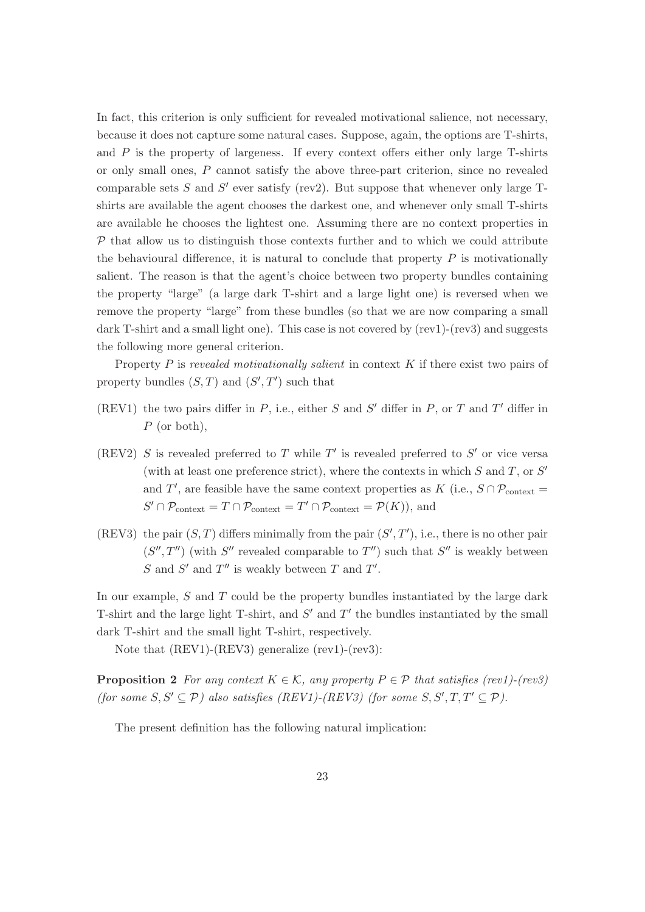In fact, this criterion is only sufficient for revealed motivational salience, not necessary, because it does not capture some natural cases. Suppose, again, the options are T-shirts, and $P$ is the property of largeness. If every context offers either only large T-shirts or only small ones, $P$ cannot satisfy the above three-part criterion, since no revealed comparable sets $S$ and $S'$ ever satisfy (rev2). But suppose that whenever only large T-shirts are available the agent chooses the darkest one, and whenever only small T-shirts are available he chooses the lightest one. Assuming there are no context properties in $\mathcal{P}$ that allow us to distinguish those contexts further and to which we could attribute the behavioural difference, it is natural to conclude that property $P$ is motivationally salient. The reason is that the agent's choice between two property bundles containing the property "large" (a large dark T-shirt and a large light one) is reversed when we remove the property "large" from these bundles (so that we are now comparing a small dark T-shirt and a small light one). This case is not covered by (rev1)-(rev3) and suggests the following more general criterion.

Property $P$ is *revealed motivationally salient* in context $K$ if there exist two pairs of property bundles $(S, T)$ and $(S', T')$ such that

(REV1) the two pairs differ in $P$, i.e., either $S$ and $S'$ differ in $P$, or $T$ and $T'$ differ in $P$ (or both),

(REV2) $S$ is revealed preferred to $T$ while $T'$ is revealed preferred to $S'$ or vice versa (with at least one preference strict), where the contexts in which $S$ and $T$, or $S'$ and $T'$, are feasible have the same context properties as $K$ (i.e., $S \cap \mathcal{P}_{\text{context}} = S' \cap \mathcal{P}_{\text{context}} = T \cap \mathcal{P}_{\text{context}} = T' \cap \mathcal{P}_{\text{context}} = \mathcal{P}(K)$), and

(REV3) the pair $(S, T)$ differs minimally from the pair $(S', T')$, i.e., there is no other pair $(S'', T'')$ (with $S''$ revealed comparable to $T''$) such that $S''$ is weakly between $S$ and $S'$ and $T''$ is weakly between $T$ and $T'$.

In our example, $S$ and $T$ could be the property bundles instantiated by the large dark T-shirt and the large light T-shirt, and $S'$ and $T'$ the bundles instantiated by the small dark T-shirt and the small light T-shirt, respectively.

Note that (REV1)-(REV3) generalize (rev1)-(rev3):

**Proposition 2** *For any context $K \in \mathcal{K}$, any property $P \in \mathcal{P}$ that satisfies (rev1)-(rev3) (for some $S, S' \subseteq \mathcal{P}$) also satisfies (REV1)-(REV3) (for some $S, S', T, T' \subseteq \mathcal{P}$).*

The present definition has the following natural implication: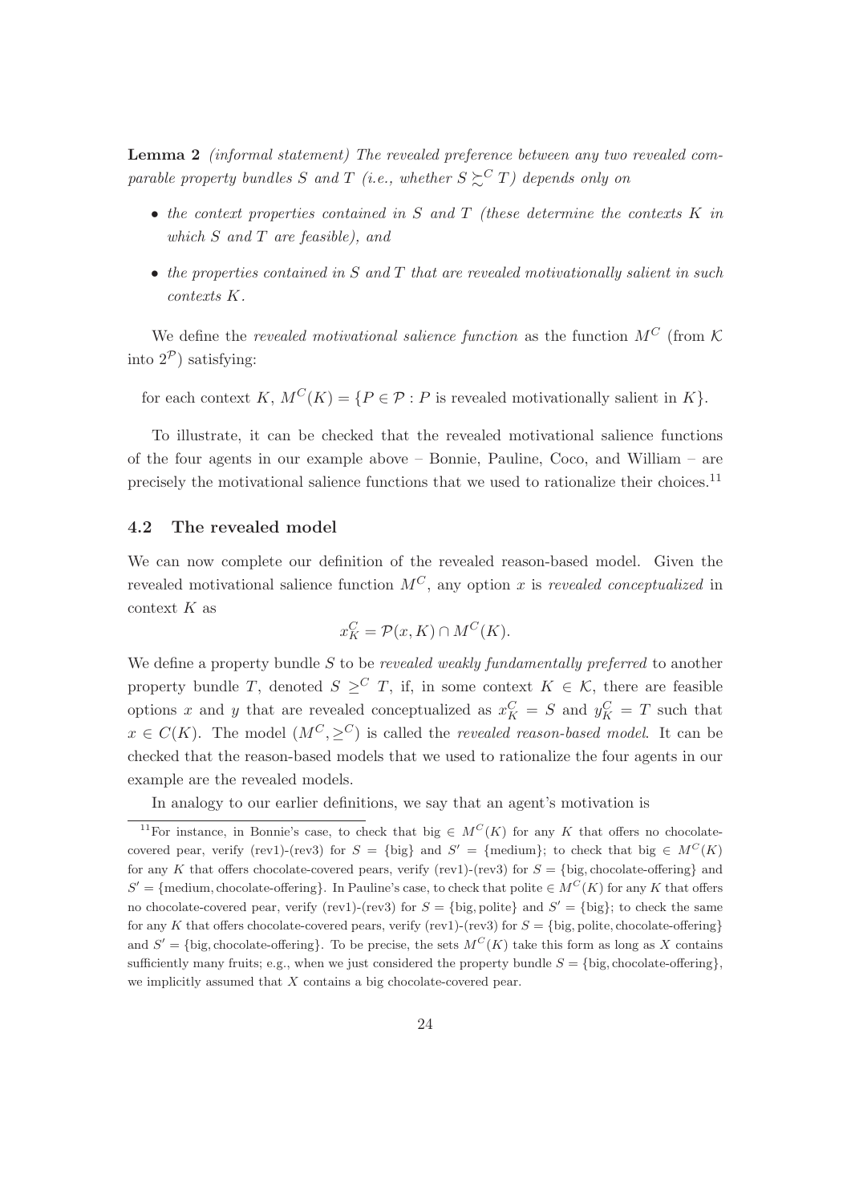**Lemma 2** *(informal statement) The revealed preference between any two revealed comparable property bundles $S$ and $T$ (i.e., whether $S \succsim^C T$) depends only on*

- *the context properties contained in $S$ and $T$ (these determine the contexts $K$ in which $S$ and $T$ are feasible), and*
- *the properties contained in $S$ and $T$ that are revealed motivationally salient in such contexts $K$.*

We define the *revealed motivational salience function* as the function $M^C$ (from $\mathcal{K}$ into $2^{\mathcal{P}}$) satisfying:

for each context $K$, $M^C(K) = \{P \in \mathcal{P} : P \text{ is revealed motivationally salient in } K\}$.

To illustrate, it can be checked that the revealed motivational salience functions of the four agents in our example above – Bonnie, Pauline, Coco, and William – are precisely the motivational salience functions that we used to rationalize their choices.[11]

## 4.2 The revealed model

We can now complete our definition of the revealed reason-based model. Given the revealed motivational salience function $M^C$, any option $x$ is *revealed conceptualized* in context $K$ as

$$x_K^C = \mathcal{P}(x, K) \cap M^C(K).$$

We define a property bundle $S$ to be *revealed weakly fundamentally preferred* to another property bundle $T$, denoted $S \geq^C T$, if, in some context $K \in \mathcal{K}$, there are feasible options $x$ and $y$ that are revealed conceptualized as $x_K^C = S$ and $y_K^C = T$ such that $x \in C(K)$. The model $(M^C, \geq^C)$ is called the *revealed reason-based model*. It can be checked that the reason-based models that we used to rationalize the four agents in our example are the revealed models.

In analogy to our earlier definitions, we say that an agent's motivation is

[11]For instance, in Bonnie's case, to check that big $\in M^C(K)$ for any $K$ that offers no chocolate-covered pear, verify (rev1)-(rev3) for $S = \{\text{big}\}$ and $S' = \{\text{medium}\}$; to check that big $\in M^C(K)$ for any $K$ that offers chocolate-covered pears, verify (rev1)-(rev3) for $S = \{\text{big, chocolate-offering}\}$ and $S' = \{\text{medium, chocolate-offering}\}$. In Pauline's case, to check that polite $\in M^C(K)$ for any $K$ that offers no chocolate-covered pear, verify (rev1)-(rev3) for $S = \{\text{big, polite}\}$ and $S' = \{\text{big}\}$; to check the same for any $K$ that offers chocolate-covered pears, verify (rev1)-(rev3) for $S = \{\text{big, polite, chocolate-offering}\}$ and $S' = \{\text{big, chocolate-offering}\}$. To be precise, the sets $M^C(K)$ take this form as long as $X$ contains sufficiently many fruits; e.g., when we just considered the property bundle $S = \{\text{big, chocolate-offering}\}$, we implicitly assumed that $X$ contains a big chocolate-covered pear.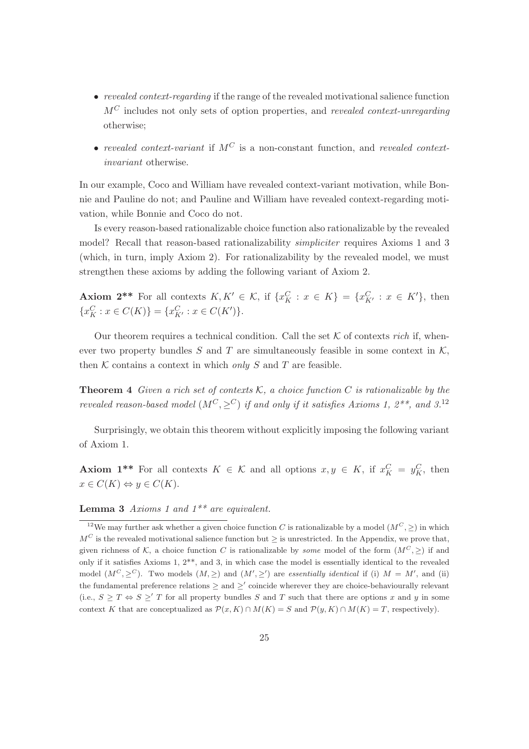- *revealed context-regarding* if the range of the revealed motivational salience function $M^C$ includes not only sets of option properties, and *revealed context-unregarding* otherwise;
- *revealed context-variant* if $M^C$ is a non-constant function, and *revealed context-invariant* otherwise.

In our example, Coco and William have revealed context-variant motivation, while Bonnie and Pauline do not; and Pauline and William have revealed context-regarding motivation, while Bonnie and Coco do not.

Is every reason-based rationalizable choice function also rationalizable by the revealed model? Recall that reason-based rationalizability *simpliciter* requires Axioms 1 and 3 (which, in turn, imply Axiom 2). For rationalizability by the revealed model, we must strengthen these axioms by adding the following variant of Axiom 2.

**Axiom 2\*\*** For all contexts $K, K' \in \mathcal{K}$, if $\{x_K^C : x \in K\} = \{x_{K'}^C : x \in K'\}$, then $\{x_K^C : x \in C(K)\} = \{x_{K'}^C : x \in C(K')\}$.

Our theorem requires a technical condition. Call the set $\mathcal{K}$ of contexts *rich* if, whenever two property bundles $S$ and $T$ are simultaneously feasible in some context in $\mathcal{K}$, then $\mathcal{K}$ contains a context in which *only* $S$ and $T$ are feasible.

**Theorem 4** *Given a rich set of contexts $\mathcal{K}$, a choice function $C$ is rationalizable by the revealed reason-based model $(M^C, \geq^C)$ if and only if it satisfies Axioms 1, 2\*\*, and 3.*[12]

Surprisingly, we obtain this theorem without explicitly imposing the following variant of Axiom 1.

**Axiom 1\*\*** For all contexts $K \in \mathcal{K}$ and all options $x, y \in K$, if $x_K^C = y_K^C$, then $x \in C(K) \Leftrightarrow y \in C(K)$.

**Lemma 3** *Axioms 1 and 1\*\* are equivalent.*

[12] We may further ask whether a given choice function $C$ is rationalizable by a model $(M^C, \geq)$ in which $M^C$ is the revealed motivational salience function but $\geq$ is unrestricted. In the Appendix, we prove that, given richness of $\mathcal{K}$, a choice function $C$ is rationalizable by *some* model of the form $(M^C, \geq)$ if and only if it satisfies Axioms 1, 2\*\*, and 3, in which case the model is essentially identical to the revealed model $(M^C, \geq^C)$. Two models $(M, \geq)$ and $(M', \geq')$ are *essentially identical* if (i) $M = M'$, and (ii) the fundamental preference relations $\geq$ and $\geq'$ coincide wherever they are choice-behaviourally relevant (i.e., $S \geq T \Leftrightarrow S \geq' T$ for all property bundles $S$ and $T$ such that there are options $x$ and $y$ in some context $K$ that are conceptualized as $\mathcal{P}(x, K) \cap M(K) = S$ and $\mathcal{P}(y, K) \cap M(K) = T$, respectively).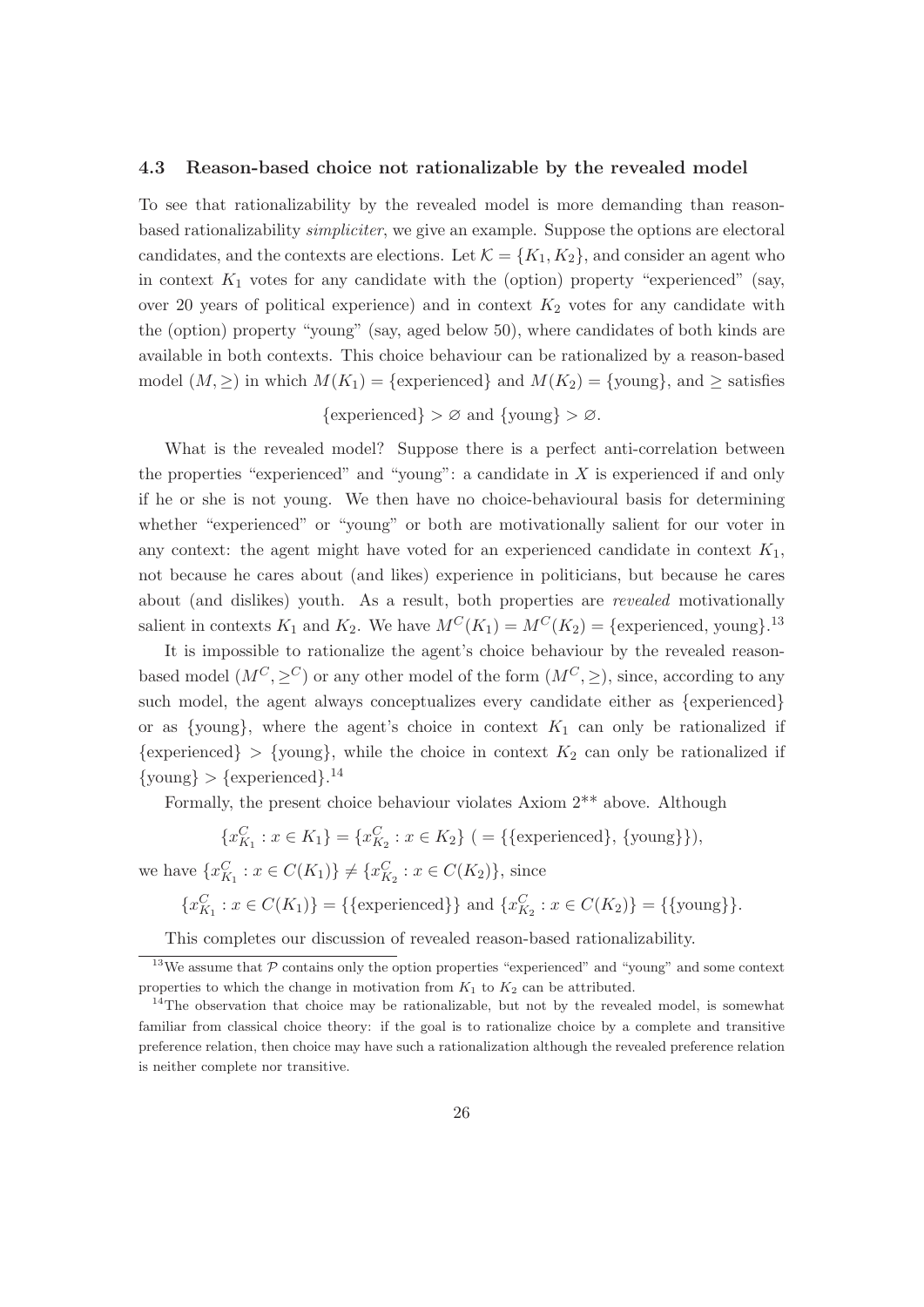### 4.3 Reason-based choice not rationalizable by the revealed model

To see that rationalizability by the revealed model is more demanding than reason-based rationalizability *simpliciter*, we give an example. Suppose the options are electoral candidates, and the contexts are elections. Let $\mathcal{K} = \{K_1, K_2\}$, and consider an agent who in context $K_1$ votes for any candidate with the (option) property "experienced" (say, over 20 years of political experience) and in context $K_2$ votes for any candidate with the (option) property "young" (say, aged below 50), where candidates of both kinds are available in both contexts. This choice behaviour can be rationalized by a reason-based model $(M, \geq)$ in which $M(K_1) = \{\text{experienced}\}$ and $M(K_2) = \{\text{young}\}$, and $\geq$ satisfies

$$\{\text{experienced}\} > \varnothing \text{ and } \{\text{young}\} > \varnothing.$$

What is the revealed model? Suppose there is a perfect anti-correlation between the properties "experienced" and "young": a candidate in $X$ is experienced if and only if he or she is not young. We then have no choice-behavioural basis for determining whether "experienced" or "young" or both are motivationally salient for our voter in any context: the agent might have voted for an experienced candidate in context $K_1$, not because he cares about (and likes) experience in politicians, but because he cares about (and dislikes) youth. As a result, both properties are *revealed* motivationally salient in contexts $K_1$ and $K_2$. We have $M^C(K_1) = M^C(K_2) = \{\text{experienced, young}\}$.[13]

It is impossible to rationalize the agent's choice behaviour by the revealed reason-based model $(M^C, \geq^C)$ or any other model of the form $(M^C, \geq)$, since, according to any such model, the agent always conceptualizes every candidate either as $\{\text{experienced}\}$ or as $\{\text{young}\}$, where the agent's choice in context $K_1$ can only be rationalized if $\{\text{experienced}\} > \{\text{young}\}$, while the choice in context $K_2$ can only be rationalized if $\{\text{young}\} > \{\text{experienced}\}$.[14]

Formally, the present choice behaviour violates Axiom 2** above. Although

$$\{x^C_{K_1} : x \in K_1\} = \{x^C_{K_2} : x \in K_2\} \; (= \{\{\text{experienced}\}, \{\text{young}\}\}),$$

we have $\{x^C_{K_1} : x \in C(K_1)\} \neq \{x^C_{K_2} : x \in C(K_2)\}$, since

$$\{x^C_{K_1} : x \in C(K_1)\} = \{\{\text{experienced}\}\} \text{ and } \{x^C_{K_2} : x \in C(K_2)\} = \{\{\text{young}\}\}.$$

This completes our discussion of revealed reason-based rationalizability.

---

[13] We assume that $\mathcal{P}$ contains only the option properties "experienced" and "young" and some context properties to which the change in motivation from $K_1$ to $K_2$ can be attributed.

[14] The observation that choice may be rationalizable, but not by the revealed model, is somewhat familiar from classical choice theory: if the goal is to rationalize choice by a complete and transitive preference relation, then choice may have such a rationalization although the revealed preference relation is neither complete nor transitive.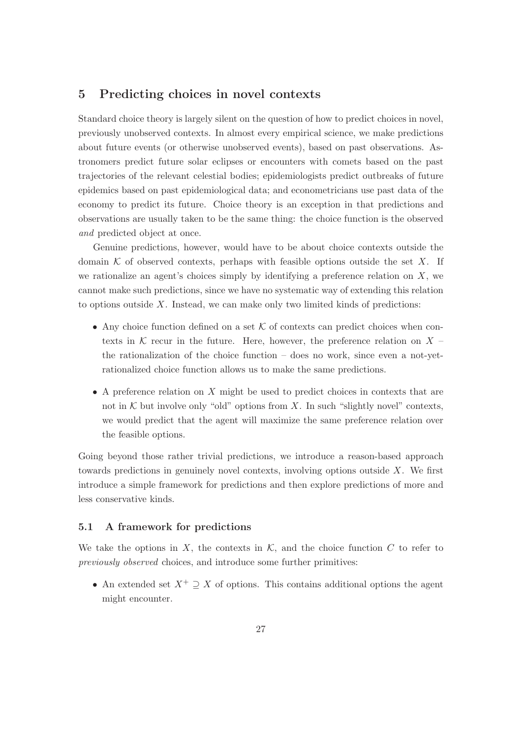## 5 Predicting choices in novel contexts

Standard choice theory is largely silent on the question of how to predict choices in novel, previously unobserved contexts. In almost every empirical science, we make predictions about future events (or otherwise unobserved events), based on past observations. Astronomers predict future solar eclipses or encounters with comets based on the past trajectories of the relevant celestial bodies; epidemiologists predict outbreaks of future epidemics based on past epidemiological data; and econometricians use past data of the economy to predict its future. Choice theory is an exception in that predictions and observations are usually taken to be the same thing: the choice function is the observed *and* predicted object at once.

Genuine predictions, however, would have to be about choice contexts outside the domain $\mathcal{K}$ of observed contexts, perhaps with feasible options outside the set $X$. If we rationalize an agent's choices simply by identifying a preference relation on $X$, we cannot make such predictions, since we have no systematic way of extending this relation to options outside $X$. Instead, we can make only two limited kinds of predictions:

- Any choice function defined on a set $\mathcal{K}$ of contexts can predict choices when contexts in $\mathcal{K}$ recur in the future. Here, however, the preference relation on $X$ – the rationalization of the choice function – does no work, since even a not-yet-rationalized choice function allows us to make the same predictions.
- A preference relation on $X$ might be used to predict choices in contexts that are not in $\mathcal{K}$ but involve only "old" options from $X$. In such "slightly novel" contexts, we would predict that the agent will maximize the same preference relation over the feasible options.

Going beyond those rather trivial predictions, we introduce a reason-based approach towards predictions in genuinely novel contexts, involving options outside $X$. We first introduce a simple framework for predictions and then explore predictions of more and less conservative kinds.

### 5.1 A framework for predictions

We take the options in $X$, the contexts in $\mathcal{K}$, and the choice function $C$ to refer to *previously observed* choices, and introduce some further primitives:

- An extended set $X^+ \supseteq X$ of options. This contains additional options the agent might encounter.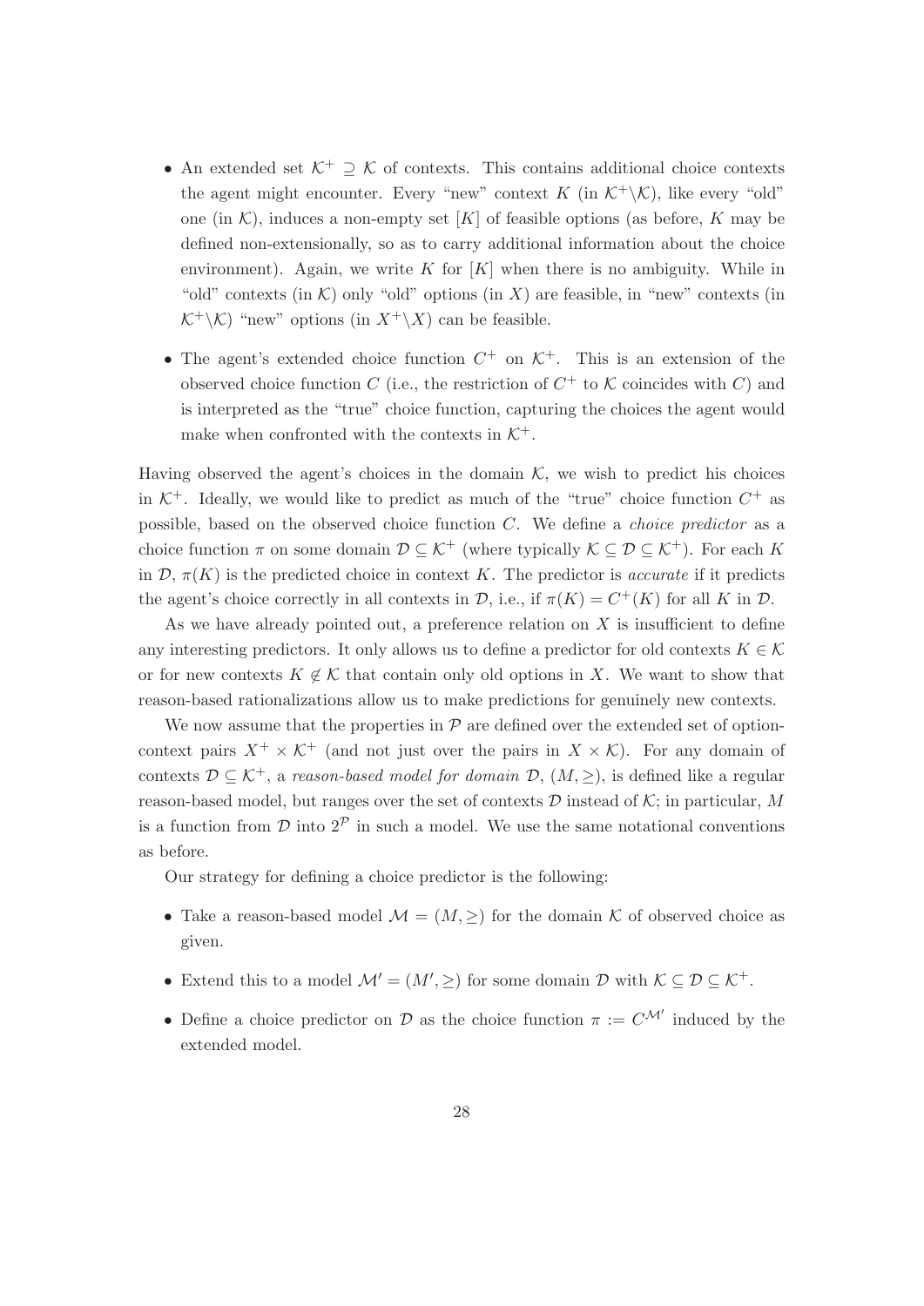- An extended set $\mathcal{K}^+ \supseteq \mathcal{K}$ of contexts. This contains additional choice contexts the agent might encounter. Every "new" context $K$ (in $\mathcal{K}^+ \backslash \mathcal{K}$), like every "old" one (in $\mathcal{K}$), induces a non-empty set $[K]$ of feasible options (as before, $K$ may be defined non-extensionally, so as to carry additional information about the choice environment). Again, we write $K$ for $[K]$ when there is no ambiguity. While in "old" contexts (in $\mathcal{K}$) only "old" options (in $X$) are feasible, in "new" contexts (in $\mathcal{K}^+ \backslash \mathcal{K}$) "new" options (in $X^+ \backslash X$) can be feasible.
- The agent's extended choice function $C^+$ on $\mathcal{K}^+$. This is an extension of the observed choice function $C$ (i.e., the restriction of $C^+$ to $\mathcal{K}$ coincides with $C$) and is interpreted as the "true" choice function, capturing the choices the agent would make when confronted with the contexts in $\mathcal{K}^+$.

Having observed the agent's choices in the domain $\mathcal{K}$, we wish to predict his choices in $\mathcal{K}^+$. Ideally, we would like to predict as much of the "true" choice function $C^+$ as possible, based on the observed choice function $C$. We define a *choice predictor* as a choice function $\pi$ on some domain $\mathcal{D} \subseteq \mathcal{K}^+$ (where typically $\mathcal{K} \subseteq \mathcal{D} \subseteq \mathcal{K}^+$). For each $K$ in $\mathcal{D}$, $\pi(K)$ is the predicted choice in context $K$. The predictor is *accurate* if it predicts the agent's choice correctly in all contexts in $\mathcal{D}$, i.e., if $\pi(K) = C^+(K)$ for all $K$ in $\mathcal{D}$.

As we have already pointed out, a preference relation on $X$ is insufficient to define any interesting predictors. It only allows us to define a predictor for old contexts $K \in \mathcal{K}$ or for new contexts $K \notin \mathcal{K}$ that contain only old options in $X$. We want to show that reason-based rationalizations allow us to make predictions for genuinely new contexts.

We now assume that the properties in $\mathcal{P}$ are defined over the extended set of option-context pairs $X^+ \times \mathcal{K}^+$ (and not just over the pairs in $X \times \mathcal{K}$). For any domain of contexts $\mathcal{D} \subseteq \mathcal{K}^+$, a *reason-based model for domain* $\mathcal{D}$, $(M, \geq)$, is defined like a regular reason-based model, but ranges over the set of contexts $\mathcal{D}$ instead of $\mathcal{K}$; in particular, $M$ is a function from $\mathcal{D}$ into $2^{\mathcal{P}}$ in such a model. We use the same notational conventions as before.

Our strategy for defining a choice predictor is the following:

- Take a reason-based model $\mathcal{M} = (M, \geq)$ for the domain $\mathcal{K}$ of observed choice as given.
- Extend this to a model $\mathcal{M}' = (M', \geq)$ for some domain $\mathcal{D}$ with $\mathcal{K} \subseteq \mathcal{D} \subseteq \mathcal{K}^+$.
- Define a choice predictor on $\mathcal{D}$ as the choice function $\pi := C^{\mathcal{M}'}$ induced by the extended model.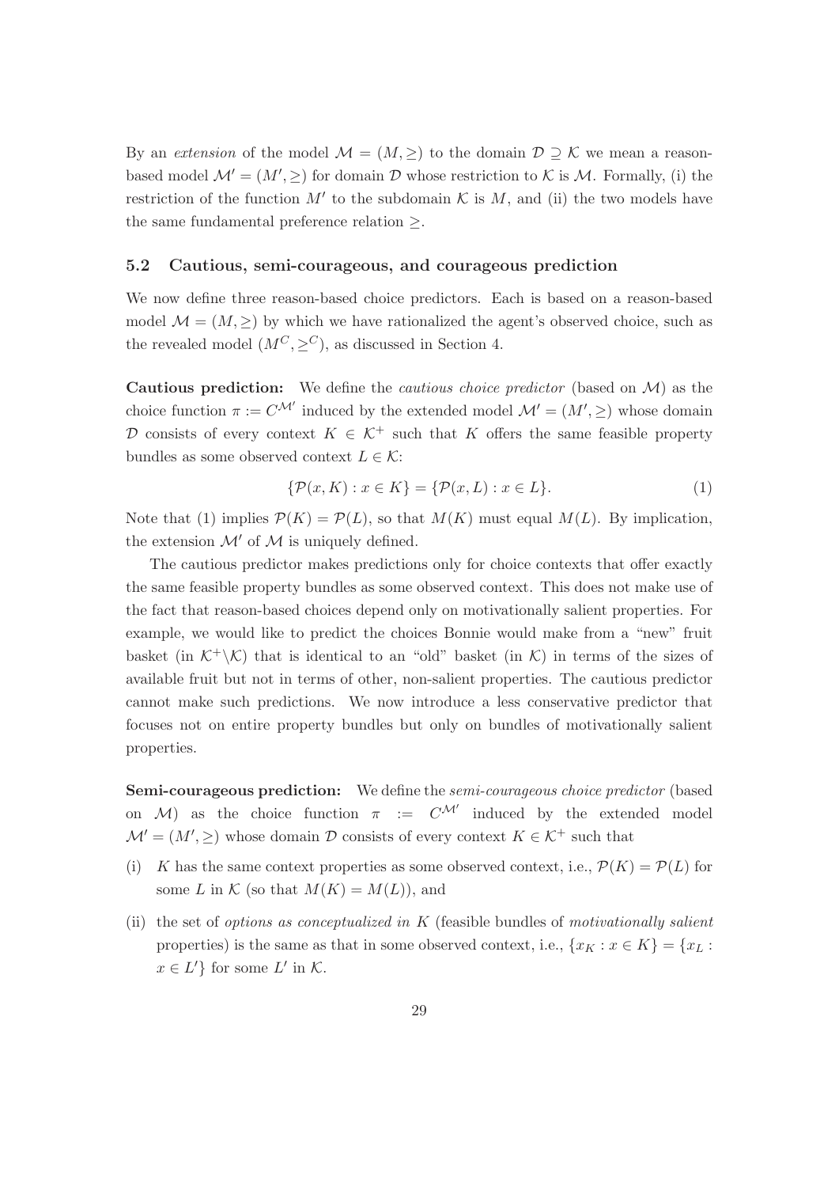By an *extension* of the model $\mathcal{M} = (M, \geq)$ to the domain $\mathcal{D} \supseteq \mathcal{K}$ we mean a reason-based model $\mathcal{M}' = (M', \geq)$ for domain $\mathcal{D}$ whose restriction to $\mathcal{K}$ is $\mathcal{M}$. Formally, (i) the restriction of the function $M'$ to the subdomain $\mathcal{K}$ is $M$, and (ii) the two models have the same fundamental preference relation $\geq$.

### 5.2 Cautious, semi-courageous, and courageous prediction

We now define three reason-based choice predictors. Each is based on a reason-based model $\mathcal{M} = (M, \geq)$ by which we have rationalized the agent's observed choice, such as the revealed model $(M^C, \geq^C)$, as discussed in Section 4.

**Cautious prediction:** We define the *cautious choice predictor* (based on $\mathcal{M}$) as the choice function $\pi := C^{\mathcal{M}'}$ induced by the extended model $\mathcal{M}' = (M', \geq)$ whose domain $\mathcal{D}$ consists of every context $K \in \mathcal{K}^+$ such that $K$ offers the same feasible property bundles as some observed context $L \in \mathcal{K}$:

$$\{\mathcal{P}(x, K) : x \in K\} = \{\mathcal{P}(x, L) : x \in L\}. \tag{1}$$

Note that (1) implies $\mathcal{P}(K) = \mathcal{P}(L)$, so that $M(K)$ must equal $M(L)$. By implication, the extension $\mathcal{M}'$ of $\mathcal{M}$ is uniquely defined.

The cautious predictor makes predictions only for choice contexts that offer exactly the same feasible property bundles as some observed context. This does not make use of the fact that reason-based choices depend only on motivationally salient properties. For example, we would like to predict the choices Bonnie would make from a "new" fruit basket (in $\mathcal{K}^+ \backslash \mathcal{K}$) that is identical to an "old" basket (in $\mathcal{K}$) in terms of the sizes of available fruit but not in terms of other, non-salient properties. The cautious predictor cannot make such predictions. We now introduce a less conservative predictor that focuses not on entire property bundles but only on bundles of motivationally salient properties.

**Semi-courageous prediction:** We define the *semi-courageous choice predictor* (based on $\mathcal{M}$) as the choice function $\pi := C^{\mathcal{M}'}$ induced by the extended model $\mathcal{M}' = (M', \geq)$ whose domain $\mathcal{D}$ consists of every context $K \in \mathcal{K}^+$ such that

(i) $K$ has the same context properties as some observed context, i.e., $\mathcal{P}(K) = \mathcal{P}(L)$ for some $L$ in $\mathcal{K}$ (so that $M(K) = M(L)$), and

(ii) the set of *options as conceptualized in* $K$ (feasible bundles of *motivationally salient* properties) is the same as that in some observed context, i.e., $\{x_K : x \in K\} = \{x_L : x \in L'\}$ for some $L'$ in $\mathcal{K}$.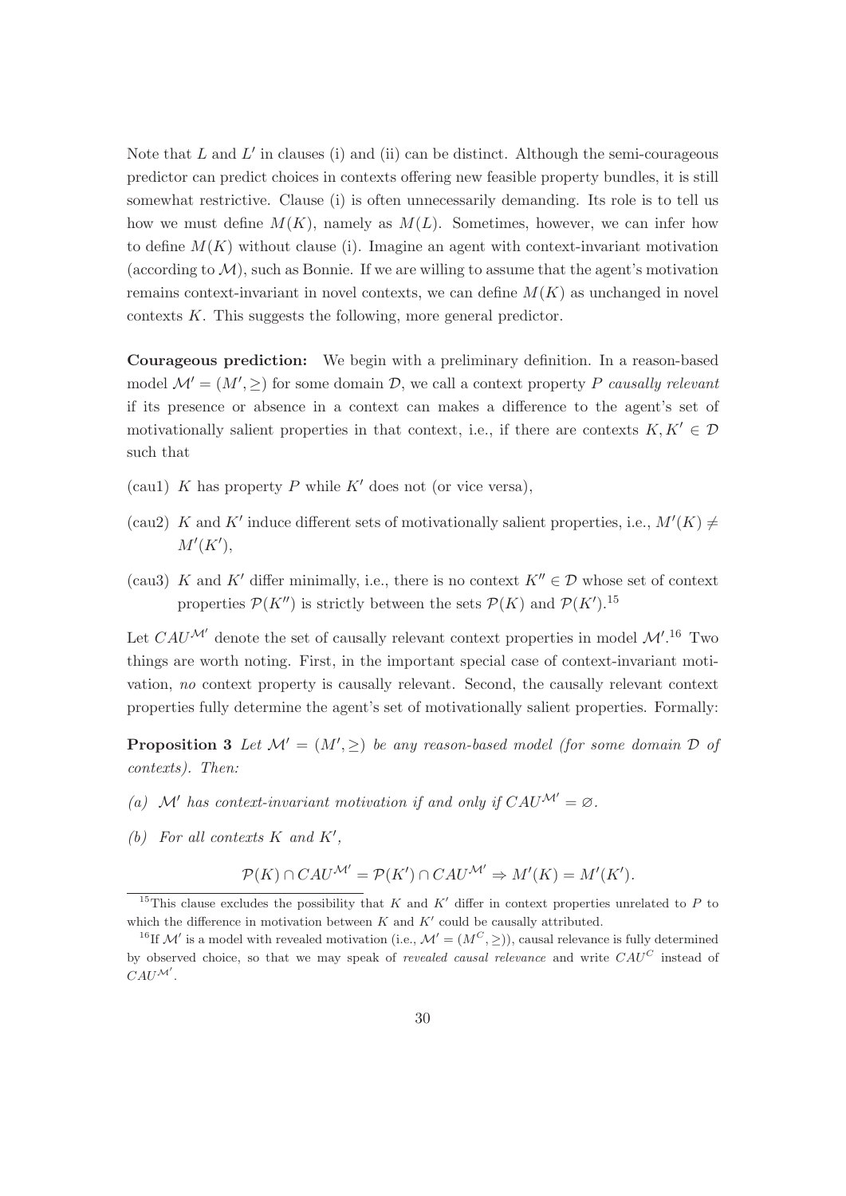Note that $L$ and $L'$ in clauses (i) and (ii) can be distinct. Although the semi-courageous predictor can predict choices in contexts offering new feasible property bundles, it is still somewhat restrictive. Clause (i) is often unnecessarily demanding. Its role is to tell us how we must define $M(K)$, namely as $M(L)$. Sometimes, however, we can infer how to define $M(K)$ without clause (i). Imagine an agent with context-invariant motivation (according to $\mathcal{M}$), such as Bonnie. If we are willing to assume that the agent's motivation remains context-invariant in novel contexts, we can define $M(K)$ as unchanged in novel contexts $K$. This suggests the following, more general predictor.

**Courageous prediction:** We begin with a preliminary definition. In a reason-based model $\mathcal{M}' = (M', \geq)$ for some domain $\mathcal{D}$, we call a context property $P$ *causally relevant* if its presence or absence in a context can makes a difference to the agent's set of motivationally salient properties in that context, i.e., if there are contexts $K, K' \in \mathcal{D}$ such that

(cau1) $K$ has property $P$ while $K'$ does not (or vice versa),

(cau2) $K$ and $K'$ induce different sets of motivationally salient properties, i.e., $M'(K) \neq M'(K')$,

(cau3) $K$ and $K'$ differ minimally, i.e., there is no context $K'' \in \mathcal{D}$ whose set of context properties $\mathcal{P}(K'')$ is strictly between the sets $\mathcal{P}(K)$ and $\mathcal{P}(K')$.[15]

Let $CAU^{\mathcal{M}'}$ denote the set of causally relevant context properties in model $\mathcal{M}'$.[16] Two things are worth noting. First, in the important special case of context-invariant motivation, *no* context property is causally relevant. Second, the causally relevant context properties fully determine the agent's set of motivationally salient properties. Formally:

**Proposition 3** *Let $\mathcal{M}' = (M', \geq)$ be any reason-based model (for some domain $\mathcal{D}$ of contexts). Then:*

*(a) $\mathcal{M}'$ has context-invariant motivation if and only if $CAU^{\mathcal{M}'} = \varnothing$.*

*(b) For all contexts $K$ and $K'$,*

$$\mathcal{P}(K) \cap CAU^{\mathcal{M}'} = \mathcal{P}(K') \cap CAU^{\mathcal{M}'} \Rightarrow M'(K) = M'(K').$$

---

[15] This clause excludes the possibility that $K$ and $K'$ differ in context properties unrelated to $P$ to which the difference in motivation between $K$ and $K'$ could be causally attributed.

[16] If $\mathcal{M}'$ is a model with revealed motivation (i.e., $\mathcal{M}' = (M^C, \geq)$), causal relevance is fully determined by observed choice, so that we may speak of *revealed causal relevance* and write $CAU^C$ instead of $CAU^{\mathcal{M}'}$.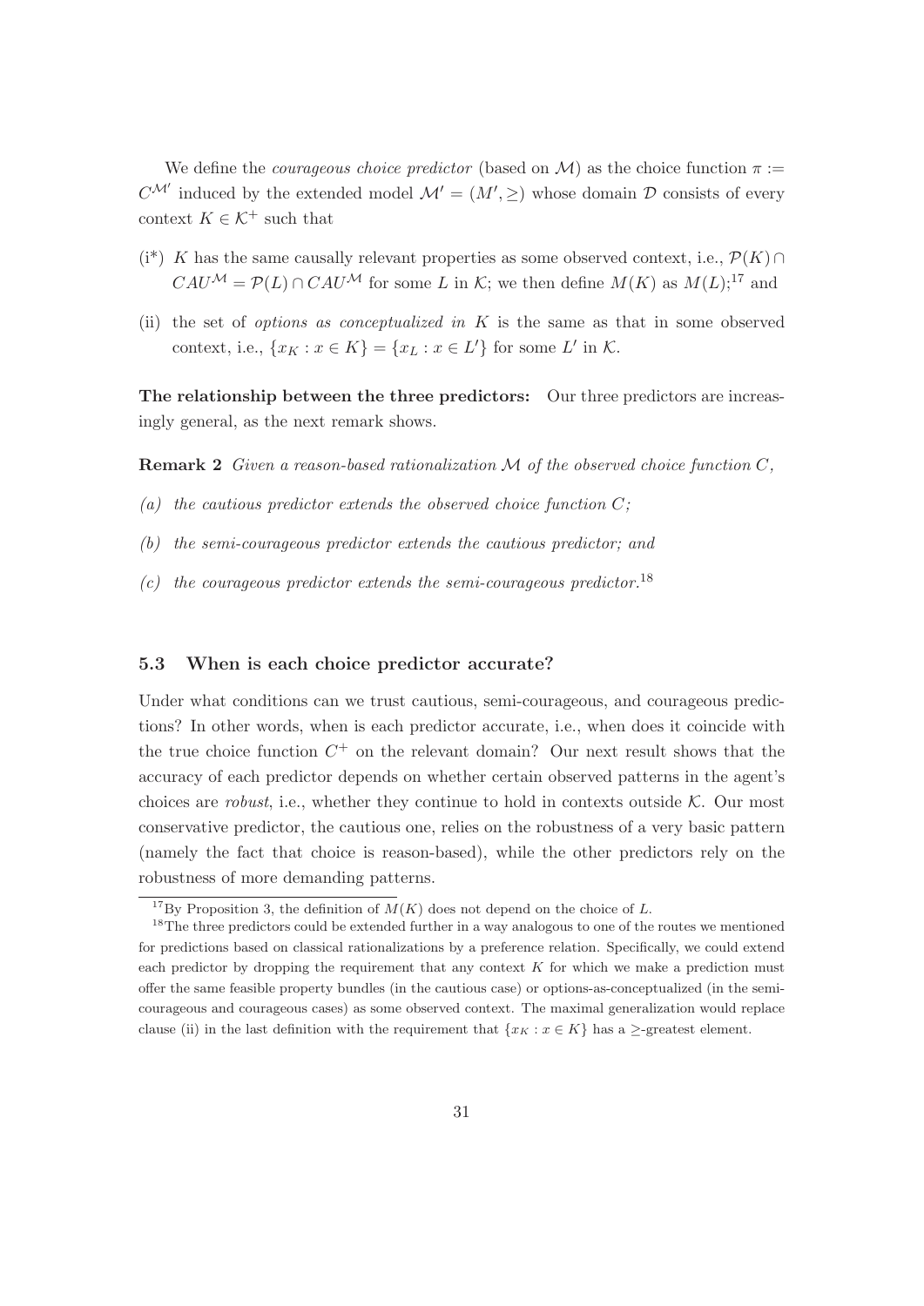We define the *courageous choice predictor* (based on $\mathcal{M}$) as the choice function $\pi := C^{\mathcal{M}'}$ induced by the extended model $\mathcal{M}' = (M', \geq)$ whose domain $\mathcal{D}$ consists of every context $K \in \mathcal{K}^+$ such that

(i*) $K$ has the same causally relevant properties as some observed context, i.e., $\mathcal{P}(K) \cap CAU^{\mathcal{M}} = \mathcal{P}(L) \cap CAU^{\mathcal{M}}$ for some $L$ in $\mathcal{K}$; we then define $M(K)$ as $M(L)$;[17] and

(ii) the set of *options as conceptualized in* $K$ is the same as that in some observed context, i.e., $\{x_K : x \in K\} = \{x_L : x \in L'\}$ for some $L'$ in $\mathcal{K}$.

**The relationship between the three predictors:** Our three predictors are increasingly general, as the next remark shows.

**Remark 2** *Given a reason-based rationalization $\mathcal{M}$ of the observed choice function $C$,*

*(a) the cautious predictor extends the observed choice function $C$;*

*(b) the semi-courageous predictor extends the cautious predictor; and*

*(c) the courageous predictor extends the semi-courageous predictor.*[18]

### 5.3 When is each choice predictor accurate?

Under what conditions can we trust cautious, semi-courageous, and courageous predictions? In other words, when is each predictor accurate, i.e., when does it coincide with the true choice function $C^+$ on the relevant domain? Our next result shows that the accuracy of each predictor depends on whether certain observed patterns in the agent's choices are *robust*, i.e., whether they continue to hold in contexts outside $\mathcal{K}$. Our most conservative predictor, the cautious one, relies on the robustness of a very basic pattern (namely the fact that choice is reason-based), while the other predictors rely on the robustness of more demanding patterns.

[17] By Proposition 3, the definition of $M(K)$ does not depend on the choice of $L$.

[18] The three predictors could be extended further in a way analogous to one of the routes we mentioned for predictions based on classical rationalizations by a preference relation. Specifically, we could extend each predictor by dropping the requirement that any context $K$ for which we make a prediction must offer the same feasible property bundles (in the cautious case) or options-as-conceptualized (in the semi-courageous and courageous cases) as some observed context. The maximal generalization would replace clause (ii) in the last definition with the requirement that $\{x_K : x \in K\}$ has a $\geq$-greatest element.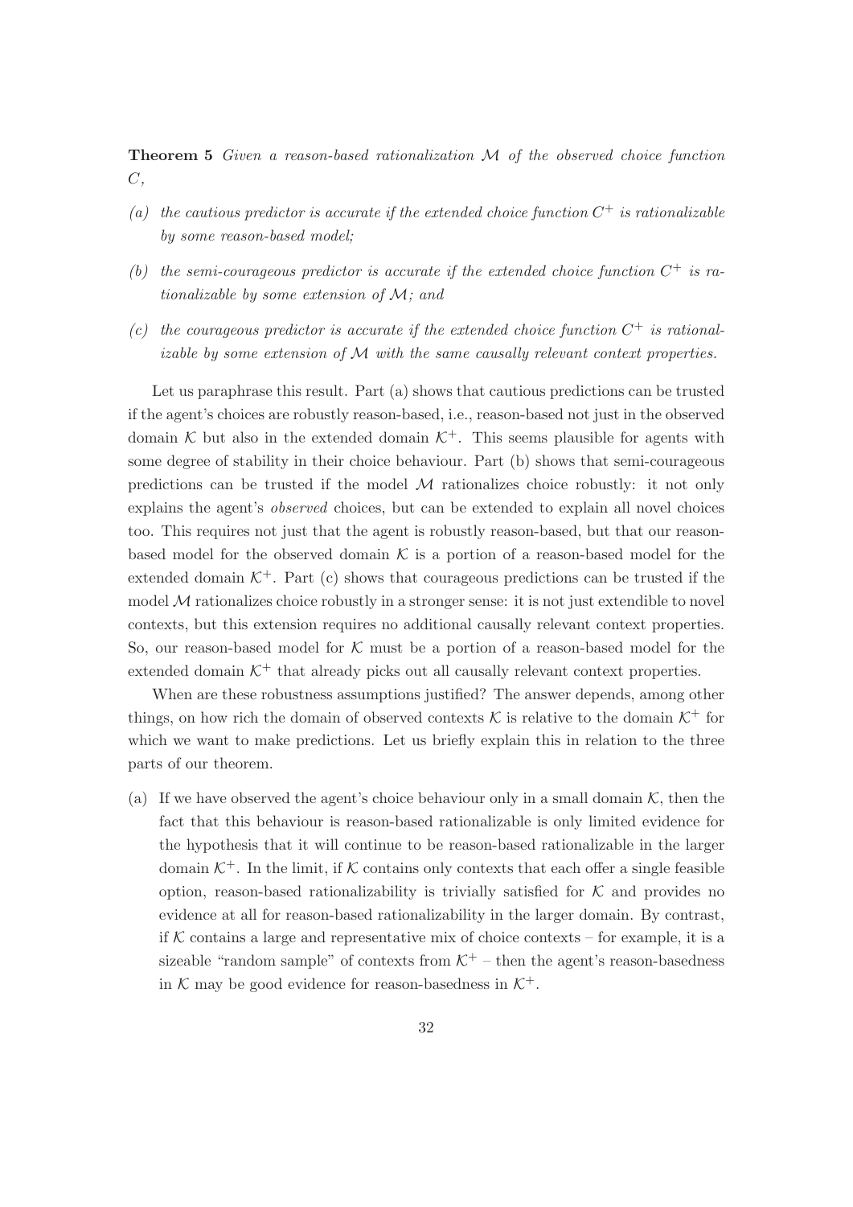**Theorem 5** *Given a reason-based rationalization $\mathcal{M}$ of the observed choice function $C$,*

*(a) the cautious predictor is accurate if the extended choice function $C^+$ is rationalizable by some reason-based model;*

*(b) the semi-courageous predictor is accurate if the extended choice function $C^+$ is rationalizable by some extension of $\mathcal{M}$; and*

*(c) the courageous predictor is accurate if the extended choice function $C^+$ is rationalizable by some extension of $\mathcal{M}$ with the same causally relevant context properties.*

Let us paraphrase this result. Part (a) shows that cautious predictions can be trusted if the agent's choices are robustly reason-based, i.e., reason-based not just in the observed domain $\mathcal{K}$ but also in the extended domain $\mathcal{K}^+$. This seems plausible for agents with some degree of stability in their choice behaviour. Part (b) shows that semi-courageous predictions can be trusted if the model $\mathcal{M}$ rationalizes choice robustly: it not only explains the agent's *observed* choices, but can be extended to explain all novel choices too. This requires not just that the agent is robustly reason-based, but that our reason-based model for the observed domain $\mathcal{K}$ is a portion of a reason-based model for the extended domain $\mathcal{K}^+$. Part (c) shows that courageous predictions can be trusted if the model $\mathcal{M}$ rationalizes choice robustly in a stronger sense: it is not just extendible to novel contexts, but this extension requires no additional causally relevant context properties. So, our reason-based model for $\mathcal{K}$ must be a portion of a reason-based model for the extended domain $\mathcal{K}^+$ that already picks out all causally relevant context properties.

When are these robustness assumptions justified? The answer depends, among other things, on how rich the domain of observed contexts $\mathcal{K}$ is relative to the domain $\mathcal{K}^+$ for which we want to make predictions. Let us briefly explain this in relation to the three parts of our theorem.

(a) If we have observed the agent's choice behaviour only in a small domain $\mathcal{K}$, then the fact that this behaviour is reason-based rationalizable is only limited evidence for the hypothesis that it will continue to be reason-based rationalizable in the larger domain $\mathcal{K}^+$. In the limit, if $\mathcal{K}$ contains only contexts that each offer a single feasible option, reason-based rationalizability is trivially satisfied for $\mathcal{K}$ and provides no evidence at all for reason-based rationalizability in the larger domain. By contrast, if $\mathcal{K}$ contains a large and representative mix of choice contexts – for example, it is a sizeable "random sample" of contexts from $\mathcal{K}^+$ – then the agent's reason-basedness in $\mathcal{K}$ may be good evidence for reason-basedness in $\mathcal{K}^+$.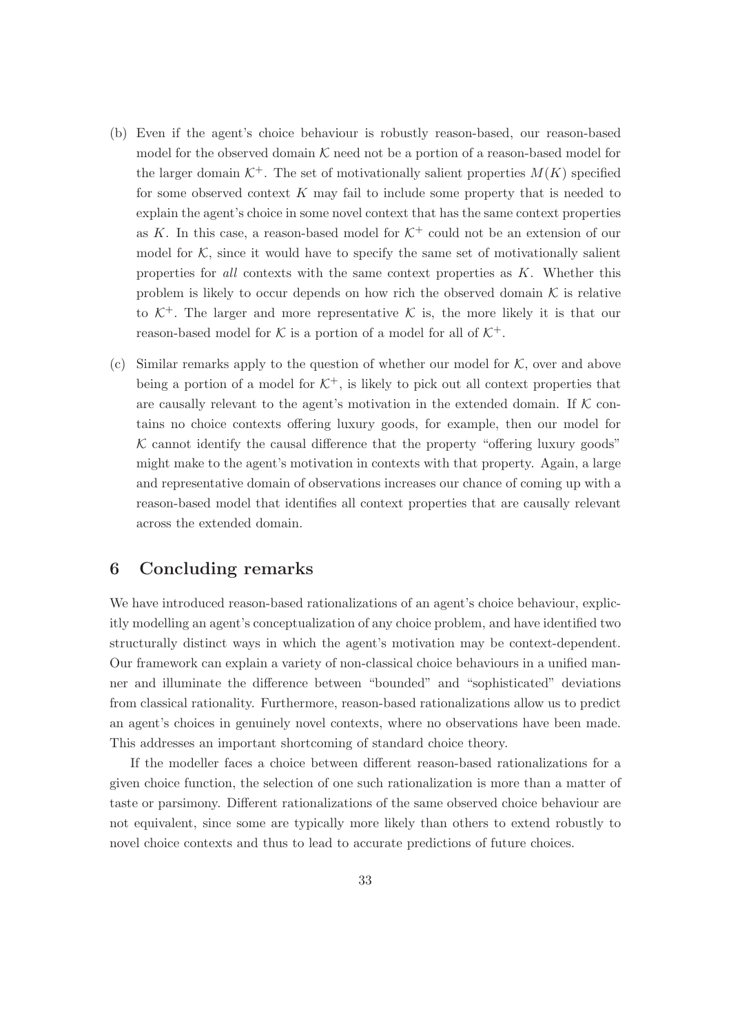(b) Even if the agent's choice behaviour is robustly reason-based, our reason-based model for the observed domain $\mathcal{K}$ need not be a portion of a reason-based model for the larger domain $\mathcal{K}^+$. The set of motivationally salient properties $M(K)$ specified for some observed context $K$ may fail to include some property that is needed to explain the agent's choice in some novel context that has the same context properties as $K$. In this case, a reason-based model for $\mathcal{K}^+$ could not be an extension of our model for $\mathcal{K}$, since it would have to specify the same set of motivationally salient properties for *all* contexts with the same context properties as $K$. Whether this problem is likely to occur depends on how rich the observed domain $\mathcal{K}$ is relative to $\mathcal{K}^+$. The larger and more representative $\mathcal{K}$ is, the more likely it is that our reason-based model for $\mathcal{K}$ is a portion of a model for all of $\mathcal{K}^+$.

(c) Similar remarks apply to the question of whether our model for $\mathcal{K}$, over and above being a portion of a model for $\mathcal{K}^+$, is likely to pick out all context properties that are causally relevant to the agent's motivation in the extended domain. If $\mathcal{K}$ contains no choice contexts offering luxury goods, for example, then our model for $\mathcal{K}$ cannot identify the causal difference that the property "offering luxury goods" might make to the agent's motivation in contexts with that property. Again, a large and representative domain of observations increases our chance of coming up with a reason-based model that identifies all context properties that are causally relevant across the extended domain.

## 6 Concluding remarks

We have introduced reason-based rationalizations of an agent's choice behaviour, explicitly modelling an agent's conceptualization of any choice problem, and have identified two structurally distinct ways in which the agent's motivation may be context-dependent. Our framework can explain a variety of non-classical choice behaviours in a unified manner and illuminate the difference between "bounded" and "sophisticated" deviations from classical rationality. Furthermore, reason-based rationalizations allow us to predict an agent's choices in genuinely novel contexts, where no observations have been made. This addresses an important shortcoming of standard choice theory.

If the modeller faces a choice between different reason-based rationalizations for a given choice function, the selection of one such rationalization is more than a matter of taste or parsimony. Different rationalizations of the same observed choice behaviour are not equivalent, since some are typically more likely than others to extend robustly to novel choice contexts and thus to lead to accurate predictions of future choices.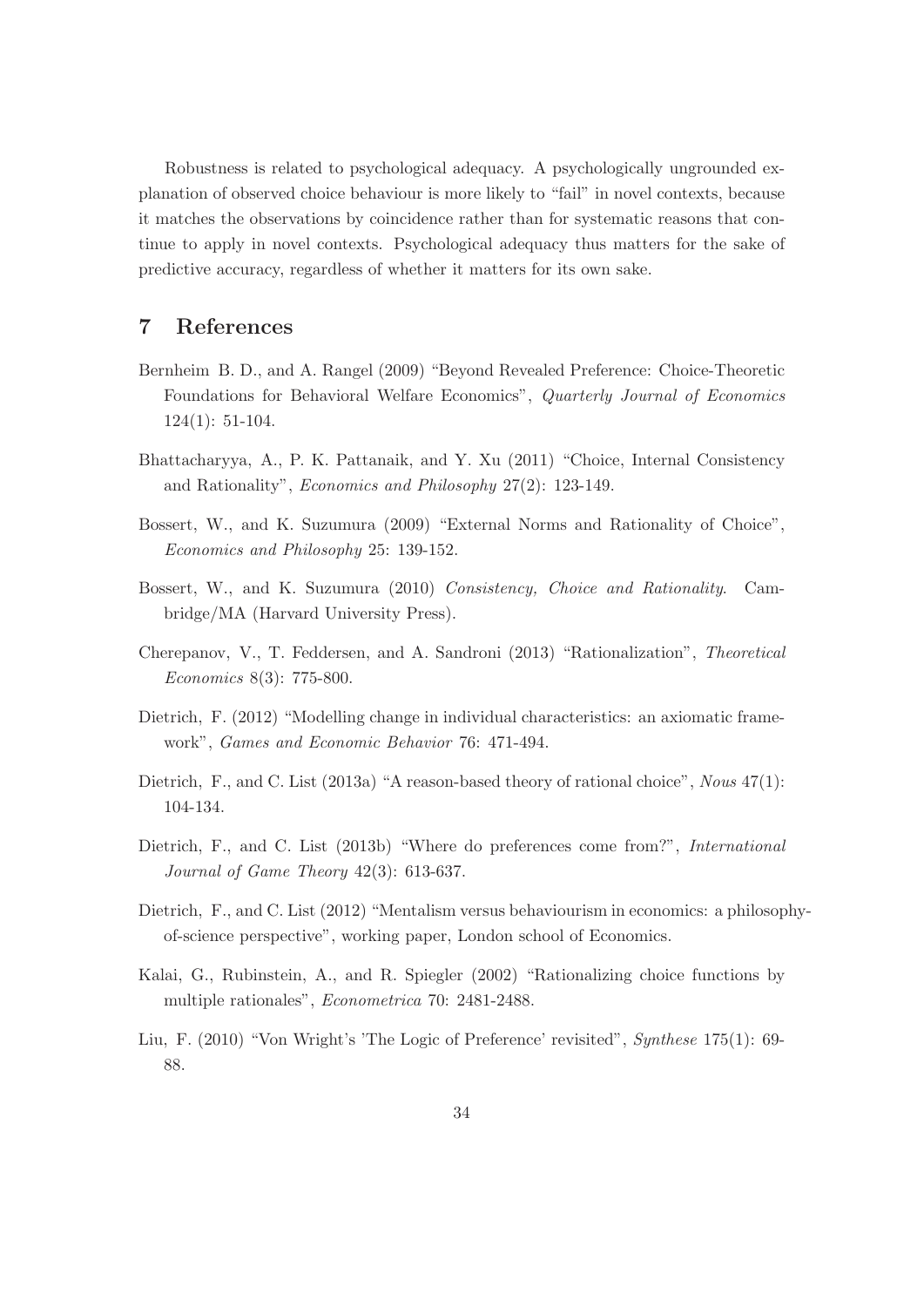Robustness is related to psychological adequacy. A psychologically ungrounded explanation of observed choice behaviour is more likely to "fail" in novel contexts, because it matches the observations by coincidence rather than for systematic reasons that continue to apply in novel contexts. Psychological adequacy thus matters for the sake of predictive accuracy, regardless of whether it matters for its own sake.

# 7 References

Bernheim B. D., and A. Rangel (2009) "Beyond Revealed Preference: Choice-Theoretic Foundations for Behavioral Welfare Economics", *Quarterly Journal of Economics* 124(1): 51-104.

Bhattacharyya, A., P. K. Pattanaik, and Y. Xu (2011) "Choice, Internal Consistency and Rationality", *Economics and Philosophy* 27(2): 123-149.

Bossert, W., and K. Suzumura (2009) "External Norms and Rationality of Choice", *Economics and Philosophy* 25: 139-152.

Bossert, W., and K. Suzumura (2010) *Consistency, Choice and Rationality*. Cambridge/MA (Harvard University Press).

Cherepanov, V., T. Feddersen, and A. Sandroni (2013) "Rationalization", *Theoretical Economics* 8(3): 775-800.

Dietrich, F. (2012) "Modelling change in individual characteristics: an axiomatic framework", *Games and Economic Behavior* 76: 471-494.

Dietrich, F., and C. List (2013a) "A reason-based theory of rational choice", *Nous* 47(1): 104-134.

Dietrich, F., and C. List (2013b) "Where do preferences come from?", *International Journal of Game Theory* 42(3): 613-637.

Dietrich, F., and C. List (2012) "Mentalism versus behaviourism in economics: a philosophy-of-science perspective", working paper, London school of Economics.

Kalai, G., Rubinstein, A., and R. Spiegler (2002) "Rationalizing choice functions by multiple rationales", *Econometrica* 70: 2481-2488.

Liu, F. (2010) "Von Wright's 'The Logic of Preference' revisited", *Synthese* 175(1): 69-88.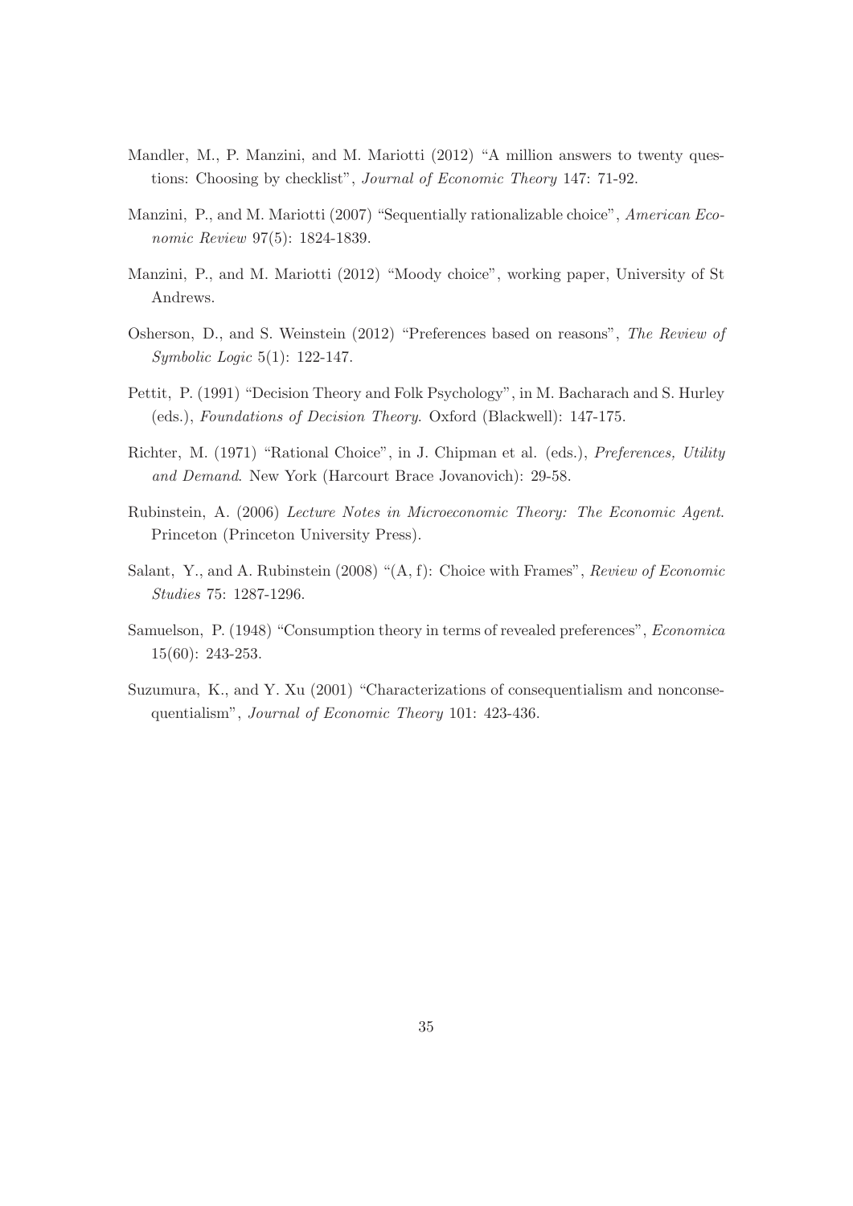Mandler, M., P. Manzini, and M. Mariotti (2012) "A million answers to twenty questions: Choosing by checklist", *Journal of Economic Theory* 147: 71-92.

Manzini, P., and M. Mariotti (2007) "Sequentially rationalizable choice", *American Economic Review* 97(5): 1824-1839.

Manzini, P., and M. Mariotti (2012) "Moody choice", working paper, University of St Andrews.

Osherson, D., and S. Weinstein (2012) "Preferences based on reasons", *The Review of Symbolic Logic* 5(1): 122-147.

Pettit, P. (1991) "Decision Theory and Folk Psychology", in M. Bacharach and S. Hurley (eds.), *Foundations of Decision Theory*. Oxford (Blackwell): 147-175.

Richter, M. (1971) "Rational Choice", in J. Chipman et al. (eds.), *Preferences, Utility and Demand*. New York (Harcourt Brace Jovanovich): 29-58.

Rubinstein, A. (2006) *Lecture Notes in Microeconomic Theory: The Economic Agent*. Princeton (Princeton University Press).

Salant, Y., and A. Rubinstein (2008) "(A, f): Choice with Frames", *Review of Economic Studies* 75: 1287-1296.

Samuelson, P. (1948) "Consumption theory in terms of revealed preferences", *Economica* 15(60): 243-253.

Suzumura, K., and Y. Xu (2001) "Characterizations of consequentialism and nonconsequentialism", *Journal of Economic Theory* 101: 423-436.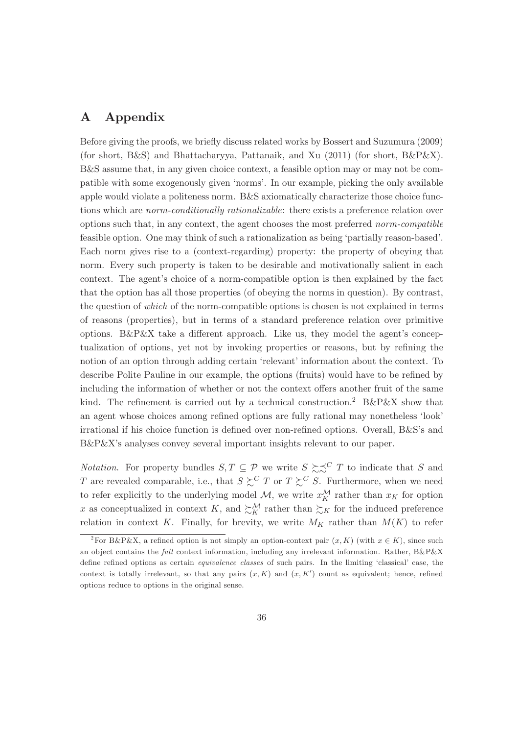# A Appendix

Before giving the proofs, we briefly discuss related works by Bossert and Suzumura (2009) (for short, B&S) and Bhattacharyya, Pattanaik, and Xu (2011) (for short, B&P&X). B&S assume that, in any given choice context, a feasible option may or may not be compatible with some exogenously given 'norms'. In our example, picking the only available apple would violate a politeness norm. B&S axiomatically characterize those choice functions which are *norm-conditionally rationalizable*: there exists a preference relation over options such that, in any context, the agent chooses the most preferred *norm-compatible* feasible option. One may think of such a rationalization as being 'partially reason-based'. Each norm gives rise to a (context-regarding) property: the property of obeying that norm. Every such property is taken to be desirable and motivationally salient in each context. The agent's choice of a norm-compatible option is then explained by the fact that the option has all those properties (of obeying the norms in question). By contrast, the question of *which* of the norm-compatible options is chosen is not explained in terms of reasons (properties), but in terms of a standard preference relation over primitive options. B&P&X take a different approach. Like us, they model the agent's conceptualization of options, yet not by invoking properties or reasons, but by refining the notion of an option through adding certain 'relevant' information about the context. To describe Polite Pauline in our example, the options (fruits) would have to be refined by including the information of whether or not the context offers another fruit of the same kind. The refinement is carried out by a technical construction.[2] B&P&X show that an agent whose choices among refined options are fully rational may nonetheless 'look' irrational if his choice function is defined over non-refined options. Overall, B&S's and B&P&X's analyses convey several important insights relevant to our paper.

*Notation*. For property bundles $S, T \subseteq \mathcal{P}$ we write $S \succsim\precsim^C T$ to indicate that $S$ and $T$ are revealed comparable, i.e., that $S \succsim^C T$ or $T \succsim^C S$. Furthermore, when we need to refer explicitly to the underlying model $\mathcal{M}$, we write $x_K^{\mathcal{M}}$ rather than $x_K$ for option $x$ as conceptualized in context $K$, and $\succsim_K^{\mathcal{M}}$ rather than $\succsim_K$ for the induced preference relation in context $K$. Finally, for brevity, we write $M_K$ rather than $M(K)$ to refer

[2] For B&P&X, a refined option is not simply an option-context pair $(x, K)$ (with $x \in K$), since such an object contains the *full* context information, including any irrelevant information. Rather, B&P&X define refined options as certain *equivalence classes* of such pairs. In the limiting 'classical' case, the context is totally irrelevant, so that any pairs $(x, K)$ and $(x, K')$ count as equivalent; hence, refined options reduce to options in the original sense.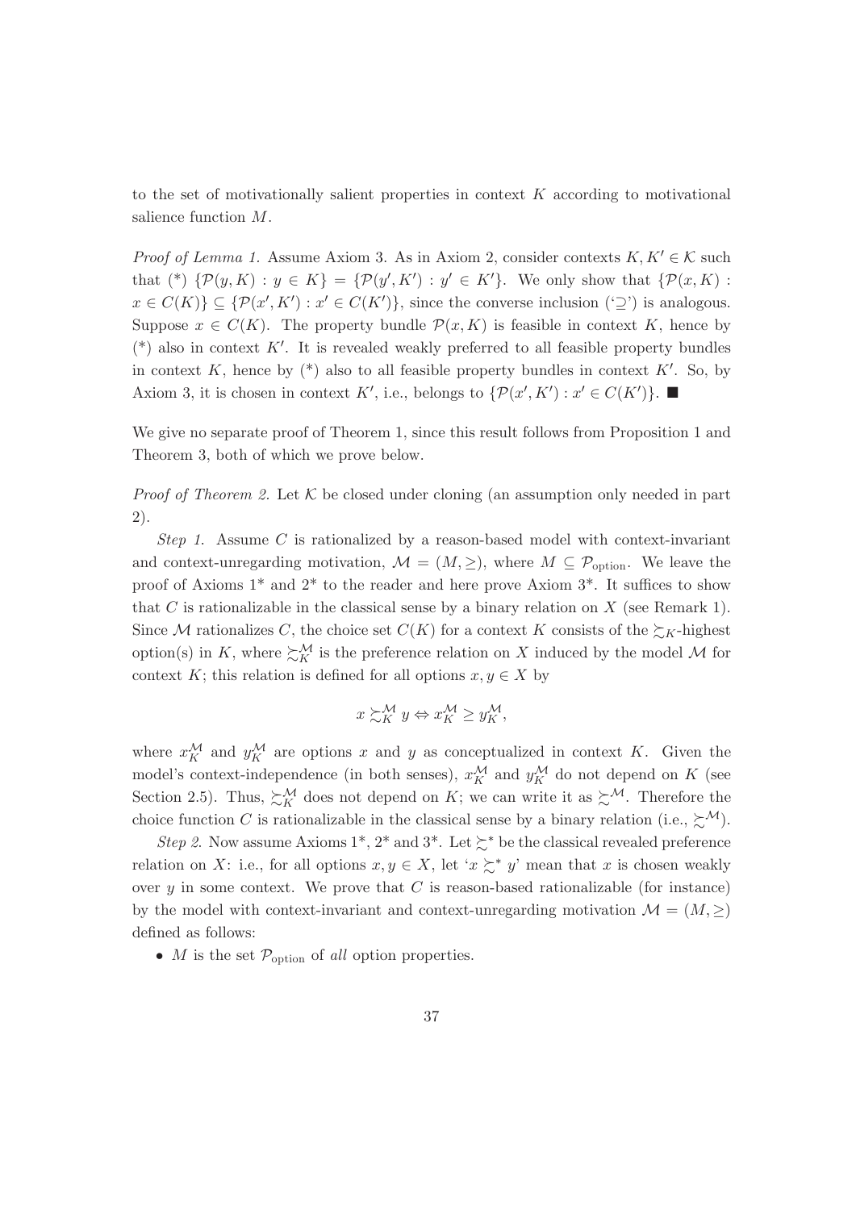to the set of motivationally salient properties in context $K$ according to motivational salience function $M$.

*Proof of Lemma 1.* Assume Axiom 3. As in Axiom 2, consider contexts $K, K' \in \mathcal{K}$ such that (*) $\{\mathcal{P}(y, K) : y \in K\} = \{\mathcal{P}(y', K') : y' \in K'\}$. We only show that $\{\mathcal{P}(x, K) : x \in C(K)\} \subseteq \{\mathcal{P}(x', K') : x' \in C(K')\}$, since the converse inclusion ('$\supseteq$') is analogous. Suppose $x \in C(K)$. The property bundle $\mathcal{P}(x, K)$ is feasible in context $K$, hence by (*) also in context $K'$. It is revealed weakly preferred to all feasible property bundles in context $K$, hence by (*) also to all feasible property bundles in context $K'$. So, by Axiom 3, it is chosen in context $K'$, i.e., belongs to $\{\mathcal{P}(x', K') : x' \in C(K')\}$. ■

We give no separate proof of Theorem 1, since this result follows from Proposition 1 and Theorem 3, both of which we prove below.

*Proof of Theorem 2.* Let $\mathcal{K}$ be closed under cloning (an assumption only needed in part 2).

*Step 1.* Assume $C$ is rationalized by a reason-based model with context-invariant and context-unregarding motivation, $\mathcal{M} = (M, \geq)$, where $M \subseteq \mathcal{P}_{\text{option}}$. We leave the proof of Axioms 1* and 2* to the reader and here prove Axiom 3*. It suffices to show that $C$ is rationalizable in the classical sense by a binary relation on $X$ (see Remark 1). Since $\mathcal{M}$ rationalizes $C$, the choice set $C(K)$ for a context $K$ consists of the $\succsim_K$-highest option(s) in $K$, where $\succsim_K^{\mathcal{M}}$ is the preference relation on $X$ induced by the model $\mathcal{M}$ for context $K$; this relation is defined for all options $x, y \in X$ by

$$x \succsim_K^{\mathcal{M}} y \Leftrightarrow x_K^{\mathcal{M}} \geq y_K^{\mathcal{M}},$$

where $x_K^{\mathcal{M}}$ and $y_K^{\mathcal{M}}$ are options $x$ and $y$ as conceptualized in context $K$. Given the model's context-independence (in both senses), $x_K^{\mathcal{M}}$ and $y_K^{\mathcal{M}}$ do not depend on $K$ (see Section 2.5). Thus, $\succsim_K^{\mathcal{M}}$ does not depend on $K$; we can write it as $\succsim^{\mathcal{M}}$. Therefore the choice function $C$ is rationalizable in the classical sense by a binary relation (i.e., $\succsim^{\mathcal{M}}$).

*Step 2.* Now assume Axioms 1*, 2* and 3*. Let $\succsim^*$ be the classical revealed preference relation on $X$: i.e., for all options $x, y \in X$, let '$x \succsim^* y$' mean that $x$ is chosen weakly over $y$ in some context. We prove that $C$ is reason-based rationalizable (for instance) by the model with context-invariant and context-unregarding motivation $\mathcal{M} = (M, \geq)$ defined as follows:

- $M$ is the set $\mathcal{P}_{\text{option}}$ of *all* option properties.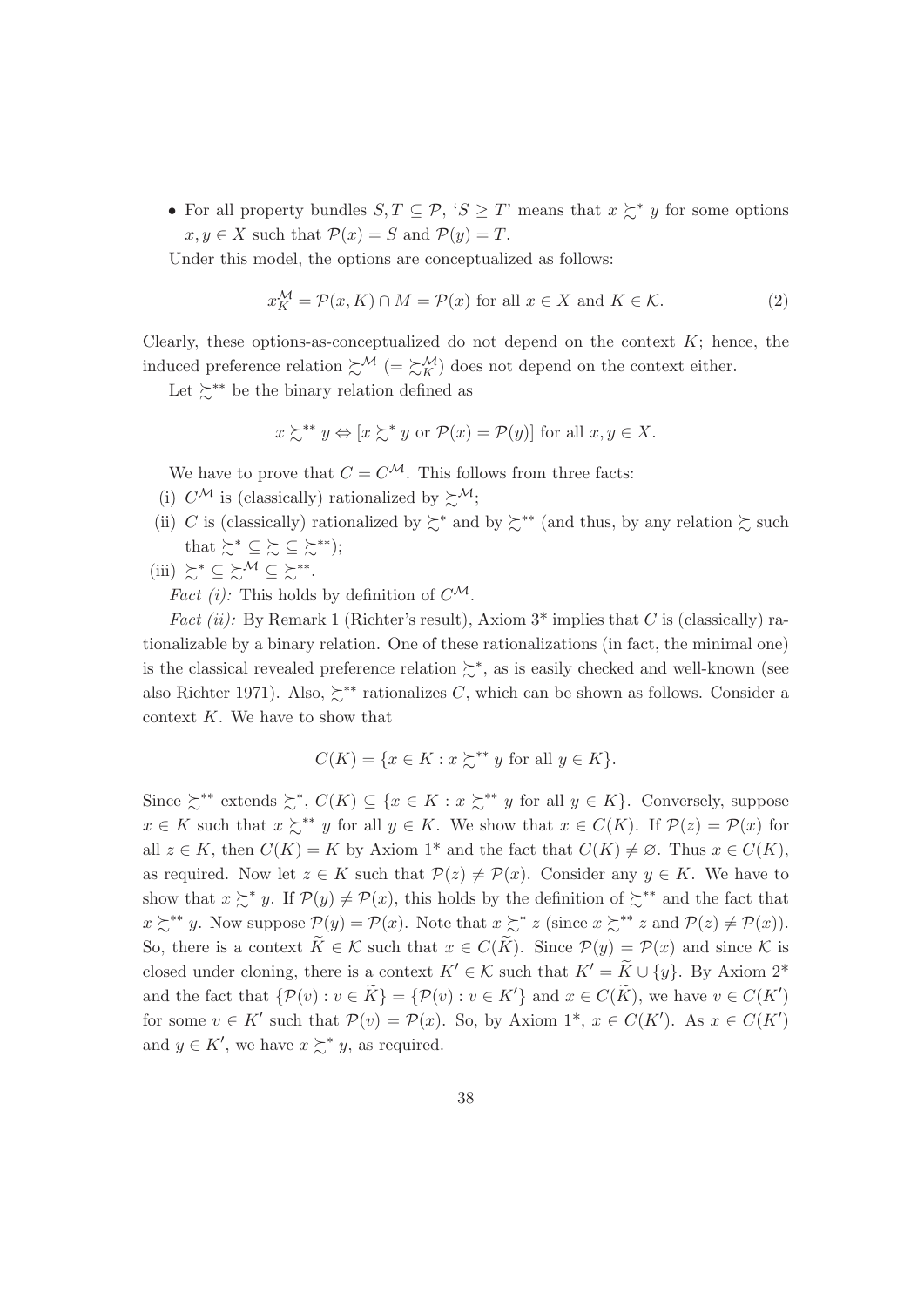- For all property bundles $S, T \subseteq \mathcal{P}$, '$S \geq T$' means that $x \succsim^* y$ for some options $x, y \in X$ such that $\mathcal{P}(x) = S$ and $\mathcal{P}(y) = T$.

Under this model, the options are conceptualized as follows:

$$x_K^{\mathcal{M}} = \mathcal{P}(x, K) \cap M = \mathcal{P}(x) \text{ for all } x \in X \text{ and } K \in \mathcal{K}. \tag{2}$$

Clearly, these options-as-conceptualized do not depend on the context $K$; hence, the induced preference relation $\succsim^{\mathcal{M}}$ $(= \succsim_K^{\mathcal{M}})$ does not depend on the context either.

Let $\succsim^{**}$ be the binary relation defined as

$$x \succsim^{**} y \Leftrightarrow [x \succsim^* y \text{ or } \mathcal{P}(x) = \mathcal{P}(y)] \text{ for all } x, y \in X.$$

We have to prove that $C = C^{\mathcal{M}}$. This follows from three facts:

(i) $C^{\mathcal{M}}$ is (classically) rationalized by $\succsim^{\mathcal{M}}$;

(ii) $C$ is (classically) rationalized by $\succsim^*$ and by $\succsim^{**}$ (and thus, by any relation $\succsim$ such that $\succsim^* \subseteq \succsim \subseteq \succsim^{**}$);

(iii) $\succsim^* \subseteq \succsim^{\mathcal{M}} \subseteq \succsim^{**}$.

*Fact (i):* This holds by definition of $C^{\mathcal{M}}$.

*Fact (ii):* By Remark 1 (Richter's result), Axiom 3* implies that $C$ is (classically) rationalizable by a binary relation. One of these rationalizations (in fact, the minimal one) is the classical revealed preference relation $\succsim^*$, as is easily checked and well-known (see also Richter 1971). Also, $\succsim^{**}$ rationalizes $C$, which can be shown as follows. Consider a context $K$. We have to show that

$$C(K) = \{x \in K : x \succsim^{**} y \text{ for all } y \in K\}.$$

Since $\succsim^{**}$ extends $\succsim^*$, $C(K) \subseteq \{x \in K : x \succsim^{**} y \text{ for all } y \in K\}$. Conversely, suppose $x \in K$ such that $x \succsim^{**} y$ for all $y \in K$. We show that $x \in C(K)$. If $\mathcal{P}(z) = \mathcal{P}(x)$ for all $z \in K$, then $C(K) = K$ by Axiom 1* and the fact that $C(K) \neq \varnothing$. Thus $x \in C(K)$, as required. Now let $z \in K$ such that $\mathcal{P}(z) \neq \mathcal{P}(x)$. Consider any $y \in K$. We have to show that $x \succsim^* y$. If $\mathcal{P}(y) \neq \mathcal{P}(x)$, this holds by the definition of $\succsim^{**}$ and the fact that $x \succsim^{**} y$. Now suppose $\mathcal{P}(y) = \mathcal{P}(x)$. Note that $x \succsim^* z$ (since $x \succsim^{**} z$ and $\mathcal{P}(z) \neq \mathcal{P}(x)$). So, there is a context $\widetilde{K} \in \mathcal{K}$ such that $x \in C(\widetilde{K})$. Since $\mathcal{P}(y) = \mathcal{P}(x)$ and since $\mathcal{K}$ is closed under cloning, there is a context $K' \in \mathcal{K}$ such that $K' = \widetilde{K} \cup \{y\}$. By Axiom 2* and the fact that $\{\mathcal{P}(v) : v \in \widetilde{K}\} = \{\mathcal{P}(v) : v \in K'\}$ and $x \in C(\widetilde{K})$, we have $v \in C(K')$ for some $v \in K'$ such that $\mathcal{P}(v) = \mathcal{P}(x)$. So, by Axiom 1*, $x \in C(K')$. As $x \in C(K')$ and $y \in K'$, we have $x \succsim^* y$, as required.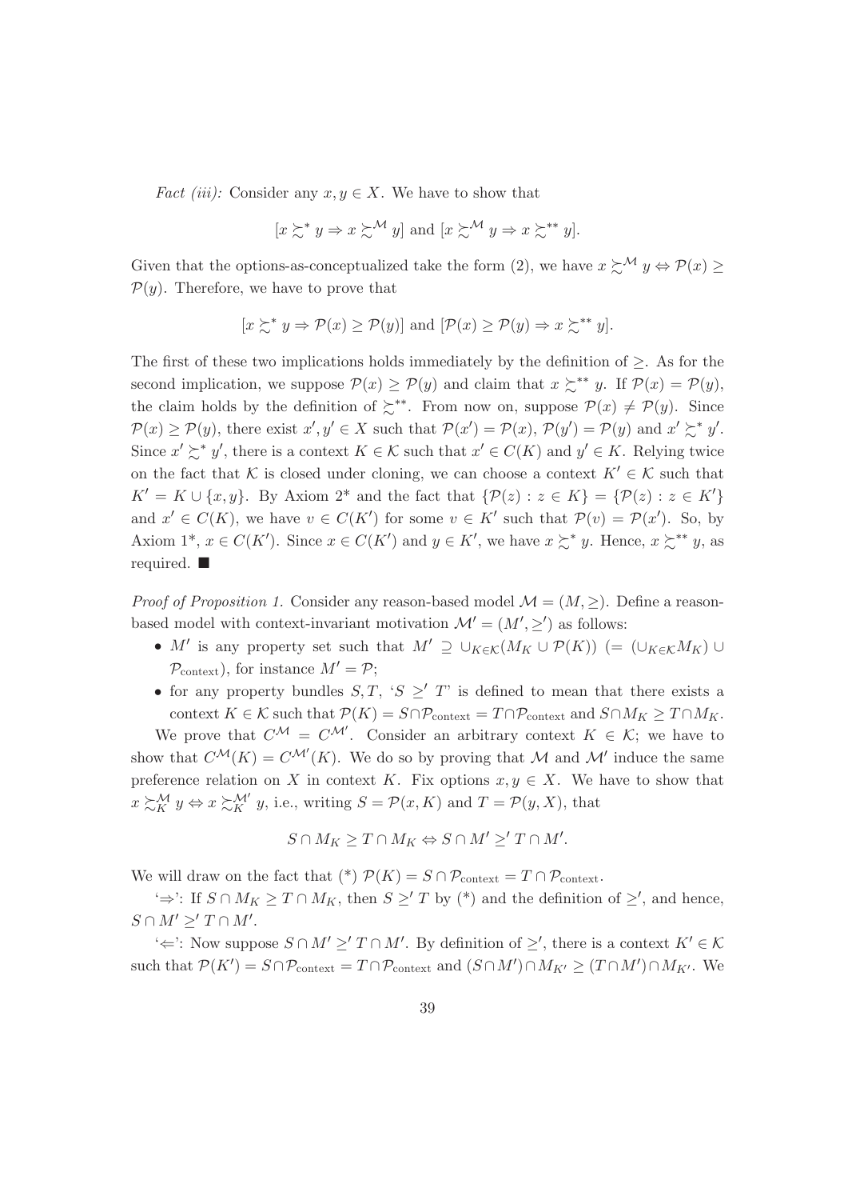*Fact (iii):* Consider any $x, y \in X$. We have to show that

$$[x \succsim^* y \Rightarrow x \succsim^{\mathcal{M}} y] \text{ and } [x \succsim^{\mathcal{M}} y \Rightarrow x \succsim^{**} y].$$

Given that the options-as-conceptualized take the form (2), we have $x \succsim^{\mathcal{M}} y \Leftrightarrow \mathcal{P}(x) \geq \mathcal{P}(y)$. Therefore, we have to prove that

$$[x \succsim^* y \Rightarrow \mathcal{P}(x) \geq \mathcal{P}(y)] \text{ and } [\mathcal{P}(x) \geq \mathcal{P}(y) \Rightarrow x \succsim^{**} y].$$

The first of these two implications holds immediately by the definition of $\geq$. As for the second implication, we suppose $\mathcal{P}(x) \geq \mathcal{P}(y)$ and claim that $x \succsim^{**} y$. If $\mathcal{P}(x) = \mathcal{P}(y)$, the claim holds by the definition of $\succsim^{**}$. From now on, suppose $\mathcal{P}(x) \neq \mathcal{P}(y)$. Since $\mathcal{P}(x) \geq \mathcal{P}(y)$, there exist $x', y' \in X$ such that $\mathcal{P}(x') = \mathcal{P}(x)$, $\mathcal{P}(y') = \mathcal{P}(y)$ and $x' \succsim^* y'$. Since $x' \succsim^* y'$, there is a context $K \in \mathcal{K}$ such that $x' \in C(K)$ and $y' \in K$. Relying twice on the fact that $\mathcal{K}$ is closed under cloning, we can choose a context $K' \in \mathcal{K}$ such that $K' = K \cup \{x, y\}$. By Axiom 2* and the fact that $\{\mathcal{P}(z) : z \in K\} = \{\mathcal{P}(z) : z \in K'\}$ and $x' \in C(K)$, we have $v \in C(K')$ for some $v \in K'$ such that $\mathcal{P}(v) = \mathcal{P}(x')$. So, by Axiom 1*, $x \in C(K')$. Since $x \in C(K')$ and $y \in K'$, we have $x \succsim^* y$. Hence, $x \succsim^{**} y$, as required. ■

*Proof of Proposition 1.* Consider any reason-based model $\mathcal{M} = (M, \geq)$. Define a reason-based model with context-invariant motivation $\mathcal{M}' = (M', \geq')$ as follows:

- $M'$ is any property set such that $M' \supseteq \cup_{K \in \mathcal{K}}(M_K \cup \mathcal{P}(K))$ $(= (\cup_{K \in \mathcal{K}} M_K) \cup \mathcal{P}_{\text{context}})$, for instance $M' = \mathcal{P}$;
- for any property bundles $S, T$, '$S \geq' T$' is defined to mean that there exists a context $K \in \mathcal{K}$ such that $\mathcal{P}(K) = S \cap \mathcal{P}_{\text{context}} = T \cap \mathcal{P}_{\text{context}}$ and $S \cap M_K \geq T \cap M_K$.

We prove that $C^{\mathcal{M}} = C^{\mathcal{M}'}$. Consider an arbitrary context $K \in \mathcal{K}$; we have to show that $C^{\mathcal{M}}(K) = C^{\mathcal{M}'}(K)$. We do so by proving that $\mathcal{M}$ and $\mathcal{M}'$ induce the same preference relation on $X$ in context $K$. Fix options $x, y \in X$. We have to show that $x \succsim_K^{\mathcal{M}} y \Leftrightarrow x \succsim_K^{\mathcal{M}'} y$, i.e., writing $S = \mathcal{P}(x, K)$ and $T = \mathcal{P}(y, X)$, that

$$S \cap M_K \geq T \cap M_K \Leftrightarrow S \cap M' \geq' T \cap M'.$$

We will draw on the fact that (*) $\mathcal{P}(K) = S \cap \mathcal{P}_{\text{context}} = T \cap \mathcal{P}_{\text{context}}$.

'$\Rightarrow$': If $S \cap M_K \geq T \cap M_K$, then $S \geq' T$ by (*) and the definition of $\geq'$, and hence, $S \cap M' \geq' T \cap M'$.

'$\Leftarrow$': Now suppose $S \cap M' \geq' T \cap M'$. By definition of $\geq'$, there is a context $K' \in \mathcal{K}$ such that $\mathcal{P}(K') = S \cap \mathcal{P}_{\text{context}} = T \cap \mathcal{P}_{\text{context}}$ and $(S \cap M') \cap M_{K'} \geq (T \cap M') \cap M_{K'}$. We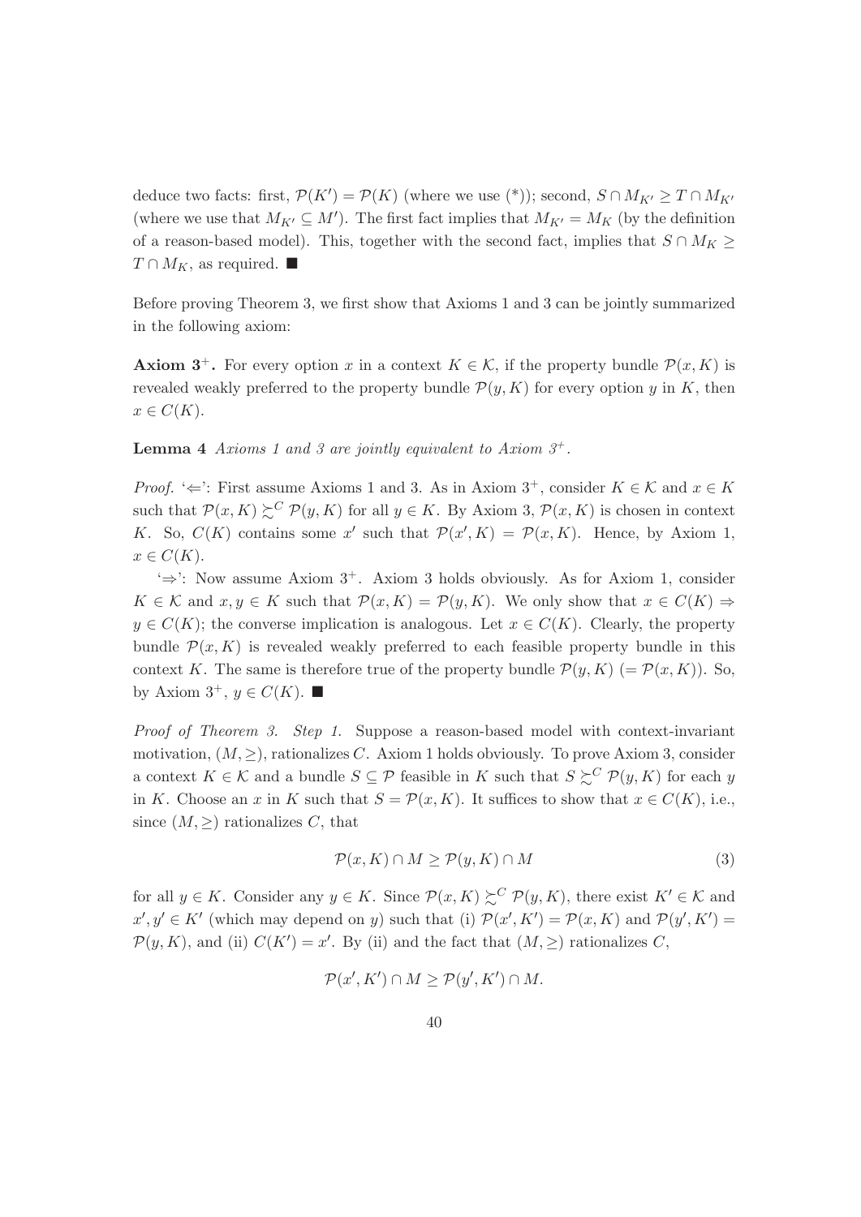deduce two facts: first, $\mathcal{P}(K') = \mathcal{P}(K)$ (where we use (*)); second, $S \cap M_{K'} \geq T \cap M_{K'}$ (where we use that $M_{K'} \subseteq M'$). The first fact implies that $M_{K'} = M_K$ (by the definition of a reason-based model). This, together with the second fact, implies that $S \cap M_K \geq T \cap M_K$, as required. ■

Before proving Theorem 3, we first show that Axioms 1 and 3 can be jointly summarized in the following axiom:

**Axiom 3$^+$.** For every option $x$ in a context $K \in \mathcal{K}$, if the property bundle $\mathcal{P}(x, K)$ is revealed weakly preferred to the property bundle $\mathcal{P}(y, K)$ for every option $y$ in $K$, then $x \in C(K)$.

**Lemma 4** *Axioms 1 and 3 are jointly equivalent to Axiom 3$^+$.*

*Proof.* '$\Leftarrow$': First assume Axioms 1 and 3. As in Axiom 3$^+$, consider $K \in \mathcal{K}$ and $x \in K$ such that $\mathcal{P}(x, K) \succsim^C \mathcal{P}(y, K)$ for all $y \in K$. By Axiom 3, $\mathcal{P}(x, K)$ is chosen in context $K$. So, $C(K)$ contains some $x'$ such that $\mathcal{P}(x', K) = \mathcal{P}(x, K)$. Hence, by Axiom 1, $x \in C(K)$.

'$\Rightarrow$': Now assume Axiom 3$^+$. Axiom 3 holds obviously. As for Axiom 1, consider $K \in \mathcal{K}$ and $x, y \in K$ such that $\mathcal{P}(x, K) = \mathcal{P}(y, K)$. We only show that $x \in C(K) \Rightarrow y \in C(K)$; the converse implication is analogous. Let $x \in C(K)$. Clearly, the property bundle $\mathcal{P}(x, K)$ is revealed weakly preferred to each feasible property bundle in this context $K$. The same is therefore true of the property bundle $\mathcal{P}(y, K)$ $(= \mathcal{P}(x, K))$. So, by Axiom 3$^+$, $y \in C(K)$. ■

*Proof of Theorem 3. Step 1.* Suppose a reason-based model with context-invariant motivation, $(M, \geq)$, rationalizes $C$. Axiom 1 holds obviously. To prove Axiom 3, consider a context $K \in \mathcal{K}$ and a bundle $S \subseteq \mathcal{P}$ feasible in $K$ such that $S \succsim^C \mathcal{P}(y, K)$ for each $y$ in $K$. Choose an $x$ in $K$ such that $S = \mathcal{P}(x, K)$. It suffices to show that $x \in C(K)$, i.e., since $(M, \geq)$ rationalizes $C$, that

$$\mathcal{P}(x, K) \cap M \geq \mathcal{P}(y, K) \cap M \tag{3}$$

for all $y \in K$. Consider any $y \in K$. Since $\mathcal{P}(x, K) \succsim^C \mathcal{P}(y, K)$, there exist $K' \in \mathcal{K}$ and $x', y' \in K'$ (which may depend on $y$) such that (i) $\mathcal{P}(x', K') = \mathcal{P}(x, K)$ and $\mathcal{P}(y', K') = \mathcal{P}(y, K)$, and (ii) $C(K') = x'$. By (ii) and the fact that $(M, \geq)$ rationalizes $C$,

$$\mathcal{P}(x', K') \cap M \geq \mathcal{P}(y', K') \cap M.$$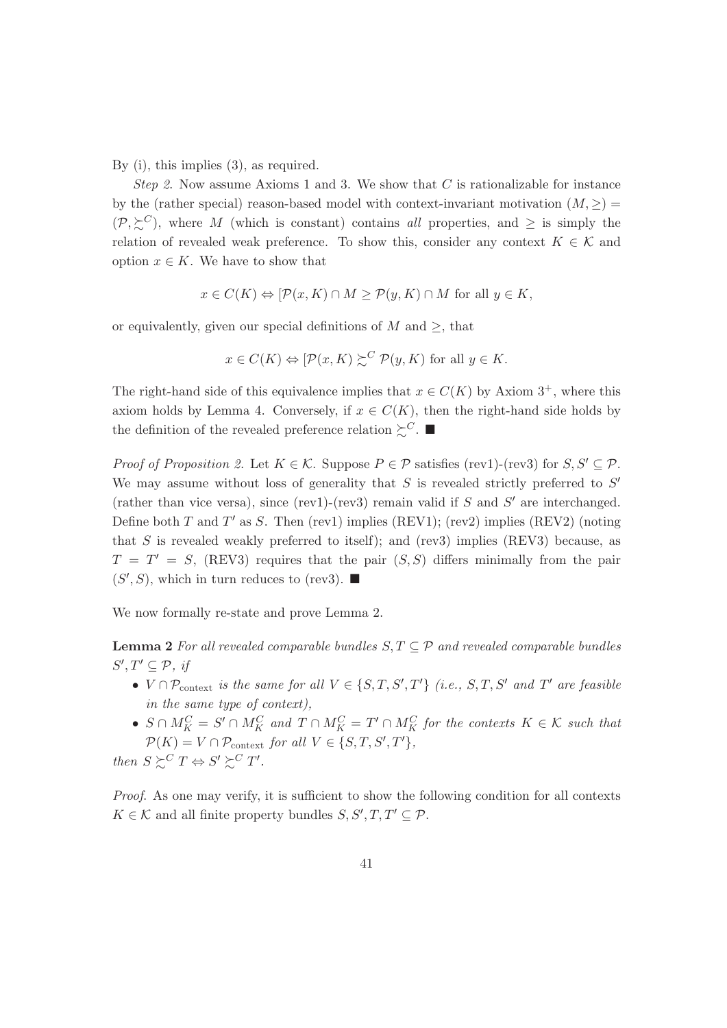By (i), this implies (3), as required.

*Step 2.* Now assume Axioms 1 and 3. We show that $C$ is rationalizable for instance by the (rather special) reason-based model with context-invariant motivation $(M, \geq) = (\mathcal{P}, \succsim^C)$, where $M$ (which is constant) contains *all* properties, and $\geq$ is simply the relation of revealed weak preference. To show this, consider any context $K \in \mathcal{K}$ and option $x \in K$. We have to show that

$$x \in C(K) \Leftrightarrow [\mathcal{P}(x, K) \cap M \geq \mathcal{P}(y, K) \cap M \text{ for all } y \in K,$$

or equivalently, given our special definitions of $M$ and $\geq$, that

$$x \in C(K) \Leftrightarrow [\mathcal{P}(x, K) \succsim^C \mathcal{P}(y, K) \text{ for all } y \in K.$$

The right-hand side of this equivalence implies that $x \in C(K)$ by Axiom $3^+$, where this axiom holds by Lemma 4. Conversely, if $x \in C(K)$, then the right-hand side holds by the definition of the revealed preference relation $\succsim^C$. ■

*Proof of Proposition 2.* Let $K \in \mathcal{K}$. Suppose $P \in \mathcal{P}$ satisfies (rev1)-(rev3) for $S, S' \subseteq \mathcal{P}$. We may assume without loss of generality that $S$ is revealed strictly preferred to $S'$ (rather than vice versa), since (rev1)-(rev3) remain valid if $S$ and $S'$ are interchanged. Define both $T$ and $T'$ as $S$. Then (rev1) implies (REV1); (rev2) implies (REV2) (noting that $S$ is revealed weakly preferred to itself); and (rev3) implies (REV3) because, as $T = T' = S$, (REV3) requires that the pair $(S, S)$ differs minimally from the pair $(S', S)$, which in turn reduces to (rev3). ■

We now formally re-state and prove Lemma 2.

**Lemma 2** *For all revealed comparable bundles $S, T \subseteq \mathcal{P}$ and revealed comparable bundles $S', T' \subseteq \mathcal{P}$, if*

- *$V \cap \mathcal{P}_{\text{context}}$ is the same for all $V \in \{S, T, S', T'\}$ (i.e., $S, T, S'$ and $T'$ are feasible in the same type of context),*
- *$S \cap M_K^C = S' \cap M_K^C$ and $T \cap M_K^C = T' \cap M_K^C$ for the contexts $K \in \mathcal{K}$ such that $\mathcal{P}(K) = V \cap \mathcal{P}_{\text{context}}$ for all $V \in \{S, T, S', T'\}$,*

*then $S \succsim^C T \Leftrightarrow S' \succsim^C T'$.*

*Proof.* As one may verify, it is sufficient to show the following condition for all contexts $K \in \mathcal{K}$ and all finite property bundles $S, S', T, T' \subseteq \mathcal{P}$.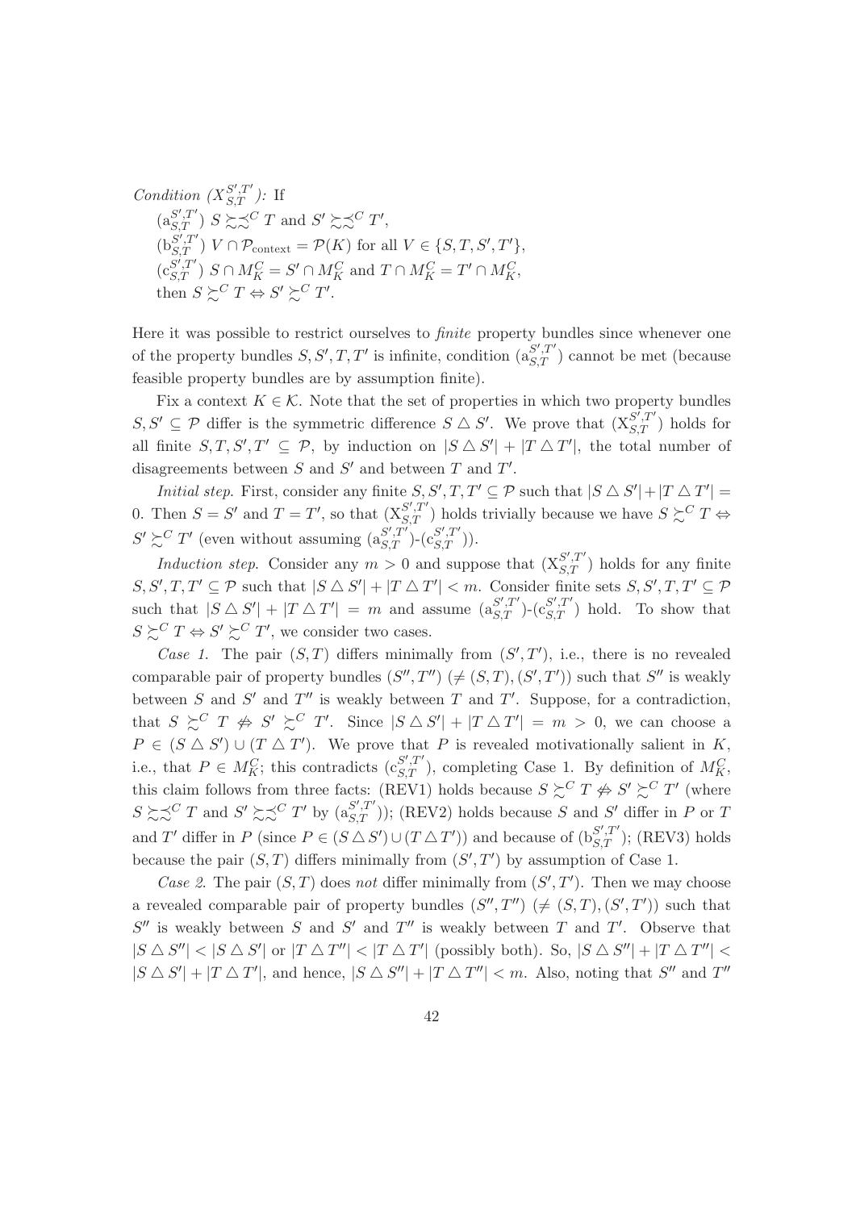*Condition* $(X_{S,T}^{S',T'})$*:* If

$(\mathrm{a}_{S,T}^{S',T'})$ $S \succsim\precsim^C T$ and $S' \succsim\precsim^C T'$,

$(\mathrm{b}_{S,T}^{S',T'})$ $V \cap \mathcal{P}_{\text{context}} = \mathcal{P}(K)$ for all $V \in \{S, T, S', T'\}$,

$(\mathrm{c}_{S,T}^{S',T'})$ $S \cap M_K^C = S' \cap M_K^C$ and $T \cap M_K^C = T' \cap M_K^C$,

then $S \succsim^C T \Leftrightarrow S' \succsim^C T'$.

Here it was possible to restrict ourselves to *finite* property bundles since whenever one of the property bundles $S, S', T, T'$ is infinite, condition $(\mathrm{a}_{S,T}^{S',T'})$ cannot be met (because feasible property bundles are by assumption finite).

Fix a context $K \in \mathcal{K}$. Note that the set of properties in which two property bundles $S, S' \subseteq \mathcal{P}$ differ is the symmetric difference $S \triangle S'$. We prove that $(\mathrm{X}_{S,T}^{S',T'})$ holds for all finite $S, T, S', T' \subseteq \mathcal{P}$, by induction on $|S \triangle S'| + |T \triangle T'|$, the total number of disagreements between $S$ and $S'$ and between $T$ and $T'$.

*Initial step.* First, consider any finite $S, S', T, T' \subseteq \mathcal{P}$ such that $|S \triangle S'| + |T \triangle T'| = 0$. Then $S = S'$ and $T = T'$, so that $(\mathrm{X}_{S,T}^{S',T'})$ holds trivially because we have $S \succsim^C T \Leftrightarrow S' \succsim^C T'$ (even without assuming $(\mathrm{a}_{S,T}^{S',T'})$-$(\mathrm{c}_{S,T}^{S',T'})$).

*Induction step.* Consider any $m > 0$ and suppose that $(\mathrm{X}_{S,T}^{S',T'})$ holds for any finite $S, S', T, T' \subseteq \mathcal{P}$ such that $|S \triangle S'| + |T \triangle T'| < m$. Consider finite sets $S, S', T, T' \subseteq \mathcal{P}$ such that $|S \triangle S'| + |T \triangle T'| = m$ and assume $(\mathrm{a}_{S,T}^{S',T'})$-$(\mathrm{c}_{S,T}^{S',T'})$ hold. To show that $S \succsim^C T \Leftrightarrow S' \succsim^C T'$, we consider two cases.

*Case 1.* The pair $(S, T)$ differs minimally from $(S', T')$, i.e., there is no revealed comparable pair of property bundles $(S'', T'')$ $(\neq (S, T), (S', T'))$ such that $S''$ is weakly between $S$ and $S'$ and $T''$ is weakly between $T$ and $T'$. Suppose, for a contradiction, that $S \succsim^C T \not\Leftrightarrow S' \succsim^C T'$. Since $|S \triangle S'| + |T \triangle T'| = m > 0$, we can choose a $P \in (S \triangle S') \cup (T \triangle T')$. We prove that $P$ is revealed motivationally salient in $K$, i.e., that $P \in M_K^C$; this contradicts $(\mathrm{c}_{S,T}^{S',T'})$, completing Case 1. By definition of $M_K^C$, this claim follows from three facts: (REV1) holds because $S \succsim^C T \not\Leftrightarrow S' \succsim^C T'$ (where $S \succsim\precsim^C T$ and $S' \succsim\precsim^C T'$ by $(\mathrm{a}_{S,T}^{S',T'})$); (REV2) holds because $S$ and $S'$ differ in $P$ or $T$ and $T'$ differ in $P$ (since $P \in (S \triangle S') \cup (T \triangle T')$) and because of $(\mathrm{b}_{S,T}^{S',T'})$; (REV3) holds because the pair $(S, T)$ differs minimally from $(S', T')$ by assumption of Case 1.

*Case 2.* The pair $(S, T)$ does *not* differ minimally from $(S', T')$. Then we may choose a revealed comparable pair of property bundles $(S'', T'')$ $(\neq (S, T), (S', T'))$ such that $S''$ is weakly between $S$ and $S'$ and $T''$ is weakly between $T$ and $T'$. Observe that $|S \triangle S''| < |S \triangle S'|$ or $|T \triangle T''| < |T \triangle T'|$ (possibly both). So, $|S \triangle S''| + |T \triangle T''| < |S \triangle S'| + |T \triangle T'|$, and hence, $|S \triangle S''| + |T \triangle T''| < m$. Also, noting that $S''$ and $T''$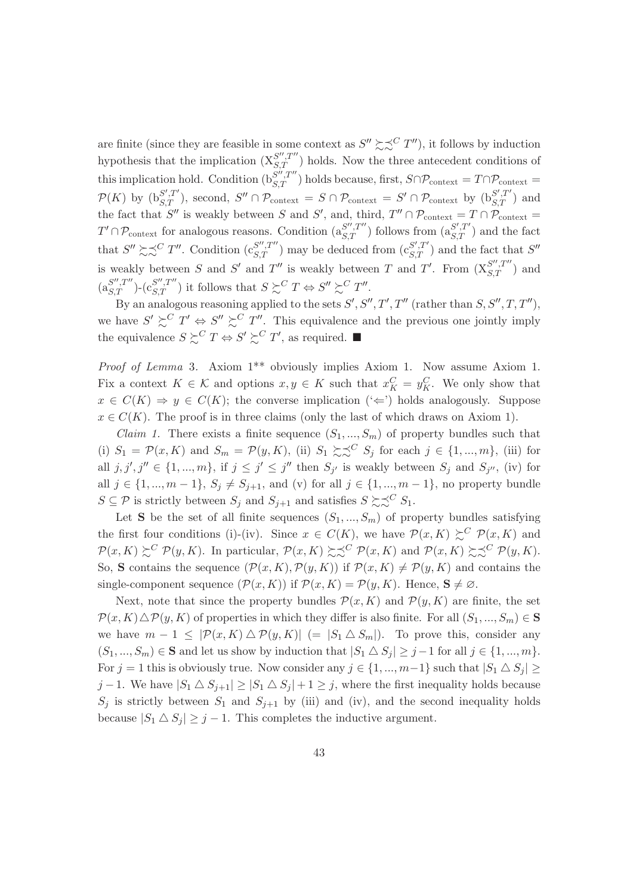are finite (since they are feasible in some context as $S'' \succsim\precsim^C T''$), it follows by induction hypothesis that the implication $(\mathrm{X}_{S,T}^{S'',T''})$ holds. Now the three antecedent conditions of this implication hold. Condition $(\mathrm{b}_{S,T}^{S'',T''})$ holds because, first, $S \cap \mathcal{P}_{\text{context}} = T \cap \mathcal{P}_{\text{context}} = \mathcal{P}(K)$ by $(\mathrm{b}_{S,T}^{S',T'})$, second, $S'' \cap \mathcal{P}_{\text{context}} = S \cap \mathcal{P}_{\text{context}} = S' \cap \mathcal{P}_{\text{context}}$ by $(\mathrm{b}_{S,T}^{S',T'})$ and the fact that $S''$ is weakly between $S$ and $S'$, and, third, $T'' \cap \mathcal{P}_{\text{context}} = T \cap \mathcal{P}_{\text{context}} = T' \cap \mathcal{P}_{\text{context}}$ for analogous reasons. Condition $(\mathrm{a}_{S,T}^{S'',T''})$ follows from $(\mathrm{a}_{S,T}^{S',T'})$ and the fact that $S'' \succsim\precsim^C T''$. Condition $(\mathrm{c}_{S,T}^{S'',T''})$ may be deduced from $(\mathrm{c}_{S,T}^{S',T'})$ and the fact that $S''$ is weakly between $S$ and $S'$ and $T''$ is weakly between $T$ and $T'$. From $(\mathrm{X}_{S,T}^{S'',T''})$ and $(\mathrm{a}_{S,T}^{S'',T''})$-$(\mathrm{c}_{S,T}^{S'',T''})$ it follows that $S \succsim^C T \Leftrightarrow S'' \succsim^C T''$.

By an analogous reasoning applied to the sets $S', S'', T', T''$ (rather than $S, S'', T, T''$), we have $S' \succsim^C T' \Leftrightarrow S'' \succsim^C T''$. This equivalence and the previous one jointly imply the equivalence $S \succsim^C T \Leftrightarrow S' \succsim^C T'$, as required. ■

*Proof of Lemma* 3. Axiom 1** obviously implies Axiom 1. Now assume Axiom 1. Fix a context $K \in \mathcal{K}$ and options $x, y \in K$ such that $x_K^C = y_K^C$. We only show that $x \in C(K) \Rightarrow y \in C(K)$; the converse implication ('$\Leftarrow$') holds analogously. Suppose $x \in C(K)$. The proof is in three claims (only the last of which draws on Axiom 1).

*Claim 1.* There exists a finite sequence $(S_1, ..., S_m)$ of property bundles such that (i) $S_1 = \mathcal{P}(x, K)$ and $S_m = \mathcal{P}(y, K)$, (ii) $S_1 \succsim\precsim^C S_j$ for each $j \in \{1, ..., m\}$, (iii) for all $j, j', j'' \in \{1, ..., m\}$, if $j \leq j' \leq j''$ then $S_{j'}$ is weakly between $S_j$ and $S_{j''}$, (iv) for all $j \in \{1, ..., m-1\}$, $S_j \neq S_{j+1}$, and (v) for all $j \in \{1, ..., m-1\}$, no property bundle $S \subseteq \mathcal{P}$ is strictly between $S_j$ and $S_{j+1}$ and satisfies $S \succsim\precsim^C S_1$.

Let $\mathbf{S}$ be the set of all finite sequences $(S_1, ..., S_m)$ of property bundles satisfying the first four conditions (i)-(iv). Since $x \in C(K)$, we have $\mathcal{P}(x, K) \succsim^C \mathcal{P}(x, K)$ and $\mathcal{P}(x, K) \succsim^C \mathcal{P}(y, K)$. In particular, $\mathcal{P}(x, K) \succsim\precsim^C \mathcal{P}(x, K)$ and $\mathcal{P}(x, K) \succsim\precsim^C \mathcal{P}(y, K)$. So, $\mathbf{S}$ contains the sequence $(\mathcal{P}(x, K), \mathcal{P}(y, K))$ if $\mathcal{P}(x, K) \neq \mathcal{P}(y, K)$ and contains the single-component sequence $(\mathcal{P}(x, K))$ if $\mathcal{P}(x, K) = \mathcal{P}(y, K)$. Hence, $\mathbf{S} \neq \varnothing$.

Next, note that since the property bundles $\mathcal{P}(x, K)$ and $\mathcal{P}(y, K)$ are finite, the set $\mathcal{P}(x, K) \triangle \mathcal{P}(y, K)$ of properties in which they differ is also finite. For all $(S_1, ..., S_m) \in \mathbf{S}$ we have $m - 1 \leq |\mathcal{P}(x, K) \triangle \mathcal{P}(y, K)|$ $(= |S_1 \triangle S_m|)$. To prove this, consider any $(S_1, ..., S_m) \in \mathbf{S}$ and let us show by induction that $|S_1 \triangle S_j| \geq j - 1$ for all $j \in \{1, ..., m\}$. For $j = 1$ this is obviously true. Now consider any $j \in \{1, ..., m-1\}$ such that $|S_1 \triangle S_j| \geq j - 1$. We have $|S_1 \triangle S_{j+1}| \geq |S_1 \triangle S_j| + 1 \geq j$, where the first inequality holds because $S_j$ is strictly between $S_1$ and $S_{j+1}$ by (iii) and (iv), and the second inequality holds because $|S_1 \triangle S_j| \geq j - 1$. This completes the inductive argument.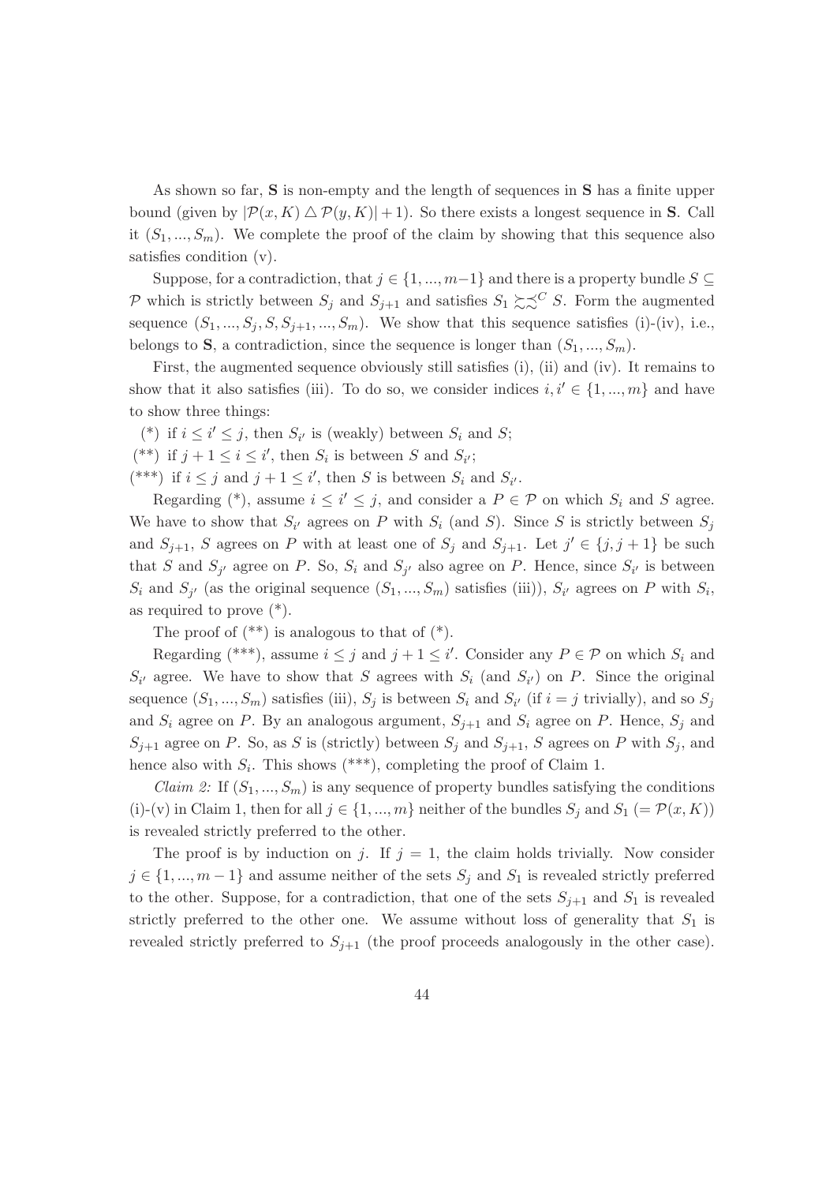As shown so far, $\mathbf{S}$ is non-empty and the length of sequences in $\mathbf{S}$ has a finite upper bound (given by $|\mathcal{P}(x, K) \triangle \mathcal{P}(y, K)| + 1$). So there exists a longest sequence in $\mathbf{S}$. Call it $(S_1, ..., S_m)$. We complete the proof of the claim by showing that this sequence also satisfies condition (v).

Suppose, for a contradiction, that $j \in \{1, ..., m-1\}$ and there is a property bundle $S \subseteq \mathcal{P}$ which is strictly between $S_j$ and $S_{j+1}$ and satisfies $S_1 \succsim\precsim^C S$. Form the augmented sequence $(S_1, ..., S_j, S, S_{j+1}, ..., S_m)$. We show that this sequence satisfies (i)-(iv), i.e., belongs to $\mathbf{S}$, a contradiction, since the sequence is longer than $(S_1, ..., S_m)$.

First, the augmented sequence obviously still satisfies (i), (ii) and (iv). It remains to show that it also satisfies (iii). To do so, we consider indices $i, i' \in \{1, ..., m\}$ and have to show three things:

(*) if $i \leq i' \leq j$, then $S_{i'}$ is (weakly) between $S_i$ and $S$;

(**) if $j + 1 \leq i \leq i'$, then $S_i$ is between $S$ and $S_{i'}$;

(***) if $i \leq j$ and $j + 1 \leq i'$, then $S$ is between $S_i$ and $S_{i'}$.

Regarding (*), assume $i \leq i' \leq j$, and consider a $P \in \mathcal{P}$ on which $S_i$ and $S$ agree. We have to show that $S_{i'}$ agrees on $P$ with $S_i$ (and $S$). Since $S$ is strictly between $S_j$ and $S_{j+1}$, $S$ agrees on $P$ with at least one of $S_j$ and $S_{j+1}$. Let $j' \in \{j, j+1\}$ be such that $S$ and $S_{j'}$ agree on $P$. So, $S_i$ and $S_{j'}$ also agree on $P$. Hence, since $S_{i'}$ is between $S_i$ and $S_{j'}$ (as the original sequence $(S_1, ..., S_m)$ satisfies (iii)), $S_{i'}$ agrees on $P$ with $S_i$, as required to prove (*).

The proof of (**) is analogous to that of (*).

Regarding (***), assume $i \leq j$ and $j + 1 \leq i'$. Consider any $P \in \mathcal{P}$ on which $S_i$ and $S_{i'}$ agree. We have to show that $S$ agrees with $S_i$ (and $S_{i'}$) on $P$. Since the original sequence $(S_1, ..., S_m)$ satisfies (iii), $S_j$ is between $S_i$ and $S_{i'}$ (if $i = j$ trivially), and so $S_j$ and $S_i$ agree on $P$. By an analogous argument, $S_{j+1}$ and $S_i$ agree on $P$. Hence, $S_j$ and $S_{j+1}$ agree on $P$. So, as $S$ is (strictly) between $S_j$ and $S_{j+1}$, $S$ agrees on $P$ with $S_j$, and hence also with $S_i$. This shows (***), completing the proof of Claim 1.

*Claim 2:* If $(S_1, ..., S_m)$ is any sequence of property bundles satisfying the conditions (i)-(v) in Claim 1, then for all $j \in \{1, ..., m\}$ neither of the bundles $S_j$ and $S_1$ ($= \mathcal{P}(x, K)$) is revealed strictly preferred to the other.

The proof is by induction on $j$. If $j = 1$, the claim holds trivially. Now consider $j \in \{1, ..., m-1\}$ and assume neither of the sets $S_j$ and $S_1$ is revealed strictly preferred to the other. Suppose, for a contradiction, that one of the sets $S_{j+1}$ and $S_1$ is revealed strictly preferred to the other one. We assume without loss of generality that $S_1$ is revealed strictly preferred to $S_{j+1}$ (the proof proceeds analogously in the other case).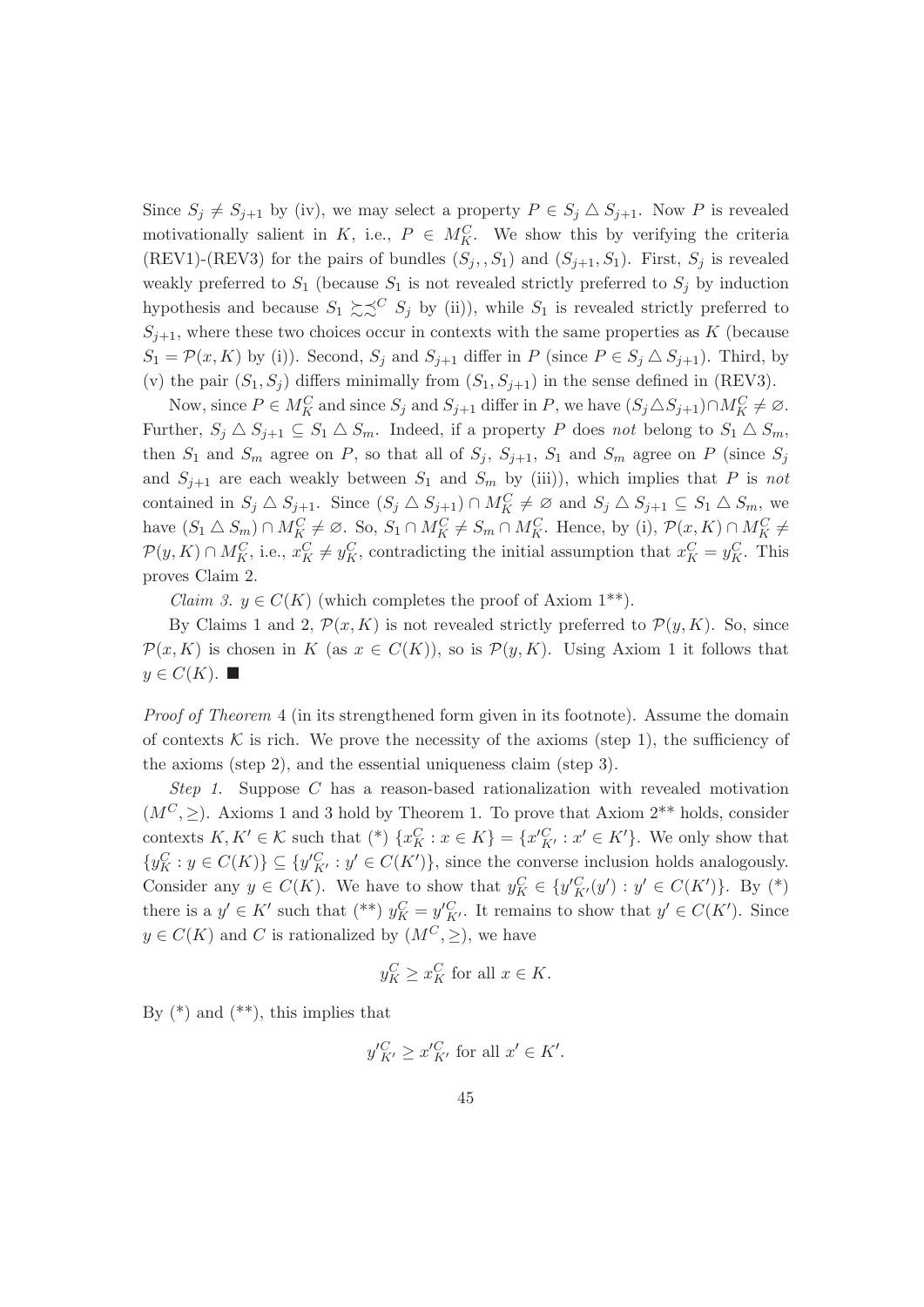Since $S_j \neq S_{j+1}$ by (iv), we may select a property $P \in S_j \triangle S_{j+1}$. Now $P$ is revealed motivationally salient in $K$, i.e., $P \in M_K^C$. We show this by verifying the criteria (REV1)-(REV3) for the pairs of bundles $(S_j, , S_1)$ and $(S_{j+1}, S_1)$. First, $S_j$ is revealed weakly preferred to $S_1$ (because $S_1$ is not revealed strictly preferred to $S_j$ by induction hypothesis and because $S_1 \precsim\succsim^C S_j$ by (ii)), while $S_1$ is revealed strictly preferred to $S_{j+1}$, where these two choices occur in contexts with the same properties as $K$ (because $S_1 = \mathcal{P}(x, K)$ by (i)). Second, $S_j$ and $S_{j+1}$ differ in $P$ (since $P \in S_j \triangle S_{j+1}$). Third, by (v) the pair $(S_1, S_j)$ differs minimally from $(S_1, S_{j+1})$ in the sense defined in (REV3).

Now, since $P \in M_K^C$ and since $S_j$ and $S_{j+1}$ differ in $P$, we have $(S_j \triangle S_{j+1}) \cap M_K^C \neq \varnothing$. Further, $S_j \triangle S_{j+1} \subseteq S_1 \triangle S_m$. Indeed, if a property $P$ does *not* belong to $S_1 \triangle S_m$, then $S_1$ and $S_m$ agree on $P$, so that all of $S_j$, $S_{j+1}$, $S_1$ and $S_m$ agree on $P$ (since $S_j$ and $S_{j+1}$ are each weakly between $S_1$ and $S_m$ by (iii)), which implies that $P$ is *not* contained in $S_j \triangle S_{j+1}$. Since $(S_j \triangle S_{j+1}) \cap M_K^C \neq \varnothing$ and $S_j \triangle S_{j+1} \subseteq S_1 \triangle S_m$, we have $(S_1 \triangle S_m) \cap M_K^C \neq \varnothing$. So, $S_1 \cap M_K^C \neq S_m \cap M_K^C$. Hence, by (i), $\mathcal{P}(x, K) \cap M_K^C \neq \mathcal{P}(y, K) \cap M_K^C$, i.e., $x_K^C \neq y_K^C$, contradicting the initial assumption that $x_K^C = y_K^C$. This proves Claim 2.

*Claim 3.* $y \in C(K)$ (which completes the proof of Axiom 1**).

By Claims 1 and 2, $\mathcal{P}(x, K)$ is not revealed strictly preferred to $\mathcal{P}(y, K)$. So, since $\mathcal{P}(x, K)$ is chosen in $K$ (as $x \in C(K)$), so is $\mathcal{P}(y, K)$. Using Axiom 1 it follows that $y \in C(K)$. ■

*Proof of Theorem* 4 (in its strengthened form given in its footnote). Assume the domain of contexts $\mathcal{K}$ is rich. We prove the necessity of the axioms (step 1), the sufficiency of the axioms (step 2), and the essential uniqueness claim (step 3).

*Step 1.* Suppose $C$ has a reason-based rationalization with revealed motivation $(M^C, \geq)$. Axioms 1 and 3 hold by Theorem 1. To prove that Axiom 2** holds, consider contexts $K, K' \in \mathcal{K}$ such that (*) $\{x_K^C : x \in K\} = \{x'^C_{K'} : x' \in K'\}$. We only show that $\{y_K^C : y \in C(K)\} \subseteq \{y'^C_{K'} : y' \in C(K')\}$, since the converse inclusion holds analogously. Consider any $y \in C(K)$. We have to show that $y_K^C \in \{y'^C_{K'}(y') : y' \in C(K')\}$. By (*) there is a $y' \in K'$ such that (**) $y_K^C = y'^C_{K'}$. It remains to show that $y' \in C(K')$. Since $y \in C(K)$ and $C$ is rationalized by $(M^C, \geq)$, we have

$$y_K^C \geq x_K^C \text{ for all } x \in K.$$

By (*) and (**), this implies that

$$y'^C_{K'} \geq x'^C_{K'} \text{ for all } x' \in K'.$$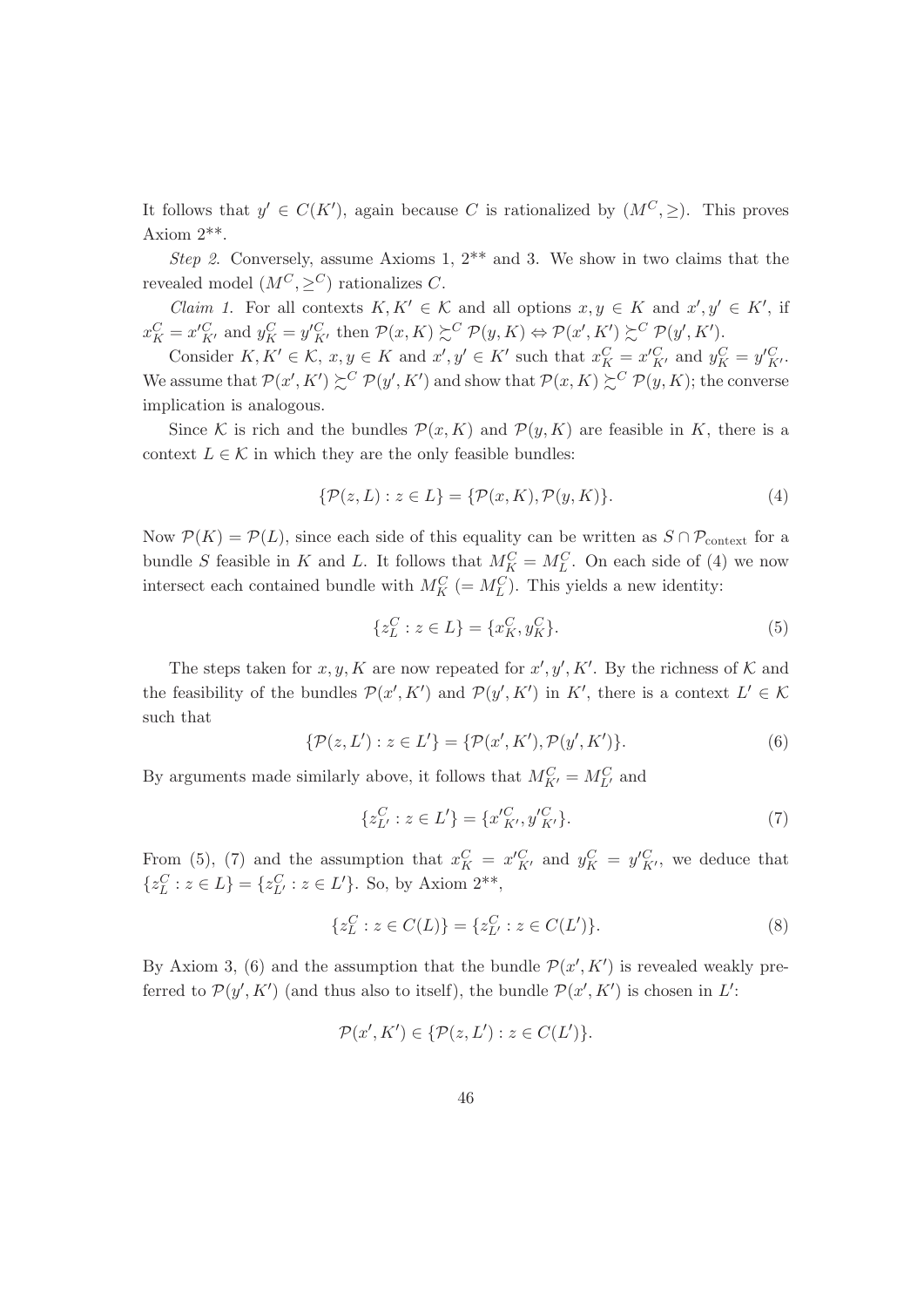It follows that $y' \in C(K')$, again because $C$ is rationalized by $(M^C, \geq)$. This proves Axiom 2**.

*Step 2.* Conversely, assume Axioms 1, 2** and 3. We show in two claims that the revealed model $(M^C, \geq^C)$ rationalizes $C$.

*Claim 1.* For all contexts $K, K' \in \mathcal{K}$ and all options $x, y \in K$ and $x', y' \in K'$, if $x^C_K = x'^C_{K'}$ and $y^C_K = y'^C_{K'}$ then $\mathcal{P}(x, K) \succsim^C \mathcal{P}(y, K) \Leftrightarrow \mathcal{P}(x', K') \succsim^C \mathcal{P}(y', K')$.

Consider $K, K' \in \mathcal{K}$, $x, y \in K$ and $x', y' \in K'$ such that $x^C_K = x'^C_{K'}$ and $y^C_K = y'^C_{K'}$. We assume that $\mathcal{P}(x', K') \succsim^C \mathcal{P}(y', K')$ and show that $\mathcal{P}(x, K) \succsim^C \mathcal{P}(y, K)$; the converse implication is analogous.

Since $\mathcal{K}$ is rich and the bundles $\mathcal{P}(x, K)$ and $\mathcal{P}(y, K)$ are feasible in $K$, there is a context $L \in \mathcal{K}$ in which they are the only feasible bundles:

$$\{\mathcal{P}(z, L) : z \in L\} = \{\mathcal{P}(x, K), \mathcal{P}(y, K)\}. \tag{4}$$

Now $\mathcal{P}(K) = \mathcal{P}(L)$, since each side of this equality can be written as $S \cap \mathcal{P}_{\text{context}}$ for a bundle $S$ feasible in $K$ and $L$. It follows that $M^C_K = M^C_L$. On each side of (4) we now intersect each contained bundle with $M^C_K$ $(= M^C_L)$. This yields a new identity:

$$\{z^C_L : z \in L\} = \{x^C_K, y^C_K\}. \tag{5}$$

The steps taken for $x, y, K$ are now repeated for $x', y', K'$. By the richness of $\mathcal{K}$ and the feasibility of the bundles $\mathcal{P}(x', K')$ and $\mathcal{P}(y', K')$ in $K'$, there is a context $L' \in \mathcal{K}$ such that

$$\{\mathcal{P}(z, L') : z \in L'\} = \{\mathcal{P}(x', K'), \mathcal{P}(y', K')\}. \tag{6}$$

By arguments made similarly above, it follows that $M^C_{K'} = M^C_{L'}$ and

$$\{z^C_{L'} : z \in L'\} = \{x'^C_{K'}, y'^C_{K'}\}. \tag{7}$$

From (5), (7) and the assumption that $x^C_K = x'^C_{K'}$ and $y^C_K = y'^C_{K'}$, we deduce that $\{z^C_L : z \in L\} = \{z^C_{L'} : z \in L'\}$. So, by Axiom 2**,

$$\{z^C_L : z \in C(L)\} = \{z^C_{L'} : z \in C(L')\}. \tag{8}$$

By Axiom 3, (6) and the assumption that the bundle $\mathcal{P}(x', K')$ is revealed weakly preferred to $\mathcal{P}(y', K')$ (and thus also to itself), the bundle $\mathcal{P}(x', K')$ is chosen in $L'$:

$$\mathcal{P}(x', K') \in \{\mathcal{P}(z, L') : z \in C(L')\}.$$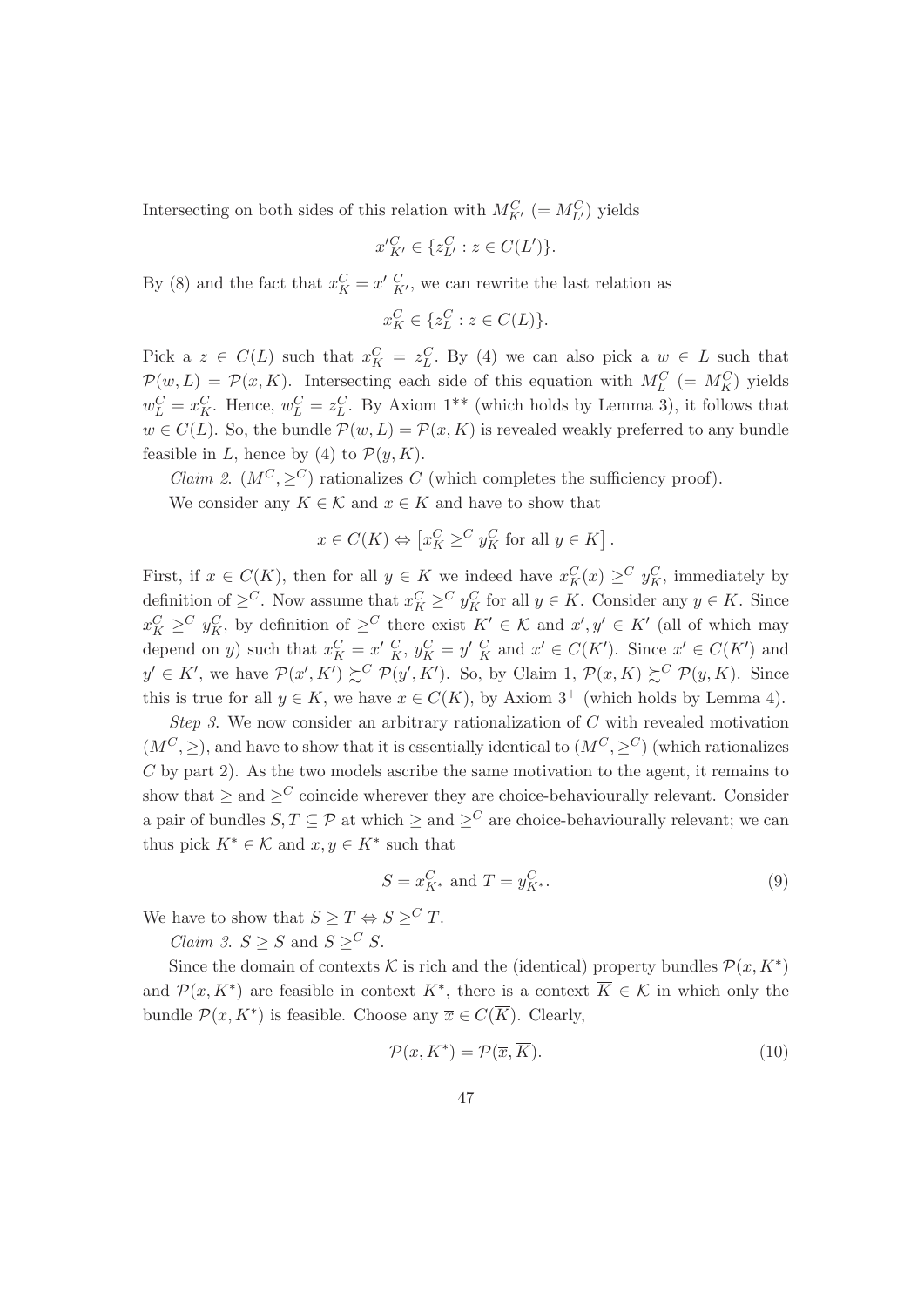Intersecting on both sides of this relation with $M^C_{K'}$ $(= M^C_{L'})$ yields

$$x'^C_{K'} \in \{z^C_{L'} : z \in C(L')\}.$$

By (8) and the fact that $x^C_K = x'^C_{K'}$, we can rewrite the last relation as

$$x^C_K \in \{z^C_L : z \in C(L)\}.$$

Pick a $z \in C(L)$ such that $x^C_K = z^C_L$. By (4) we can also pick a $w \in L$ such that $\mathcal{P}(w, L) = \mathcal{P}(x, K)$. Intersecting each side of this equation with $M^C_L$ $(= M^C_K)$ yields $w^C_L = x^C_K$. Hence, $w^C_L = z^C_L$. By Axiom 1** (which holds by Lemma 3), it follows that $w \in C(L)$. So, the bundle $\mathcal{P}(w, L) = \mathcal{P}(x, K)$ is revealed weakly preferred to any bundle feasible in $L$, hence by (4) to $\mathcal{P}(y, K)$.

*Claim 2.* $(M^C, \geq^C)$ rationalizes $C$ (which completes the sufficiency proof).

We consider any $K \in \mathcal{K}$ and $x \in K$ and have to show that

$$x \in C(K) \Leftrightarrow \left[x^C_K \geq^C y^C_K \text{ for all } y \in K\right].$$

First, if $x \in C(K)$, then for all $y \in K$ we indeed have $x^C_K(x) \geq^C y^C_K$, immediately by definition of $\geq^C$. Now assume that $x^C_K \geq^C y^C_K$ for all $y \in K$. Consider any $y \in K$. Since $x^C_K \geq^C y^C_K$, by definition of $\geq^C$ there exist $K' \in \mathcal{K}$ and $x', y' \in K'$ (all of which may depend on $y$) such that $x^C_K = x'^C_K$, $y^C_K = y'^C_K$ and $x' \in C(K')$. Since $x' \in C(K')$ and $y' \in K'$, we have $\mathcal{P}(x', K') \succsim^C \mathcal{P}(y', K')$. So, by Claim 1, $\mathcal{P}(x, K) \succsim^C \mathcal{P}(y, K)$. Since this is true for all $y \in K$, we have $x \in C(K)$, by Axiom $3^+$ (which holds by Lemma 4).

*Step 3.* We now consider an arbitrary rationalization of $C$ with revealed motivation $(M^C, \geq)$, and have to show that it is essentially identical to $(M^C, \geq^C)$ (which rationalizes $C$ by part 2). As the two models ascribe the same motivation to the agent, it remains to show that $\geq$ and $\geq^C$ coincide wherever they are choice-behaviourally relevant. Consider a pair of bundles $S, T \subseteq \mathcal{P}$ at which $\geq$ and $\geq^C$ are choice-behaviourally relevant; we can thus pick $K^* \in \mathcal{K}$ and $x, y \in K^*$ such that

$$S = x^C_{K^*} \text{ and } T = y^C_{K^*}. \tag{9}$$

We have to show that $S \geq T \Leftrightarrow S \geq^C T$.

*Claim 3.* $S \geq S$ and $S \geq^C S$.

Since the domain of contexts $\mathcal{K}$ is rich and the (identical) property bundles $\mathcal{P}(x, K^*)$ and $\mathcal{P}(x, K^*)$ are feasible in context $K^*$, there is a context $\overline{K} \in \mathcal{K}$ in which only the bundle $\mathcal{P}(x, K^*)$ is feasible. Choose any $\overline{x} \in C(\overline{K})$. Clearly,

$$\mathcal{P}(x, K^*) = \mathcal{P}(\overline{x}, \overline{K}). \tag{10}$$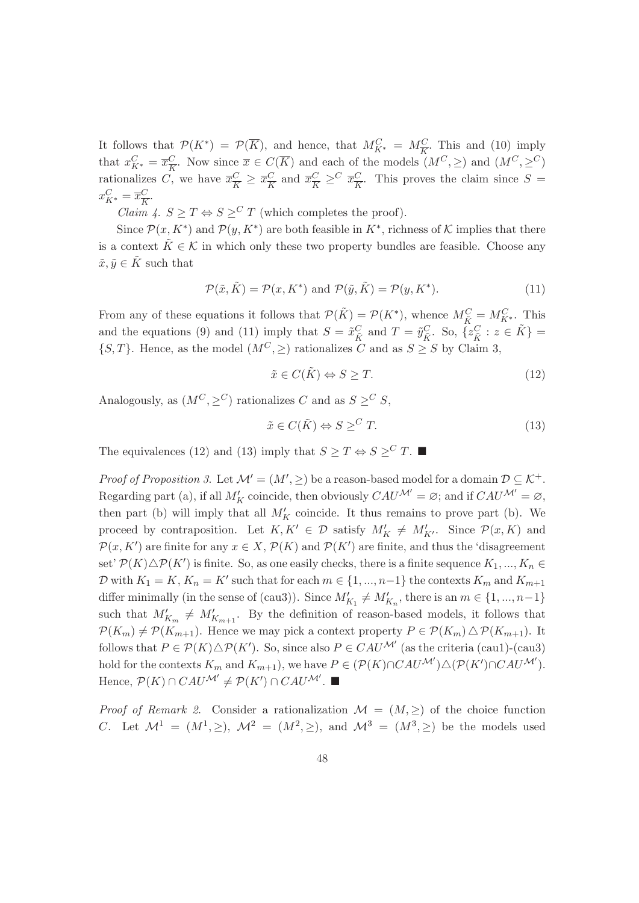It follows that $\mathcal{P}(K^*) = \mathcal{P}(\overline{K})$, and hence, that $M^C_{K^*} = M^C_{\overline{K}}$. This and (10) imply that $x^C_{K^*} = \overline{x}^C_{\overline{K}}$. Now since $\overline{x} \in C(\overline{K})$ and each of the models $(M^C, \geq)$ and $(M^C, \geq^C)$ rationalizes $C$, we have $\overline{x}^C_{\overline{K}} \geq \overline{x}^C_{\overline{K}}$ and $\overline{x}^C_{\overline{K}} \geq^C \overline{x}^C_{\overline{K}}$. This proves the claim since $S = x^C_{K^*} = \overline{x}^C_{\overline{K}}$.

*Claim 4.* $S \geq T \Leftrightarrow S \geq^C T$ (which completes the proof).

Since $\mathcal{P}(x, K^*)$ and $\mathcal{P}(y, K^*)$ are both feasible in $K^*$, richness of $\mathcal{K}$ implies that there is a context $\tilde{K} \in \mathcal{K}$ in which only these two property bundles are feasible. Choose any $\tilde{x}, \tilde{y} \in \tilde{K}$ such that

$$\mathcal{P}(\tilde{x}, \tilde{K}) = \mathcal{P}(x, K^*) \text{ and } \mathcal{P}(\tilde{y}, \tilde{K}) = \mathcal{P}(y, K^*). \tag{11}$$

From any of these equations it follows that $\mathcal{P}(\tilde{K}) = \mathcal{P}(K^*)$, whence $M^C_{\tilde{K}} = M^C_{K^*}$. This and the equations (9) and (11) imply that $S = \tilde{x}^C_{\tilde{K}}$ and $T = \tilde{y}^C_{\tilde{K}}$. So, $\{z^C_{\tilde{K}} : z \in \tilde{K}\} = \{S, T\}$. Hence, as the model $(M^C, \geq)$ rationalizes $C$ and as $S \geq S$ by Claim 3,

$$\tilde{x} \in C(\tilde{K}) \Leftrightarrow S \geq T. \tag{12}$$

Analogously, as $(M^C, \geq^C)$ rationalizes $C$ and as $S \geq^C S$,

$$\tilde{x} \in C(\tilde{K}) \Leftrightarrow S \geq^C T. \tag{13}$$

The equivalences (12) and (13) imply that $S \geq T \Leftrightarrow S \geq^C T$. ■

*Proof of Proposition 3.* Let $\mathcal{M}' = (M', \geq)$ be a reason-based model for a domain $\mathcal{D} \subseteq \mathcal{K}^+$. Regarding part (a), if all $M'_K$ coincide, then obviously $CAU^{\mathcal{M}'} = \varnothing$; and if $CAU^{\mathcal{M}'} = \varnothing$, then part (b) will imply that all $M'_K$ coincide. It thus remains to prove part (b). We proceed by contraposition. Let $K, K' \in \mathcal{D}$ satisfy $M'_K \neq M'_{K'}$. Since $\mathcal{P}(x, K)$ and $\mathcal{P}(x, K')$ are finite for any $x \in X$, $\mathcal{P}(K)$ and $\mathcal{P}(K')$ are finite, and thus the 'disagreement set' $\mathcal{P}(K) \triangle \mathcal{P}(K')$ is finite. So, as one easily checks, there is a finite sequence $K_1, ..., K_n \in \mathcal{D}$ with $K_1 = K$, $K_n = K'$ such that for each $m \in \{1, ..., n-1\}$ the contexts $K_m$ and $K_{m+1}$ differ minimally (in the sense of (cau3)). Since $M'_{K_1} \neq M'_{K_n}$, there is an $m \in \{1, ..., n-1\}$ such that $M'_{K_m} \neq M'_{K_{m+1}}$. By the definition of reason-based models, it follows that $\mathcal{P}(K_m) \neq \mathcal{P}(K_{m+1})$. Hence we may pick a context property $P \in \mathcal{P}(K_m) \triangle \mathcal{P}(K_{m+1})$. It follows that $P \in \mathcal{P}(K) \triangle \mathcal{P}(K')$. So, since also $P \in CAU^{\mathcal{M}'}$ (as the criteria (cau1)-(cau3) hold for the contexts $K_m$ and $K_{m+1}$), we have $P \in (\mathcal{P}(K) \cap CAU^{\mathcal{M}'}) \triangle (\mathcal{P}(K') \cap CAU^{\mathcal{M}'})$. Hence, $\mathcal{P}(K) \cap CAU^{\mathcal{M}'} \neq \mathcal{P}(K') \cap CAU^{\mathcal{M}'}$. ■

*Proof of Remark 2.* Consider a rationalization $\mathcal{M} = (M, \geq)$ of the choice function $C$. Let $\mathcal{M}^1 = (M^1, \geq)$, $\mathcal{M}^2 = (M^2, \geq)$, and $\mathcal{M}^3 = (M^3, \geq)$ be the models used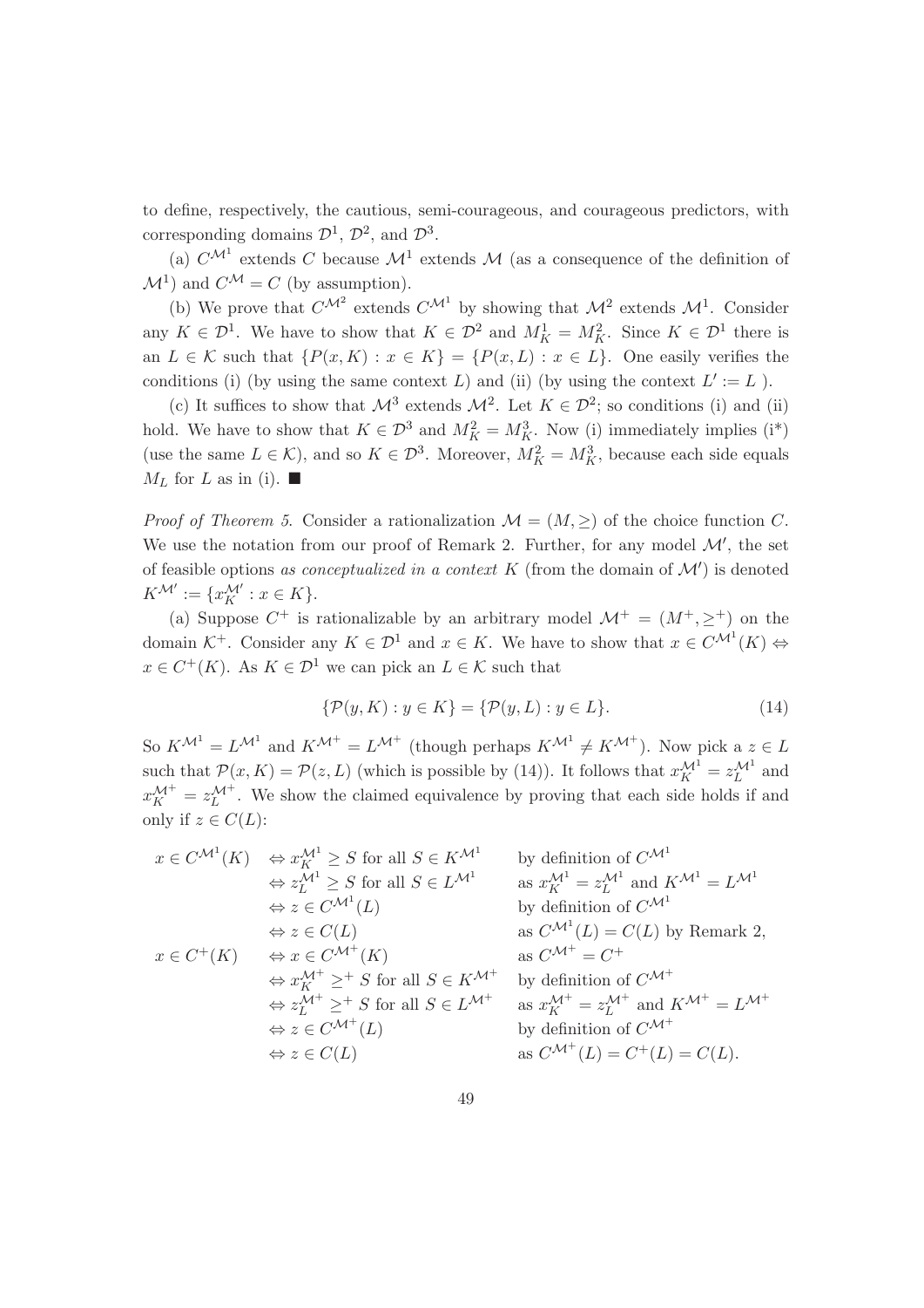to define, respectively, the cautious, semi-courageous, and courageous predictors, with corresponding domains $\mathcal{D}^1$, $\mathcal{D}^2$, and $\mathcal{D}^3$.

(a) $C^{\mathcal{M}^1}$ extends $C$ because $\mathcal{M}^1$ extends $\mathcal{M}$ (as a consequence of the definition of $\mathcal{M}^1$) and $C^{\mathcal{M}} = C$ (by assumption).

(b) We prove that $C^{\mathcal{M}^2}$ extends $C^{\mathcal{M}^1}$ by showing that $\mathcal{M}^2$ extends $\mathcal{M}^1$. Consider any $K \in \mathcal{D}^1$. We have to show that $K \in \mathcal{D}^2$ and $M^1_K = M^2_K$. Since $K \in \mathcal{D}^1$ there is an $L \in \mathcal{K}$ such that $\{P(x,K) : x \in K\} = \{P(x,L) : x \in L\}$. One easily verifies the conditions (i) (by using the same context $L$) and (ii) (by using the context $L' := L$ ).

(c) It suffices to show that $\mathcal{M}^3$ extends $\mathcal{M}^2$. Let $K \in \mathcal{D}^2$; so conditions (i) and (ii) hold. We have to show that $K \in \mathcal{D}^3$ and $M^2_K = M^3_K$. Now (i) immediately implies (i*) (use the same $L \in \mathcal{K}$), and so $K \in \mathcal{D}^3$. Moreover, $M^2_K = M^3_K$, because each side equals $M_L$ for $L$ as in (i). ■

*Proof of Theorem 5.* Consider a rationalization $\mathcal{M} = (M, \geq)$ of the choice function $C$. We use the notation from our proof of Remark 2. Further, for any model $\mathcal{M}'$, the set of feasible options *as conceptualized in a context* $K$ (from the domain of $\mathcal{M}'$) is denoted $K^{\mathcal{M}'} := \{x^{\mathcal{M}'}_K : x \in K\}$.

(a) Suppose $C^+$ is rationalizable by an arbitrary model $\mathcal{M}^+ = (M^+, \geq^+)$ on the domain $\mathcal{K}^+$. Consider any $K \in \mathcal{D}^1$ and $x \in K$. We have to show that $x \in C^{\mathcal{M}^1}(K) \Leftrightarrow x \in C^+(K)$. As $K \in \mathcal{D}^1$ we can pick an $L \in \mathcal{K}$ such that

$$\{\mathcal{P}(y,K) : y \in K\} = \{\mathcal{P}(y,L) : y \in L\}. \tag{14}$$

So $K^{\mathcal{M}^1} = L^{\mathcal{M}^1}$ and $K^{\mathcal{M}^+} = L^{\mathcal{M}^+}$ (though perhaps $K^{\mathcal{M}^1} \neq K^{\mathcal{M}^+}$). Now pick a $z \in L$ such that $\mathcal{P}(x,K) = \mathcal{P}(z,L)$ (which is possible by (14)). It follows that $x^{\mathcal{M}^1}_K = z^{\mathcal{M}^1}_L$ and $x^{\mathcal{M}^+}_K = z^{\mathcal{M}^+}_L$. We show the claimed equivalence by proving that each side holds if and only if $z \in C(L)$:

$$\begin{array}{lll}
x \in C^{\mathcal{M}^1}(K) & \Leftrightarrow x^{\mathcal{M}^1}_K \geq S \text{ for all } S \in K^{\mathcal{M}^1} & \text{by definition of } C^{\mathcal{M}^1} \\
& \Leftrightarrow z^{\mathcal{M}^1}_L \geq S \text{ for all } S \in L^{\mathcal{M}^1} & \text{as } x^{\mathcal{M}^1}_K = z^{\mathcal{M}^1}_L \text{ and } K^{\mathcal{M}^1} = L^{\mathcal{M}^1} \\
& \Leftrightarrow z \in C^{\mathcal{M}^1}(L) & \text{by definition of } C^{\mathcal{M}^1} \\
& \Leftrightarrow z \in C(L) & \text{as } C^{\mathcal{M}^1}(L) = C(L) \text{ by Remark 2,} \\
x \in C^+(K) & \Leftrightarrow x \in C^{\mathcal{M}^+}(K) & \text{as } C^{\mathcal{M}^+} = C^+ \\
& \Leftrightarrow x^{\mathcal{M}^+}_K \geq^+ S \text{ for all } S \in K^{\mathcal{M}^+} & \text{by definition of } C^{\mathcal{M}^+} \\
& \Leftrightarrow z^{\mathcal{M}^+}_L \geq^+ S \text{ for all } S \in L^{\mathcal{M}^+} & \text{as } x^{\mathcal{M}^+}_K = z^{\mathcal{M}^+}_L \text{ and } K^{\mathcal{M}^+} = L^{\mathcal{M}^+} \\
& \Leftrightarrow z \in C^{\mathcal{M}^+}(L) & \text{by definition of } C^{\mathcal{M}^+} \\
& \Leftrightarrow z \in C(L) & \text{as } C^{\mathcal{M}^+}(L) = C^+(L) = C(L).
\end{array}$$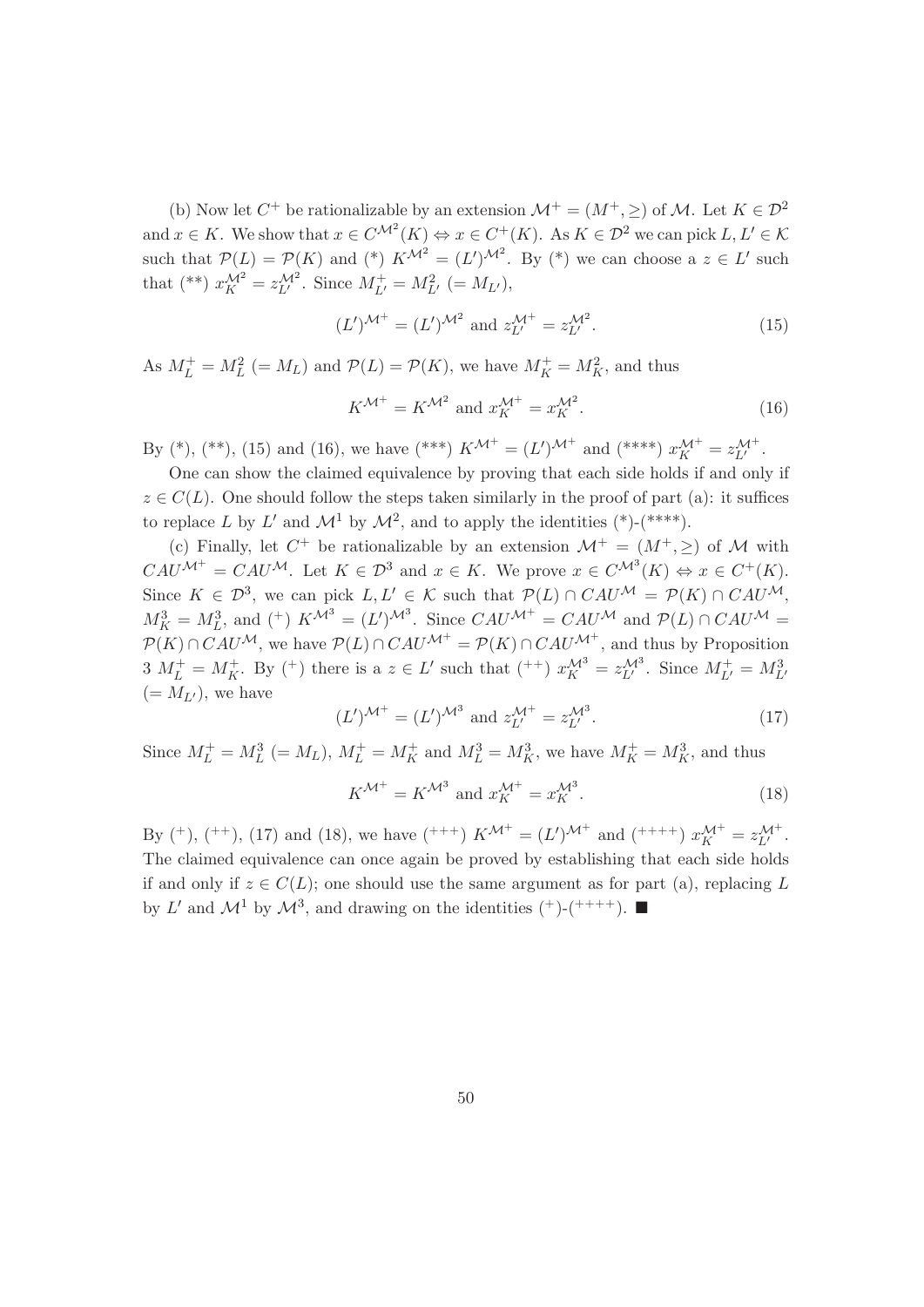(b) Now let $C^+$ be rationalizable by an extension $\mathcal{M}^+ = (M^+, \geq)$ of $\mathcal{M}$. Let $K \in \mathcal{D}^2$ and $x \in K$. We show that $x \in C^{\mathcal{M}^2}(K) \Leftrightarrow x \in C^+(K)$. As $K \in \mathcal{D}^2$ we can pick $L, L' \in \mathcal{K}$ such that $\mathcal{P}(L) = \mathcal{P}(K)$ and (*) $K^{\mathcal{M}^2} = (L')^{\mathcal{M}^2}$. By (*) we can choose a $z \in L'$ such that (**) $x_K^{\mathcal{M}^2} = z_{L'}^{\mathcal{M}^2}$. Since $M_{L'}^+ = M_{L'}^2$ $(= M_{L'})$,

$$(L')^{\mathcal{M}^+} = (L')^{\mathcal{M}^2} \text{ and } z_{L'}^{\mathcal{M}^+} = z_{L'}^{\mathcal{M}^2}. \tag{15}$$

As $M_L^+ = M_L^2$ $(= M_L)$ and $\mathcal{P}(L) = \mathcal{P}(K)$, we have $M_K^+ = M_K^2$, and thus

$$K^{\mathcal{M}^+} = K^{\mathcal{M}^2} \text{ and } x_K^{\mathcal{M}^+} = x_K^{\mathcal{M}^2}. \tag{16}$$

By (*), (**), (15) and (16), we have (***) $K^{\mathcal{M}^+} = (L')^{\mathcal{M}^+}$ and (****) $x_K^{\mathcal{M}^+} = z_{L'}^{\mathcal{M}^+}$.

One can show the claimed equivalence by proving that each side holds if and only if $z \in C(L)$. One should follow the steps taken similarly in the proof of part (a): it suffices to replace $L$ by $L'$ and $\mathcal{M}^1$ by $\mathcal{M}^2$, and to apply the identities (*)-(****).

(c) Finally, let $C^+$ be rationalizable by an extension $\mathcal{M}^+ = (M^+, \geq)$ of $\mathcal{M}$ with $CAU^{\mathcal{M}^+} = CAU^{\mathcal{M}}$. Let $K \in \mathcal{D}^3$ and $x \in K$. We prove $x \in C^{\mathcal{M}^3}(K) \Leftrightarrow x \in C^+(K)$. Since $K \in \mathcal{D}^3$, we can pick $L, L' \in \mathcal{K}$ such that $\mathcal{P}(L) \cap CAU^{\mathcal{M}} = \mathcal{P}(K) \cap CAU^{\mathcal{M}}$, $M_K^3 = M_L^3$, and ($^+$) $K^{\mathcal{M}^3} = (L')^{\mathcal{M}^3}$. Since $CAU^{\mathcal{M}^+} = CAU^{\mathcal{M}}$ and $\mathcal{P}(L) \cap CAU^{\mathcal{M}} = \mathcal{P}(K) \cap CAU^{\mathcal{M}}$, we have $\mathcal{P}(L) \cap CAU^{\mathcal{M}^+} = \mathcal{P}(K) \cap CAU^{\mathcal{M}^+}$, and thus by Proposition 3 $M_L^+ = M_K^+$. By ($^+$) there is a $z \in L'$ such that ($^{++}$) $x_K^{\mathcal{M}^3} = z_{L'}^{\mathcal{M}^3}$. Since $M_{L'}^+ = M_{L'}^3$ $(= M_{L'})$, we have

$$(L')^{\mathcal{M}^+} = (L')^{\mathcal{M}^3} \text{ and } z_{L'}^{\mathcal{M}^+} = z_{L'}^{\mathcal{M}^3}. \tag{17}$$

Since $M_L^+ = M_L^3$ $(= M_L)$, $M_L^+ = M_K^+$ and $M_L^3 = M_K^3$, we have $M_K^+ = M_K^3$, and thus

$$K^{\mathcal{M}^+} = K^{\mathcal{M}^3} \text{ and } x_K^{\mathcal{M}^+} = x_K^{\mathcal{M}^3}. \tag{18}$$

By ($^+$), ($^{++}$), (17) and (18), we have ($^{+++}$) $K^{\mathcal{M}^+} = (L')^{\mathcal{M}^+}$ and ($^{++++}$) $x_K^{\mathcal{M}^+} = z_{L'}^{\mathcal{M}^+}$. The claimed equivalence can once again be proved by establishing that each side holds if and only if $z \in C(L)$; one should use the same argument as for part (a), replacing $L$ by $L'$ and $\mathcal{M}^1$ by $\mathcal{M}^3$, and drawing on the identities ($^+$)-($^{++++}$). ■